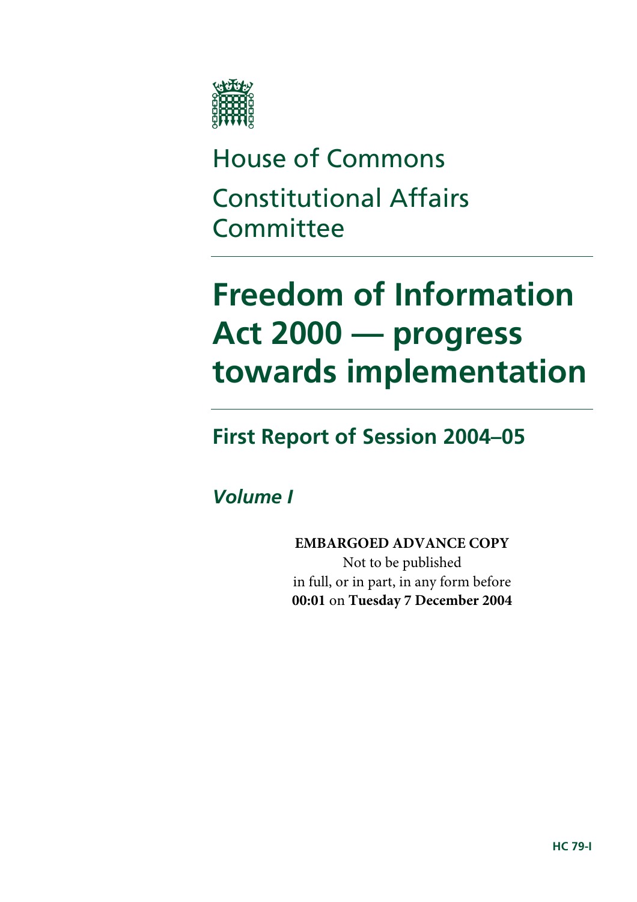# House of Commons

# Constitutional Affairs Committee

# Freedom of Information Act 2000 — progress towards implementation

## First Report of Session 2004–05

### *Volume I*

**EMBARGOED ADVANCE COPY**
Not to be published
in full, or in part, in any form before
**00:01** on **Tuesday 7 December 2004**

**HC 79-I**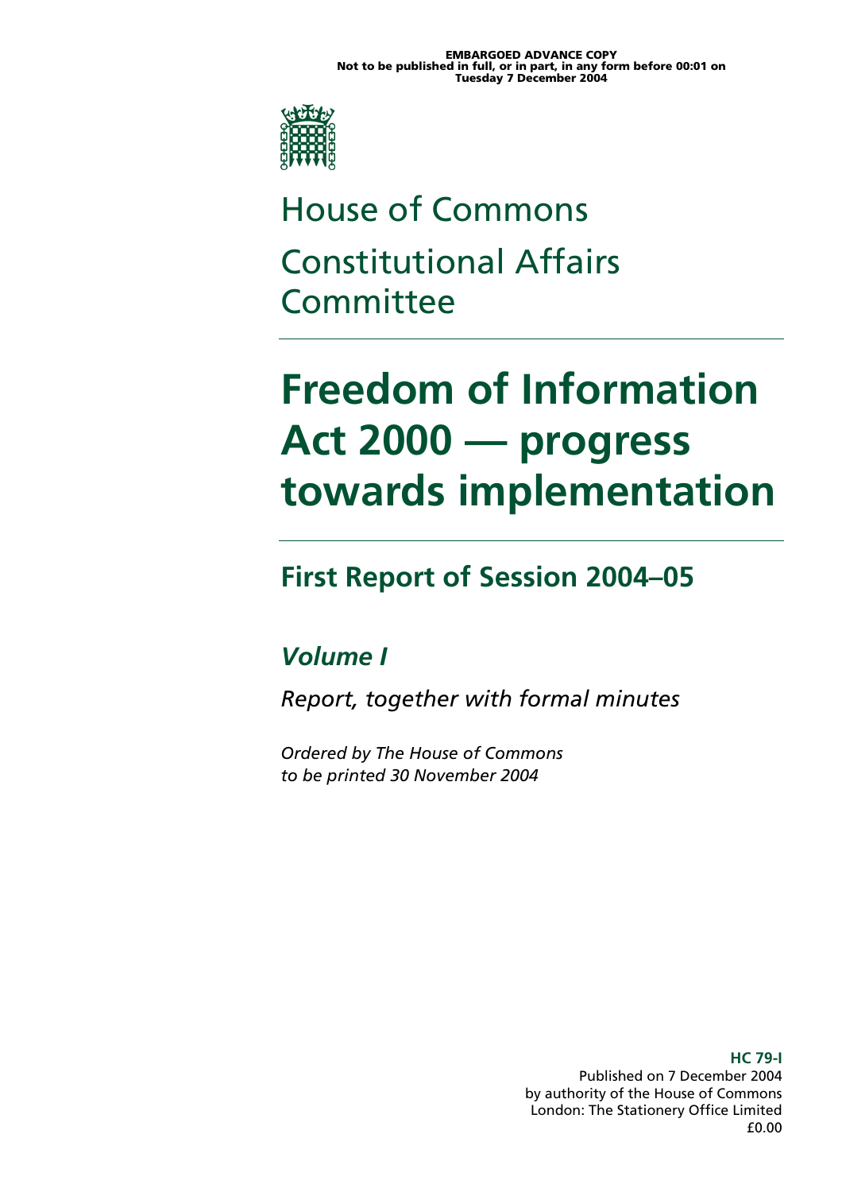**EMBARGOED ADVANCE COPY**
**Not to be published in full, or in part, in any form before 00:01 on Tuesday 7 December 2004**

# House of Commons

# Constitutional Affairs Committee

# Freedom of Information Act 2000 — progress towards implementation

## First Report of Session 2004–05

### *Volume I*

*Report, together with formal minutes*

*Ordered by The House of Commons to be printed 30 November 2004*

**HC 79-I**
Published on 7 December 2004
by authority of the House of Commons
London: The Stationery Office Limited
£0.00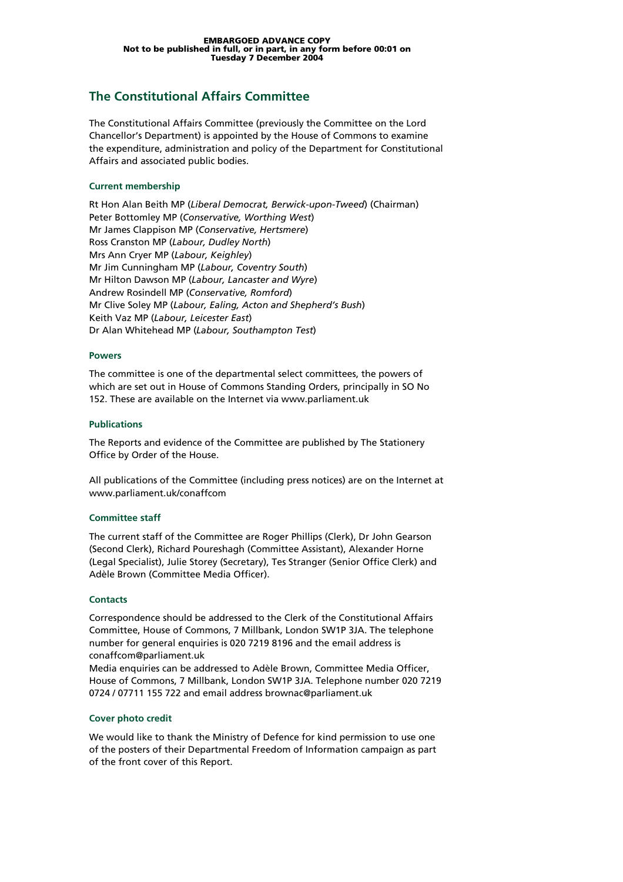**EMBARGOED ADVANCE COPY**
**Not to be published in full, or in part, in any form before 00:01 on Tuesday 7 December 2004**

## The Constitutional Affairs Committee

The Constitutional Affairs Committee (previously the Committee on the Lord Chancellor's Department) is appointed by the House of Commons to examine the expenditure, administration and policy of the Department for Constitutional Affairs and associated public bodies.

### Current membership

Rt Hon Alan Beith MP (*Liberal Democrat, Berwick-upon-Tweed*) (Chairman)
Peter Bottomley MP (*Conservative, Worthing West*)
Mr James Clappison MP (*Conservative, Hertsmere*)
Ross Cranston MP (*Labour, Dudley North*)
Mrs Ann Cryer MP (*Labour, Keighley*)
Mr Jim Cunningham MP (*Labour, Coventry South*)
Mr Hilton Dawson MP (*Labour, Lancaster and Wyre*)
Andrew Rosindell MP (*Conservative, Romford*)
Mr Clive Soley MP (*Labour, Ealing, Acton and Shepherd's Bush*)
Keith Vaz MP (*Labour, Leicester East*)
Dr Alan Whitehead MP (*Labour, Southampton Test*)

### Powers

The committee is one of the departmental select committees, the powers of which are set out in House of Commons Standing Orders, principally in SO No 152. These are available on the Internet via www.parliament.uk

### Publications

The Reports and evidence of the Committee are published by The Stationery Office by Order of the House.

All publications of the Committee (including press notices) are on the Internet at www.parliament.uk/conaffcom

### Committee staff

The current staff of the Committee are Roger Phillips (Clerk), Dr John Gearson (Second Clerk), Richard Poureshagh (Committee Assistant), Alexander Horne (Legal Specialist), Julie Storey (Secretary), Tes Stranger (Senior Office Clerk) and Adèle Brown (Committee Media Officer).

### Contacts

Correspondence should be addressed to the Clerk of the Constitutional Affairs Committee, House of Commons, 7 Millbank, London SW1P 3JA. The telephone number for general enquiries is 020 7219 8196 and the email address is conaffcom@parliament.uk
Media enquiries can be addressed to Adèle Brown, Committee Media Officer, House of Commons, 7 Millbank, London SW1P 3JA. Telephone number 020 7219 0724 / 07711 155 722 and email address brownac@parliament.uk

### Cover photo credit

We would like to thank the Ministry of Defence for kind permission to use one of the posters of their Departmental Freedom of Information campaign as part of the front cover of this Report.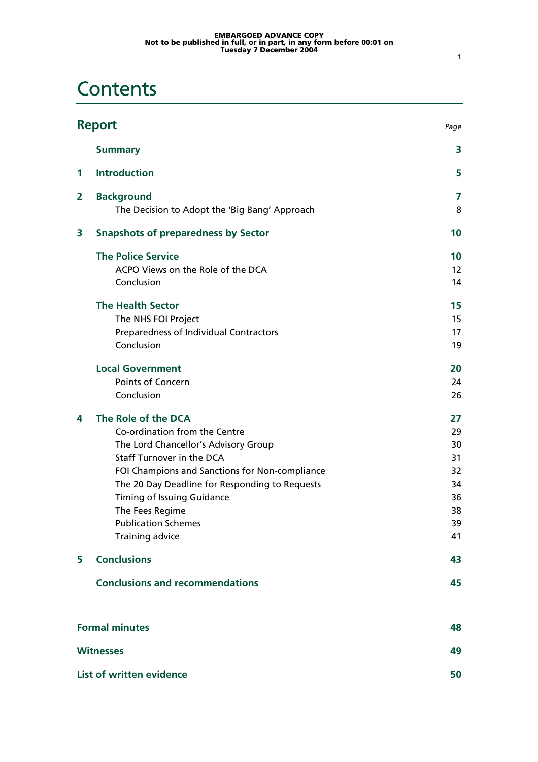EMBARGOED ADVANCE COPY
Not to be published in full, or in part, in any form before 00:01 on Tuesday 7 December 2004

# Contents

| **Report** | | *Page* |
|---|---|---|
| | **Summary** | **3** |
| **1** | **Introduction** | **5** |
| **2** | **Background** | **7** |
| | The Decision to Adopt the 'Big Bang' Approach | 8 |
| **3** | **Snapshots of preparedness by Sector** | **10** |
| | **The Police Service** | **10** |
| | ACPO Views on the Role of the DCA | 12 |
| | Conclusion | 14 |
| | **The Health Sector** | **15** |
| | The NHS FOI Project | 15 |
| | Preparedness of Individual Contractors | 17 |
| | Conclusion | 19 |
| | **Local Government** | **20** |
| | Points of Concern | 24 |
| | Conclusion | 26 |
| **4** | **The Role of the DCA** | **27** |
| | Co-ordination from the Centre | 29 |
| | The Lord Chancellor's Advisory Group | 30 |
| | Staff Turnover in the DCA | 31 |
| | FOI Champions and Sanctions for Non-compliance | 32 |
| | The 20 Day Deadline for Responding to Requests | 34 |
| | Timing of Issuing Guidance | 36 |
| | The Fees Regime | 38 |
| | Publication Schemes | 39 |
| | Training advice | 41 |
| **5** | **Conclusions** | **43** |
| | **Conclusions and recommendations** | **45** |
| **Formal minutes** | | **48** |
| **Witnesses** | | **49** |
| **List of written evidence** | | **50** |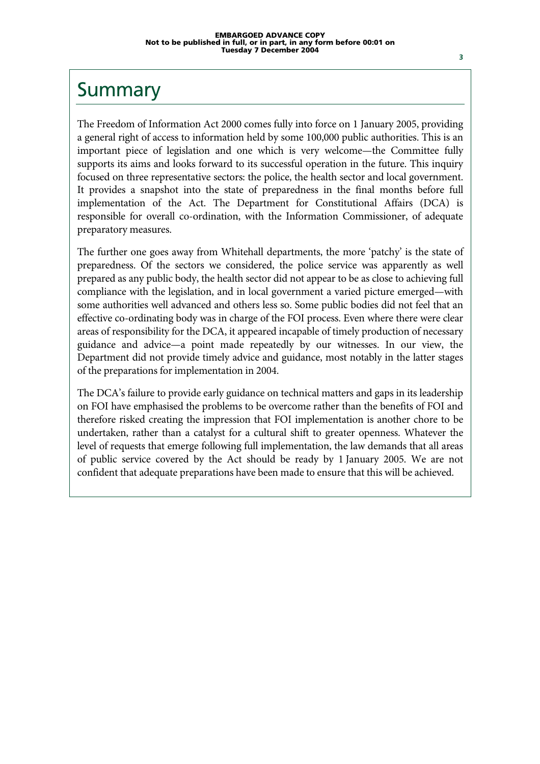# Summary

The Freedom of Information Act 2000 comes fully into force on 1 January 2005, providing a general right of access to information held by some 100,000 public authorities. This is an important piece of legislation and one which is very welcome—the Committee fully supports its aims and looks forward to its successful operation in the future. This inquiry focused on three representative sectors: the police, the health sector and local government. It provides a snapshot into the state of preparedness in the final months before full implementation of the Act. The Department for Constitutional Affairs (DCA) is responsible for overall co-ordination, with the Information Commissioner, of adequate preparatory measures.

The further one goes away from Whitehall departments, the more 'patchy' is the state of preparedness. Of the sectors we considered, the police service was apparently as well prepared as any public body, the health sector did not appear to be as close to achieving full compliance with the legislation, and in local government a varied picture emerged—with some authorities well advanced and others less so. Some public bodies did not feel that an effective co-ordinating body was in charge of the FOI process. Even where there were clear areas of responsibility for the DCA, it appeared incapable of timely production of necessary guidance and advice—a point made repeatedly by our witnesses. In our view, the Department did not provide timely advice and guidance, most notably in the latter stages of the preparations for implementation in 2004.

The DCA's failure to provide early guidance on technical matters and gaps in its leadership on FOI have emphasised the problems to be overcome rather than the benefits of FOI and therefore risked creating the impression that FOI implementation is another chore to be undertaken, rather than a catalyst for a cultural shift to greater openness. Whatever the level of requests that emerge following full implementation, the law demands that all areas of public service covered by the Act should be ready by 1 January 2005. We are not confident that adequate preparations have been made to ensure that this will be achieved.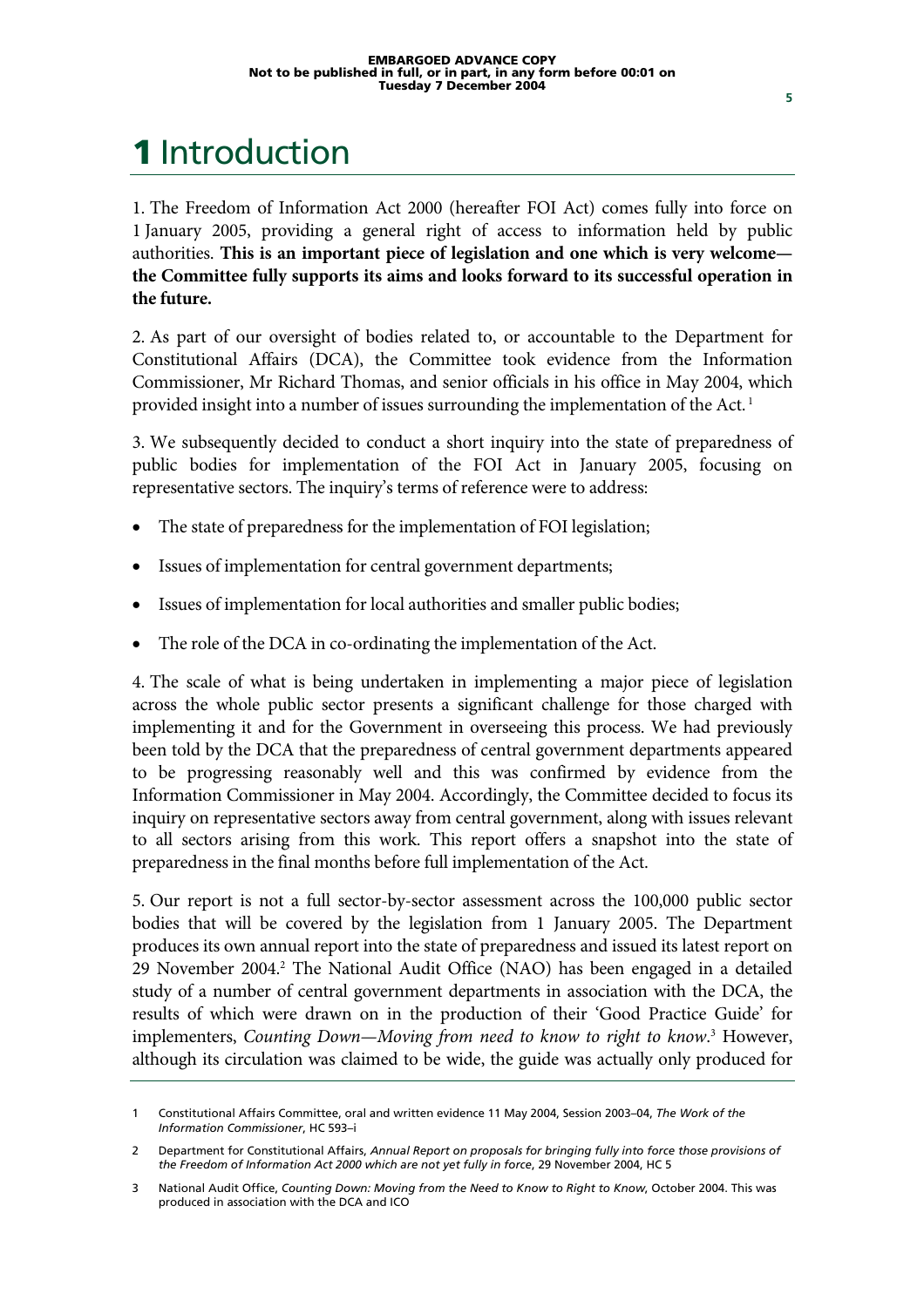# 1 Introduction

1. The Freedom of Information Act 2000 (hereafter FOI Act) comes fully into force on 1 January 2005, providing a general right of access to information held by public authorities. **This is an important piece of legislation and one which is very welcome—the Committee fully supports its aims and looks forward to its successful operation in the future.**

2. As part of our oversight of bodies related to, or accountable to the Department for Constitutional Affairs (DCA), the Committee took evidence from the Information Commissioner, Mr Richard Thomas, and senior officials in his office in May 2004, which provided insight into a number of issues surrounding the implementation of the Act.[1]

3. We subsequently decided to conduct a short inquiry into the state of preparedness of public bodies for implementation of the FOI Act in January 2005, focusing on representative sectors. The inquiry's terms of reference were to address:

- The state of preparedness for the implementation of FOI legislation;
- Issues of implementation for central government departments;
- Issues of implementation for local authorities and smaller public bodies;
- The role of the DCA in co-ordinating the implementation of the Act.

4. The scale of what is being undertaken in implementing a major piece of legislation across the whole public sector presents a significant challenge for those charged with implementing it and for the Government in overseeing this process. We had previously been told by the DCA that the preparedness of central government departments appeared to be progressing reasonably well and this was confirmed by evidence from the Information Commissioner in May 2004. Accordingly, the Committee decided to focus its inquiry on representative sectors away from central government, along with issues relevant to all sectors arising from this work. This report offers a snapshot into the state of preparedness in the final months before full implementation of the Act.

5. Our report is not a full sector-by-sector assessment across the 100,000 public sector bodies that will be covered by the legislation from 1 January 2005. The Department produces its own annual report into the state of preparedness and issued its latest report on 29 November 2004.[2] The National Audit Office (NAO) has been engaged in a detailed study of a number of central government departments in association with the DCA, the results of which were drawn on in the production of their 'Good Practice Guide' for implementers, *Counting Down—Moving from need to know to right to know*.[3] However, although its circulation was claimed to be wide, the guide was actually only produced for

---

1 Constitutional Affairs Committee, oral and written evidence 11 May 2004, Session 2003–04, *The Work of the Information Commissioner*, HC 593–i

2 Department for Constitutional Affairs, *Annual Report on proposals for bringing fully into force those provisions of the Freedom of Information Act 2000 which are not yet fully in force*, 29 November 2004, HC 5

3 National Audit Office, *Counting Down: Moving from the Need to Know to Right to Know*, October 2004. This was produced in association with the DCA and ICO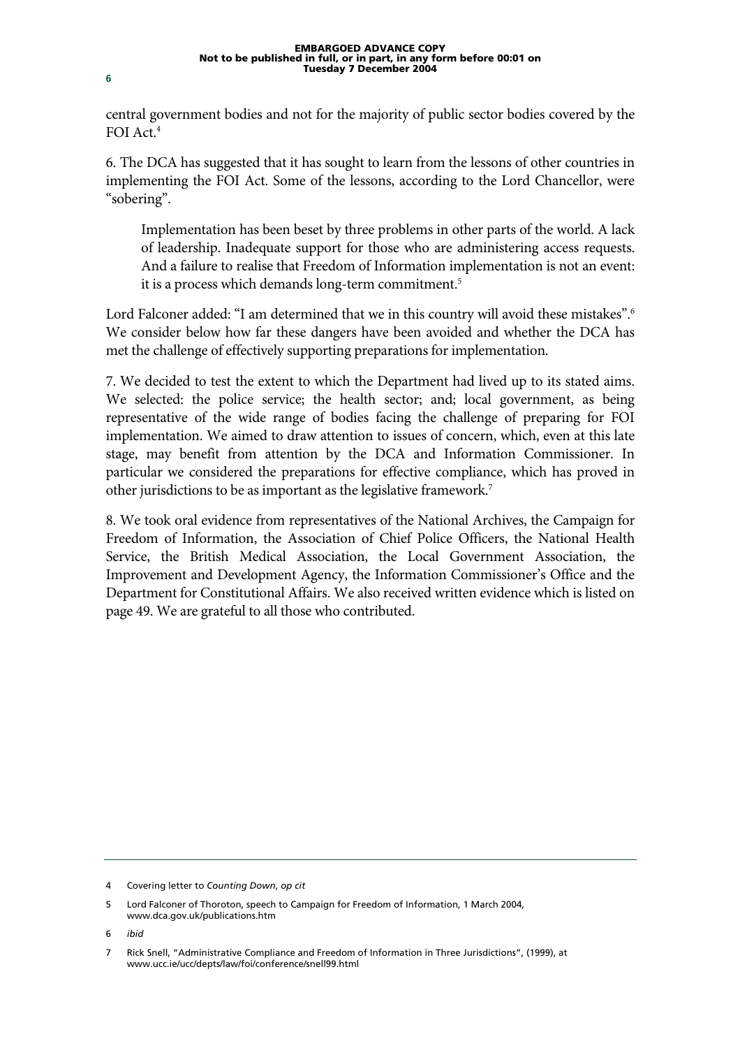central government bodies and not for the majority of public sector bodies covered by the FOI Act.[4]

6. The DCA has suggested that it has sought to learn from the lessons of other countries in implementing the FOI Act. Some of the lessons, according to the Lord Chancellor, were "sobering".

> Implementation has been beset by three problems in other parts of the world. A lack of leadership. Inadequate support for those who are administering access requests. And a failure to realise that Freedom of Information implementation is not an event: it is a process which demands long-term commitment.[5]

Lord Falconer added: "I am determined that we in this country will avoid these mistakes".[6] We consider below how far these dangers have been avoided and whether the DCA has met the challenge of effectively supporting preparations for implementation.

7. We decided to test the extent to which the Department had lived up to its stated aims. We selected: the police service; the health sector; and; local government, as being representative of the wide range of bodies facing the challenge of preparing for FOI implementation. We aimed to draw attention to issues of concern, which, even at this late stage, may benefit from attention by the DCA and Information Commissioner. In particular we considered the preparations for effective compliance, which has proved in other jurisdictions to be as important as the legislative framework.[7]

8. We took oral evidence from representatives of the National Archives, the Campaign for Freedom of Information, the Association of Chief Police Officers, the National Health Service, the British Medical Association, the Local Government Association, the Improvement and Development Agency, the Information Commissioner's Office and the Department for Constitutional Affairs. We also received written evidence which is listed on page 49. We are grateful to all those who contributed.

---

4 Covering letter to *Counting Down*, *op cit*

5 Lord Falconer of Thoroton, speech to Campaign for Freedom of Information, 1 March 2004, www.dca.gov.uk/publications.htm

6 *ibid*

7 Rick Snell, "Administrative Compliance and Freedom of Information in Three Jurisdictions", (1999), at www.ucc.ie/ucc/depts/law/foi/conference/snell99.html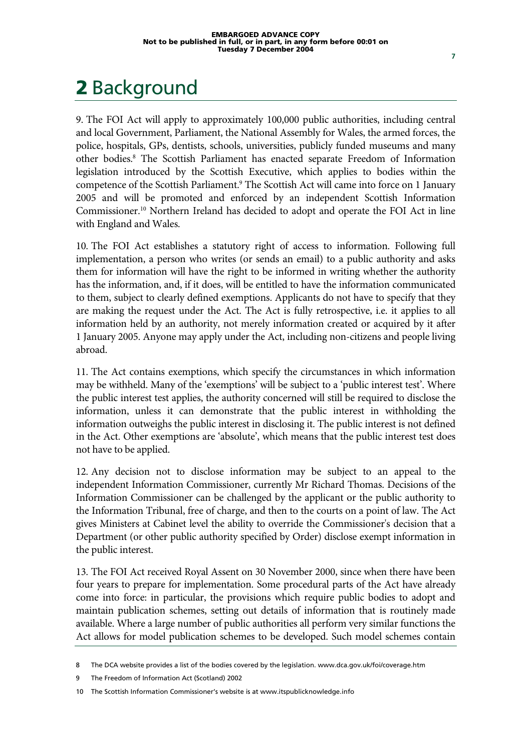# 2 Background

9. The FOI Act will apply to approximately 100,000 public authorities, including central and local Government, Parliament, the National Assembly for Wales, the armed forces, the police, hospitals, GPs, dentists, schools, universities, publicly funded museums and many other bodies.[8] The Scottish Parliament has enacted separate Freedom of Information legislation introduced by the Scottish Executive, which applies to bodies within the competence of the Scottish Parliament.[9] The Scottish Act will came into force on 1 January 2005 and will be promoted and enforced by an independent Scottish Information Commissioner.[10] Northern Ireland has decided to adopt and operate the FOI Act in line with England and Wales.

10. The FOI Act establishes a statutory right of access to information. Following full implementation, a person who writes (or sends an email) to a public authority and asks them for information will have the right to be informed in writing whether the authority has the information, and, if it does, will be entitled to have the information communicated to them, subject to clearly defined exemptions. Applicants do not have to specify that they are making the request under the Act. The Act is fully retrospective, i.e. it applies to all information held by an authority, not merely information created or acquired by it after 1 January 2005. Anyone may apply under the Act, including non-citizens and people living abroad.

11. The Act contains exemptions, which specify the circumstances in which information may be withheld. Many of the 'exemptions' will be subject to a 'public interest test'. Where the public interest test applies, the authority concerned will still be required to disclose the information, unless it can demonstrate that the public interest in withholding the information outweighs the public interest in disclosing it. The public interest is not defined in the Act. Other exemptions are 'absolute', which means that the public interest test does not have to be applied.

12. Any decision not to disclose information may be subject to an appeal to the independent Information Commissioner, currently Mr Richard Thomas. Decisions of the Information Commissioner can be challenged by the applicant or the public authority to the Information Tribunal, free of charge, and then to the courts on a point of law. The Act gives Ministers at Cabinet level the ability to override the Commissioner's decision that a Department (or other public authority specified by Order) disclose exempt information in the public interest.

13. The FOI Act received Royal Assent on 30 November 2000, since when there have been four years to prepare for implementation. Some procedural parts of the Act have already come into force: in particular, the provisions which require public bodies to adopt and maintain publication schemes, setting out details of information that is routinely made available. Where a large number of public authorities all perform very similar functions the Act allows for model publication schemes to be developed. Such model schemes contain

8 The DCA website provides a list of the bodies covered by the legislation. www.dca.gov.uk/foi/coverage.htm

9 The Freedom of Information Act (Scotland) 2002

10 The Scottish Information Commissioner's website is at www.itspublicknowledge.info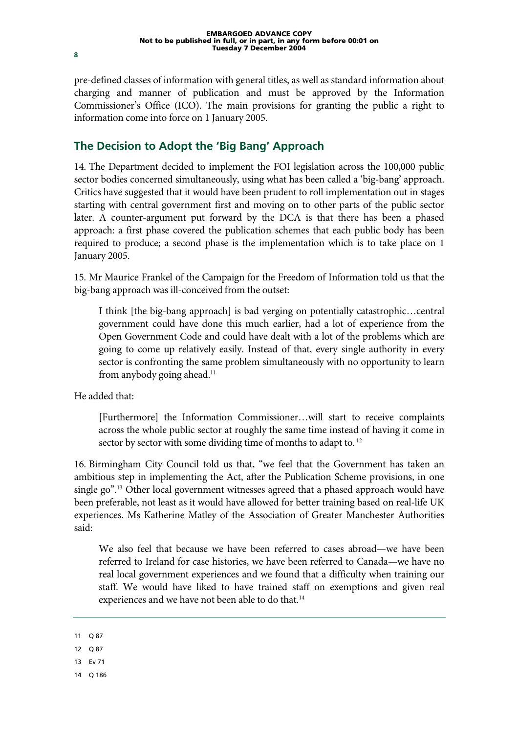pre-defined classes of information with general titles, as well as standard information about charging and manner of publication and must be approved by the Information Commissioner's Office (ICO). The main provisions for granting the public a right to information come into force on 1 January 2005.

## The Decision to Adopt the 'Big Bang' Approach

14. The Department decided to implement the FOI legislation across the 100,000 public sector bodies concerned simultaneously, using what has been called a 'big-bang' approach. Critics have suggested that it would have been prudent to roll implementation out in stages starting with central government first and moving on to other parts of the public sector later. A counter-argument put forward by the DCA is that there has been a phased approach: a first phase covered the publication schemes that each public body has been required to produce; a second phase is the implementation which is to take place on 1 January 2005.

15. Mr Maurice Frankel of the Campaign for the Freedom of Information told us that the big-bang approach was ill-conceived from the outset:

> I think [the big-bang approach] is bad verging on potentially catastrophic…central government could have done this much earlier, had a lot of experience from the Open Government Code and could have dealt with a lot of the problems which are going to come up relatively easily. Instead of that, every single authority in every sector is confronting the same problem simultaneously with no opportunity to learn from anybody going ahead.[11]

He added that:

> [Furthermore] the Information Commissioner…will start to receive complaints across the whole public sector at roughly the same time instead of having it come in sector by sector with some dividing time of months to adapt to.[12]

16. Birmingham City Council told us that, "we feel that the Government has taken an ambitious step in implementing the Act, after the Publication Scheme provisions, in one single go".[13] Other local government witnesses agreed that a phased approach would have been preferable, not least as it would have allowed for better training based on real-life UK experiences. Ms Katherine Matley of the Association of Greater Manchester Authorities said:

> We also feel that because we have been referred to cases abroad—we have been referred to Ireland for case histories, we have been referred to Canada—we have no real local government experiences and we found that a difficulty when training our staff. We would have liked to have trained staff on exemptions and given real experiences and we have not been able to do that.[14]

---

11 Q 87

12 Q 87

13 Ev 71

14 Q 186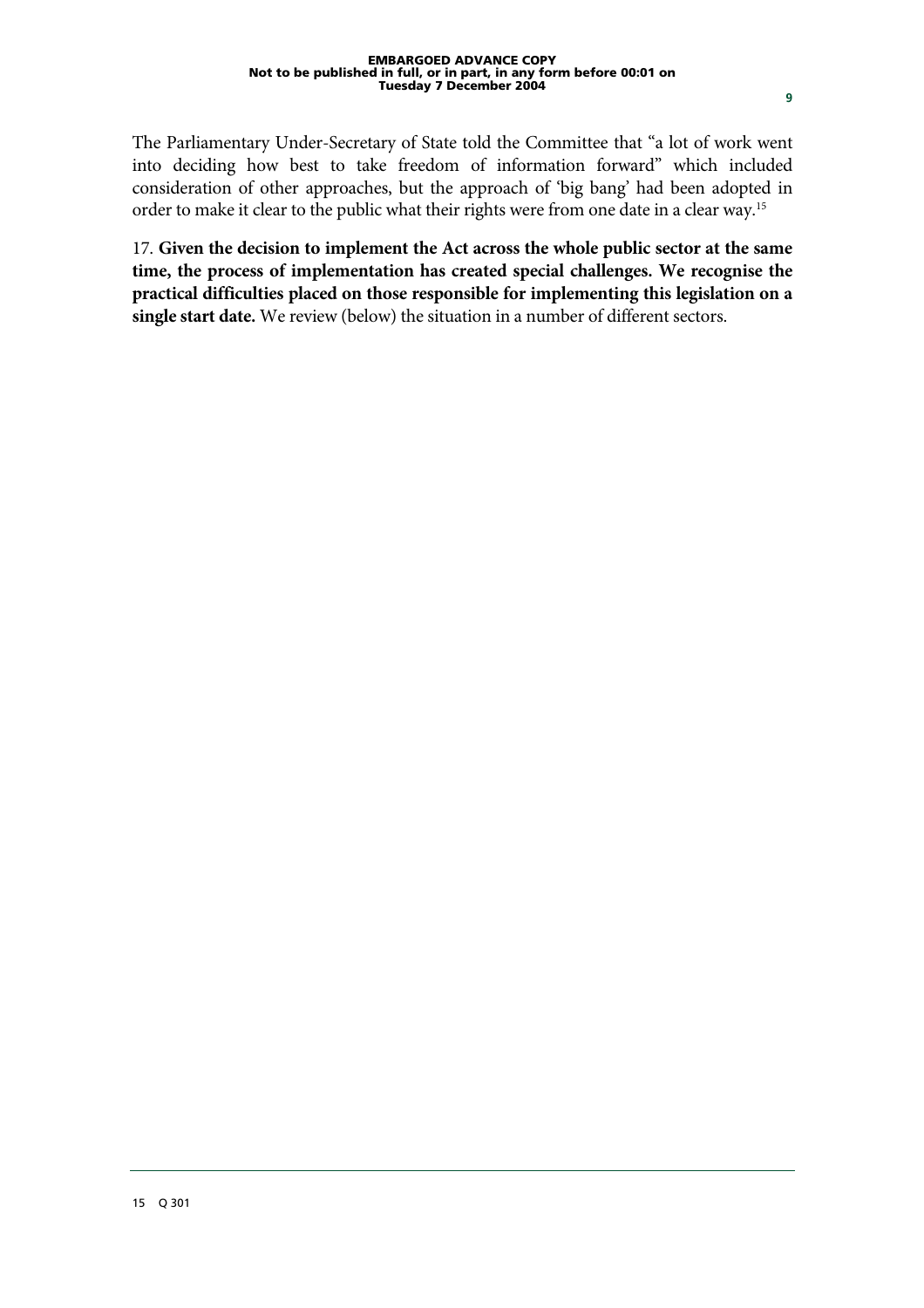The Parliamentary Under-Secretary of State told the Committee that "a lot of work went into deciding how best to take freedom of information forward" which included consideration of other approaches, but the approach of 'big bang' had been adopted in order to make it clear to the public what their rights were from one date in a clear way.[15]

17. **Given the decision to implement the Act across the whole public sector at the same time, the process of implementation has created special challenges. We recognise the practical difficulties placed on those responsible for implementing this legislation on a single start date.** We review (below) the situation in a number of different sectors.

---

15 Q 301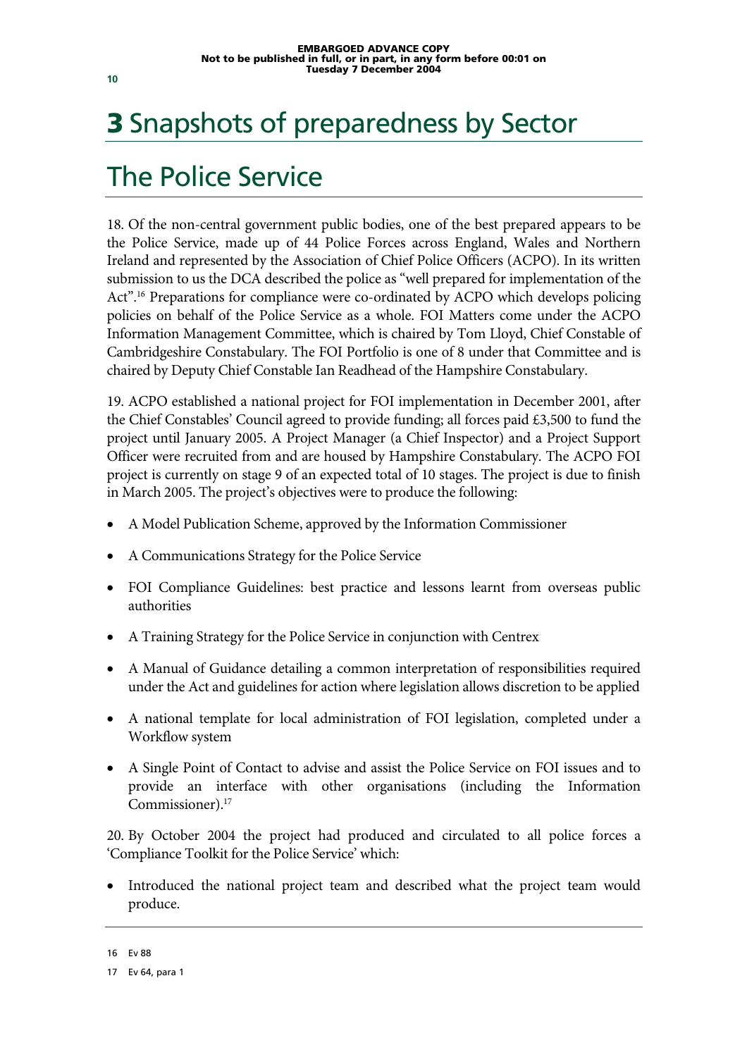# 3 Snapshots of preparedness by Sector

## The Police Service

18. Of the non-central government public bodies, one of the best prepared appears to be the Police Service, made up of 44 Police Forces across England, Wales and Northern Ireland and represented by the Association of Chief Police Officers (ACPO). In its written submission to us the DCA described the police as "well prepared for implementation of the Act".[16] Preparations for compliance were co-ordinated by ACPO which develops policing policies on behalf of the Police Service as a whole. FOI Matters come under the ACPO Information Management Committee, which is chaired by Tom Lloyd, Chief Constable of Cambridgeshire Constabulary. The FOI Portfolio is one of 8 under that Committee and is chaired by Deputy Chief Constable Ian Readhead of the Hampshire Constabulary.

19. ACPO established a national project for FOI implementation in December 2001, after the Chief Constables' Council agreed to provide funding; all forces paid £3,500 to fund the project until January 2005. A Project Manager (a Chief Inspector) and a Project Support Officer were recruited from and are housed by Hampshire Constabulary. The ACPO FOI project is currently on stage 9 of an expected total of 10 stages. The project is due to finish in March 2005. The project's objectives were to produce the following:

- A Model Publication Scheme, approved by the Information Commissioner
- A Communications Strategy for the Police Service
- FOI Compliance Guidelines: best practice and lessons learnt from overseas public authorities
- A Training Strategy for the Police Service in conjunction with Centrex
- A Manual of Guidance detailing a common interpretation of responsibilities required under the Act and guidelines for action where legislation allows discretion to be applied
- A national template for local administration of FOI legislation, completed under a Workflow system
- A Single Point of Contact to advise and assist the Police Service on FOI issues and to provide an interface with other organisations (including the Information Commissioner).[17]

20. By October 2004 the project had produced and circulated to all police forces a 'Compliance Toolkit for the Police Service' which:

- Introduced the national project team and described what the project team would produce.

---

16 Ev 88

17 Ev 64, para 1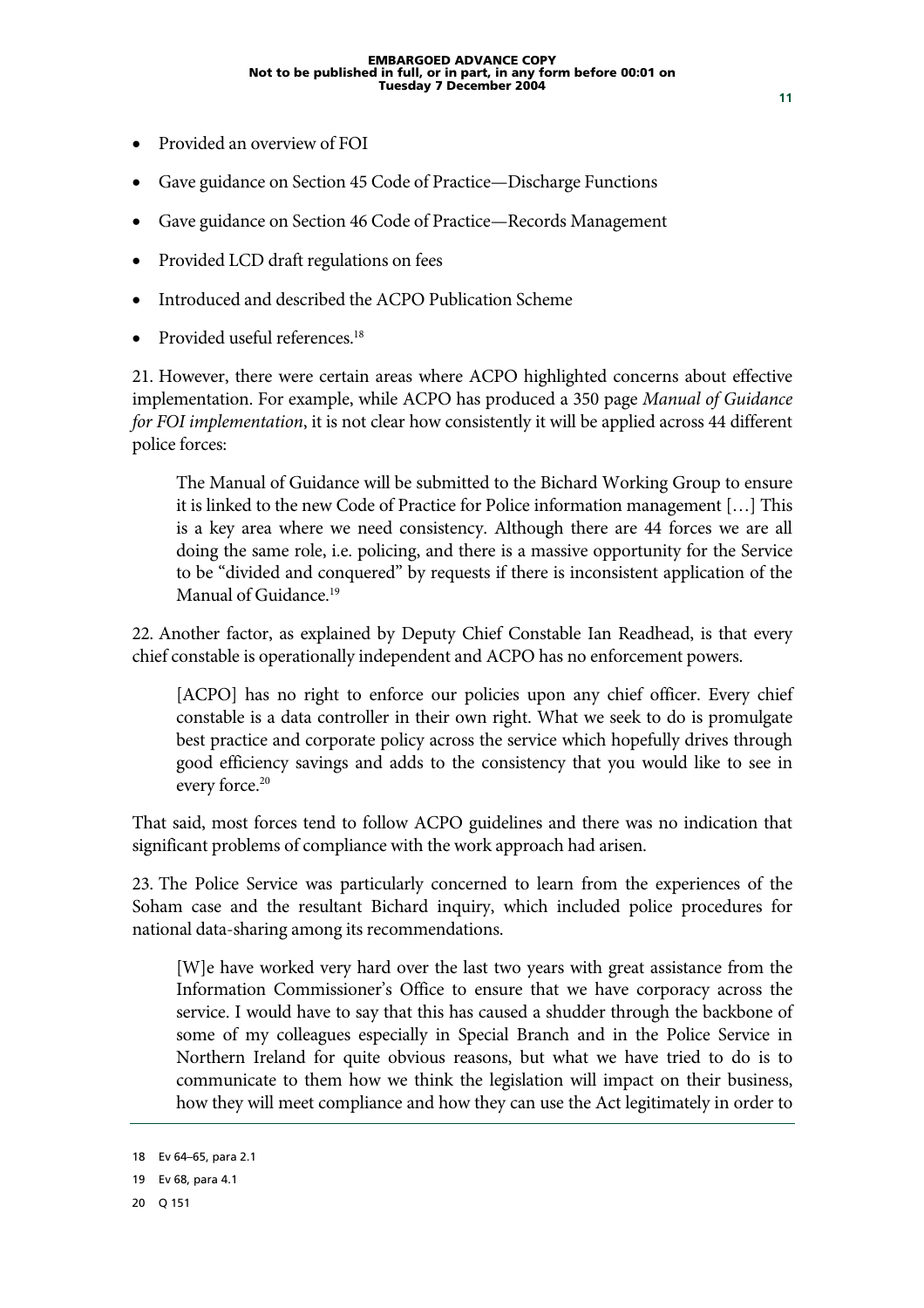- Provided an overview of FOI
- Gave guidance on Section 45 Code of Practice—Discharge Functions
- Gave guidance on Section 46 Code of Practice—Records Management
- Provided LCD draft regulations on fees
- Introduced and described the ACPO Publication Scheme
- Provided useful references.[18]

21. However, there were certain areas where ACPO highlighted concerns about effective implementation. For example, while ACPO has produced a 350 page *Manual of Guidance for FOI implementation*, it is not clear how consistently it will be applied across 44 different police forces:

> The Manual of Guidance will be submitted to the Bichard Working Group to ensure it is linked to the new Code of Practice for Police information management […] This is a key area where we need consistency. Although there are 44 forces we are all doing the same role, i.e. policing, and there is a massive opportunity for the Service to be "divided and conquered" by requests if there is inconsistent application of the Manual of Guidance.[19]

22. Another factor, as explained by Deputy Chief Constable Ian Readhead, is that every chief constable is operationally independent and ACPO has no enforcement powers.

> [ACPO] has no right to enforce our policies upon any chief officer. Every chief constable is a data controller in their own right. What we seek to do is promulgate best practice and corporate policy across the service which hopefully drives through good efficiency savings and adds to the consistency that you would like to see in every force.[20]

That said, most forces tend to follow ACPO guidelines and there was no indication that significant problems of compliance with the work approach had arisen.

23. The Police Service was particularly concerned to learn from the experiences of the Soham case and the resultant Bichard inquiry, which included police procedures for national data-sharing among its recommendations.

> [W]e have worked very hard over the last two years with great assistance from the Information Commissioner's Office to ensure that we have corporacy across the service. I would have to say that this has caused a shudder through the backbone of some of my colleagues especially in Special Branch and in the Police Service in Northern Ireland for quite obvious reasons, but what we have tried to do is to communicate to them how we think the legislation will impact on their business, how they will meet compliance and how they can use the Act legitimately in order to

18 Ev 64–65, para 2.1

19 Ev 68, para 4.1

20 Q 151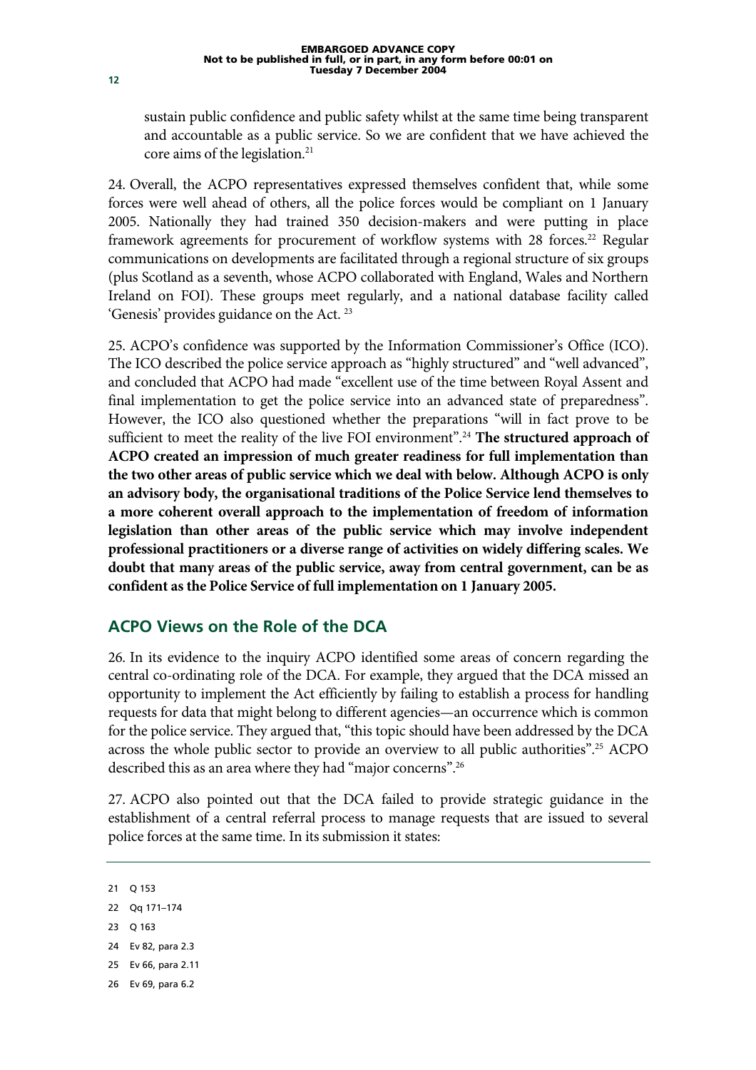sustain public confidence and public safety whilst at the same time being transparent and accountable as a public service. So we are confident that we have achieved the core aims of the legislation.[21]

24. Overall, the ACPO representatives expressed themselves confident that, while some forces were well ahead of others, all the police forces would be compliant on 1 January 2005. Nationally they had trained 350 decision-makers and were putting in place framework agreements for procurement of workflow systems with 28 forces.[22] Regular communications on developments are facilitated through a regional structure of six groups (plus Scotland as a seventh, whose ACPO collaborated with England, Wales and Northern Ireland on FOI). These groups meet regularly, and a national database facility called 'Genesis' provides guidance on the Act.[23]

25. ACPO's confidence was supported by the Information Commissioner's Office (ICO). The ICO described the police service approach as "highly structured" and "well advanced", and concluded that ACPO had made "excellent use of the time between Royal Assent and final implementation to get the police service into an advanced state of preparedness". However, the ICO also questioned whether the preparations "will in fact prove to be sufficient to meet the reality of the live FOI environment".[24] **The structured approach of ACPO created an impression of much greater readiness for full implementation than the two other areas of public service which we deal with below. Although ACPO is only an advisory body, the organisational traditions of the Police Service lend themselves to a more coherent overall approach to the implementation of freedom of information legislation than other areas of the public service which may involve independent professional practitioners or a diverse range of activities on widely differing scales. We doubt that many areas of the public service, away from central government, can be as confident as the Police Service of full implementation on 1 January 2005.**

## ACPO Views on the Role of the DCA

26. In its evidence to the inquiry ACPO identified some areas of concern regarding the central co-ordinating role of the DCA. For example, they argued that the DCA missed an opportunity to implement the Act efficiently by failing to establish a process for handling requests for data that might belong to different agencies—an occurrence which is common for the police service. They argued that, "this topic should have been addressed by the DCA across the whole public sector to provide an overview to all public authorities".[25] ACPO described this as an area where they had "major concerns".[26]

27. ACPO also pointed out that the DCA failed to provide strategic guidance in the establishment of a central referral process to manage requests that are issued to several police forces at the same time. In its submission it states:

---

21 Q 153

22 Qq 171–174

23 Q 163

24 Ev 82, para 2.3

25 Ev 66, para 2.11

26 Ev 69, para 6.2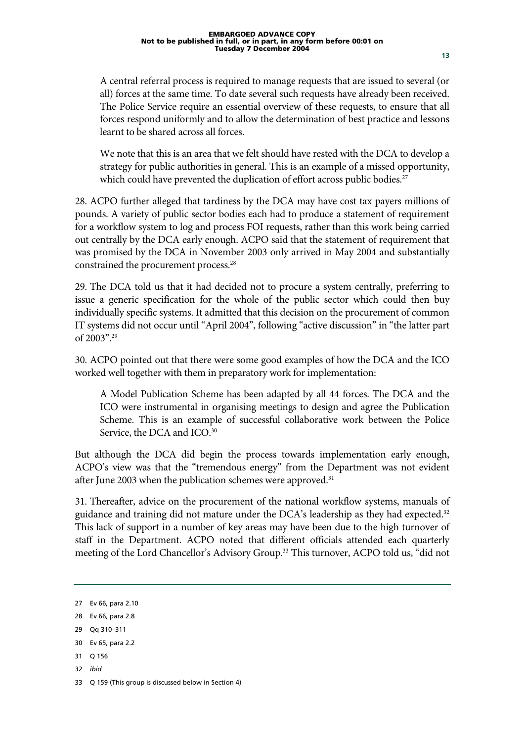> A central referral process is required to manage requests that are issued to several (or all) forces at the same time. To date several such requests have already been received. The Police Service require an essential overview of these requests, to ensure that all forces respond uniformly and to allow the determination of best practice and lessons learnt to be shared across all forces.
>
> We note that this is an area that we felt should have rested with the DCA to develop a strategy for public authorities in general. This is an example of a missed opportunity, which could have prevented the duplication of effort across public bodies.[27]

28. ACPO further alleged that tardiness by the DCA may have cost tax payers millions of pounds. A variety of public sector bodies each had to produce a statement of requirement for a workflow system to log and process FOI requests, rather than this work being carried out centrally by the DCA early enough. ACPO said that the statement of requirement that was promised by the DCA in November 2003 only arrived in May 2004 and substantially constrained the procurement process.[28]

29. The DCA told us that it had decided not to procure a system centrally, preferring to issue a generic specification for the whole of the public sector which could then buy individually specific systems. It admitted that this decision on the procurement of common IT systems did not occur until "April 2004", following "active discussion" in "the latter part of 2003".[29]

30. ACPO pointed out that there were some good examples of how the DCA and the ICO worked well together with them in preparatory work for implementation:

> A Model Publication Scheme has been adapted by all 44 forces. The DCA and the ICO were instrumental in organising meetings to design and agree the Publication Scheme. This is an example of successful collaborative work between the Police Service, the DCA and ICO.[30]

But although the DCA did begin the process towards implementation early enough, ACPO's view was that the "tremendous energy" from the Department was not evident after June 2003 when the publication schemes were approved.[31]

31. Thereafter, advice on the procurement of the national workflow systems, manuals of guidance and training did not mature under the DCA's leadership as they had expected.[32] This lack of support in a number of key areas may have been due to the high turnover of staff in the Department. ACPO noted that different officials attended each quarterly meeting of the Lord Chancellor's Advisory Group.[33] This turnover, ACPO told us, "did not

---

27 Ev 66, para 2.10

28 Ev 66, para 2.8

29 Qq 310–311

30 Ev 65, para 2.2

31 Q 156

32 *ibid*

33 Q 159 (This group is discussed below in Section 4)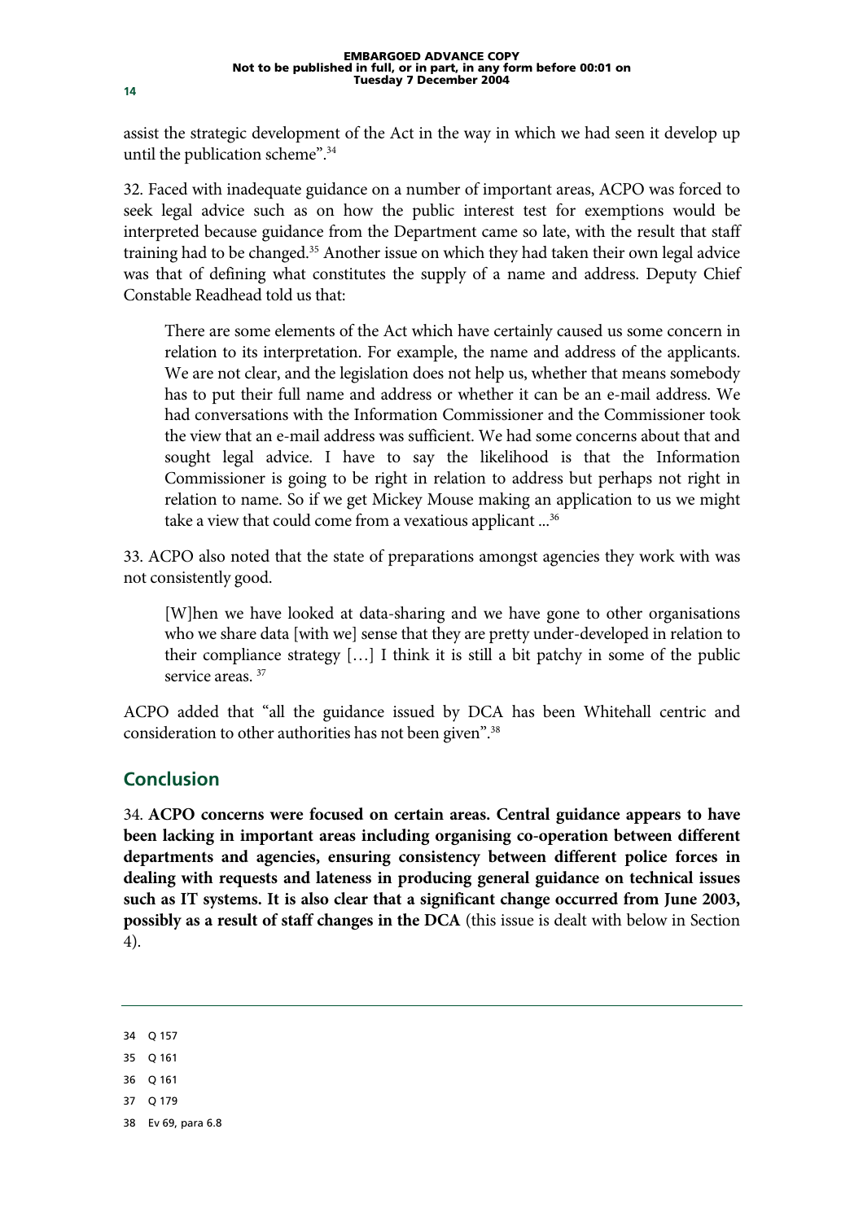assist the strategic development of the Act in the way in which we had seen it develop up until the publication scheme".[34]

32. Faced with inadequate guidance on a number of important areas, ACPO was forced to seek legal advice such as on how the public interest test for exemptions would be interpreted because guidance from the Department came so late, with the result that staff training had to be changed.[35] Another issue on which they had taken their own legal advice was that of defining what constitutes the supply of a name and address. Deputy Chief Constable Readhead told us that:

> There are some elements of the Act which have certainly caused us some concern in relation to its interpretation. For example, the name and address of the applicants. We are not clear, and the legislation does not help us, whether that means somebody has to put their full name and address or whether it can be an e-mail address. We had conversations with the Information Commissioner and the Commissioner took the view that an e-mail address was sufficient. We had some concerns about that and sought legal advice. I have to say the likelihood is that the Information Commissioner is going to be right in relation to address but perhaps not right in relation to name. So if we get Mickey Mouse making an application to us we might take a view that could come from a vexatious applicant ...[36]

33. ACPO also noted that the state of preparations amongst agencies they work with was not consistently good.

> [W]hen we have looked at data-sharing and we have gone to other organisations who we share data [with we] sense that they are pretty under-developed in relation to their compliance strategy […] I think it is still a bit patchy in some of the public service areas. [37]

ACPO added that "all the guidance issued by DCA has been Whitehall centric and consideration to other authorities has not been given".[38]

## Conclusion

34. **ACPO concerns were focused on certain areas. Central guidance appears to have been lacking in important areas including organising co-operation between different departments and agencies, ensuring consistency between different police forces in dealing with requests and lateness in producing general guidance on technical issues such as IT systems. It is also clear that a significant change occurred from June 2003, possibly as a result of staff changes in the DCA** (this issue is dealt with below in Section 4).

---

34 Q 157

35 Q 161

36 Q 161

37 Q 179

38 Ev 69, para 6.8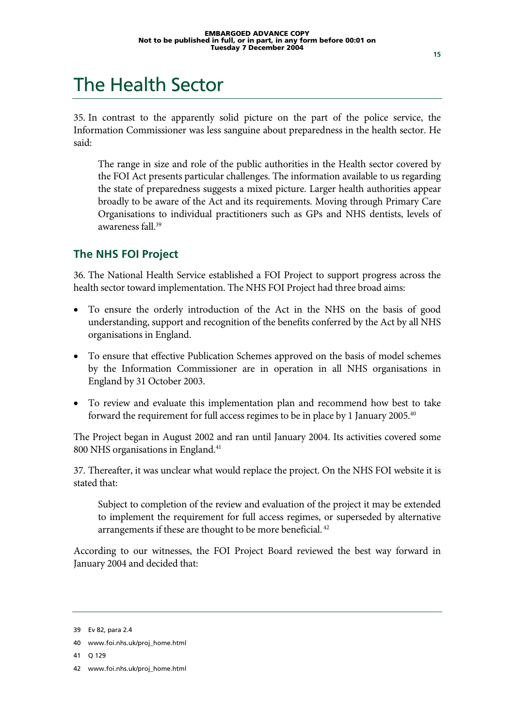# The Health Sector

35. In contrast to the apparently solid picture on the part of the police service, the Information Commissioner was less sanguine about preparedness in the health sector. He said:

> The range in size and role of the public authorities in the Health sector covered by the FOI Act presents particular challenges. The information available to us regarding the state of preparedness suggests a mixed picture. Larger health authorities appear broadly to be aware of the Act and its requirements. Moving through Primary Care Organisations to individual practitioners such as GPs and NHS dentists, levels of awareness fall.[39]

## The NHS FOI Project

36. The National Health Service established a FOI Project to support progress across the health sector toward implementation. The NHS FOI Project had three broad aims:

- To ensure the orderly introduction of the Act in the NHS on the basis of good understanding, support and recognition of the benefits conferred by the Act by all NHS organisations in England.
- To ensure that effective Publication Schemes approved on the basis of model schemes by the Information Commissioner are in operation in all NHS organisations in England by 31 October 2003.
- To review and evaluate this implementation plan and recommend how best to take forward the requirement for full access regimes to be in place by 1 January 2005.[40]

The Project began in August 2002 and ran until January 2004. Its activities covered some 800 NHS organisations in England.[41]

37. Thereafter, it was unclear what would replace the project. On the NHS FOI website it is stated that:

> Subject to completion of the review and evaluation of the project it may be extended to implement the requirement for full access regimes, or superseded by alternative arrangements if these are thought to be more beneficial.[42]

According to our witnesses, the FOI Project Board reviewed the best way forward in January 2004 and decided that:

---

39 Ev 82, para 2.4

40 www.foi.nhs.uk/proj_home.html

41 Q 129

42 www.foi.nhs.uk/proj_home.html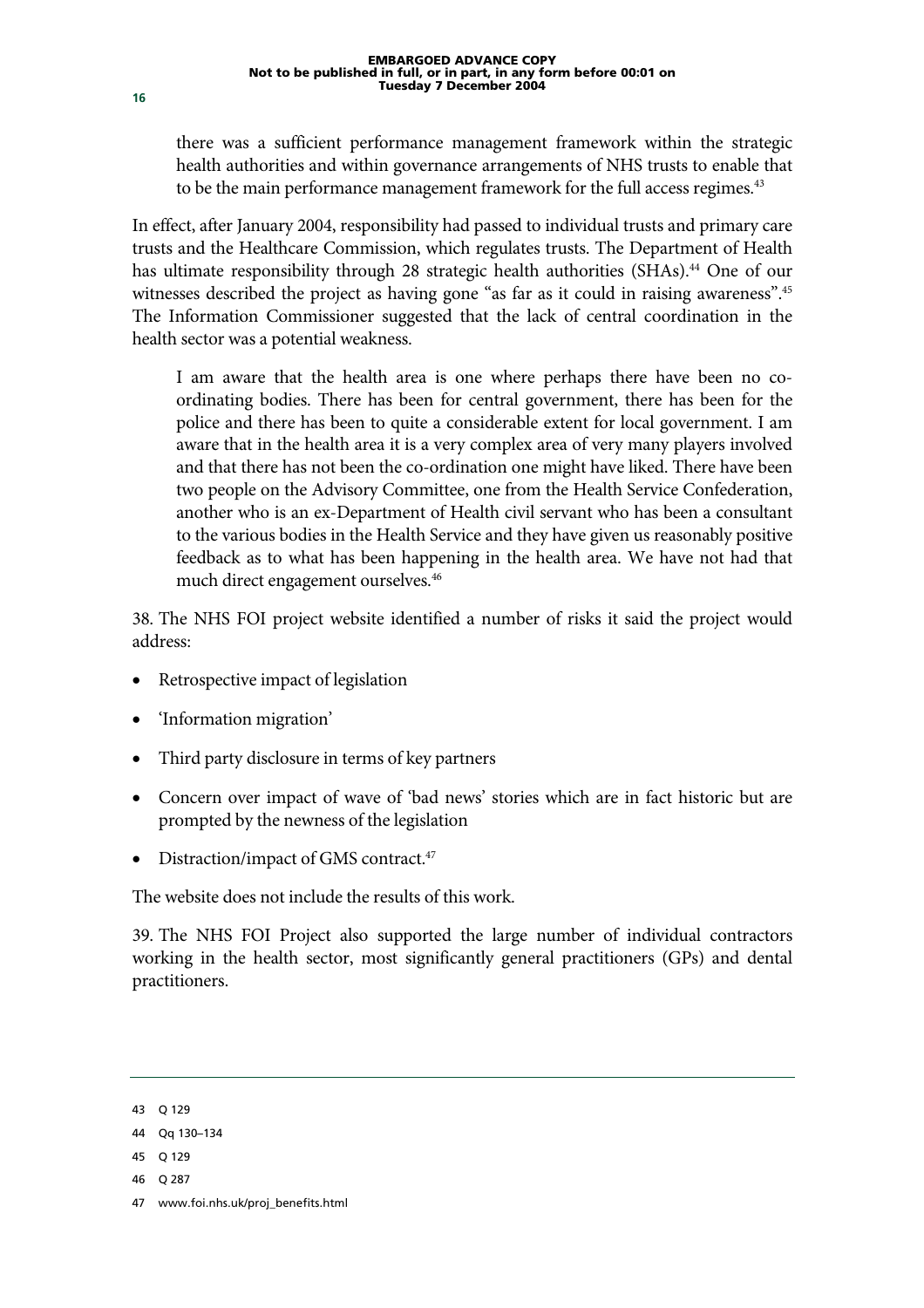> there was a sufficient performance management framework within the strategic health authorities and within governance arrangements of NHS trusts to enable that to be the main performance management framework for the full access regimes.[43]

In effect, after January 2004, responsibility had passed to individual trusts and primary care trusts and the Healthcare Commission, which regulates trusts. The Department of Health has ultimate responsibility through 28 strategic health authorities (SHAs).[44] One of our witnesses described the project as having gone "as far as it could in raising awareness".[45] The Information Commissioner suggested that the lack of central coordination in the health sector was a potential weakness.

> I am aware that the health area is one where perhaps there have been no co-ordinating bodies. There has been for central government, there has been for the police and there has been to quite a considerable extent for local government. I am aware that in the health area it is a very complex area of very many players involved and that there has not been the co-ordination one might have liked. There have been two people on the Advisory Committee, one from the Health Service Confederation, another who is an ex-Department of Health civil servant who has been a consultant to the various bodies in the Health Service and they have given us reasonably positive feedback as to what has been happening in the health area. We have not had that much direct engagement ourselves.[46]

38. The NHS FOI project website identified a number of risks it said the project would address:

- Retrospective impact of legislation
- 'Information migration'
- Third party disclosure in terms of key partners
- Concern over impact of wave of 'bad news' stories which are in fact historic but are prompted by the newness of the legislation
- Distraction/impact of GMS contract.[47]

The website does not include the results of this work.

39. The NHS FOI Project also supported the large number of individual contractors working in the health sector, most significantly general practitioners (GPs) and dental practitioners.

---

43 Q 129

44 Qq 130–134

45 Q 129

46 Q 287

47 www.foi.nhs.uk/proj_benefits.html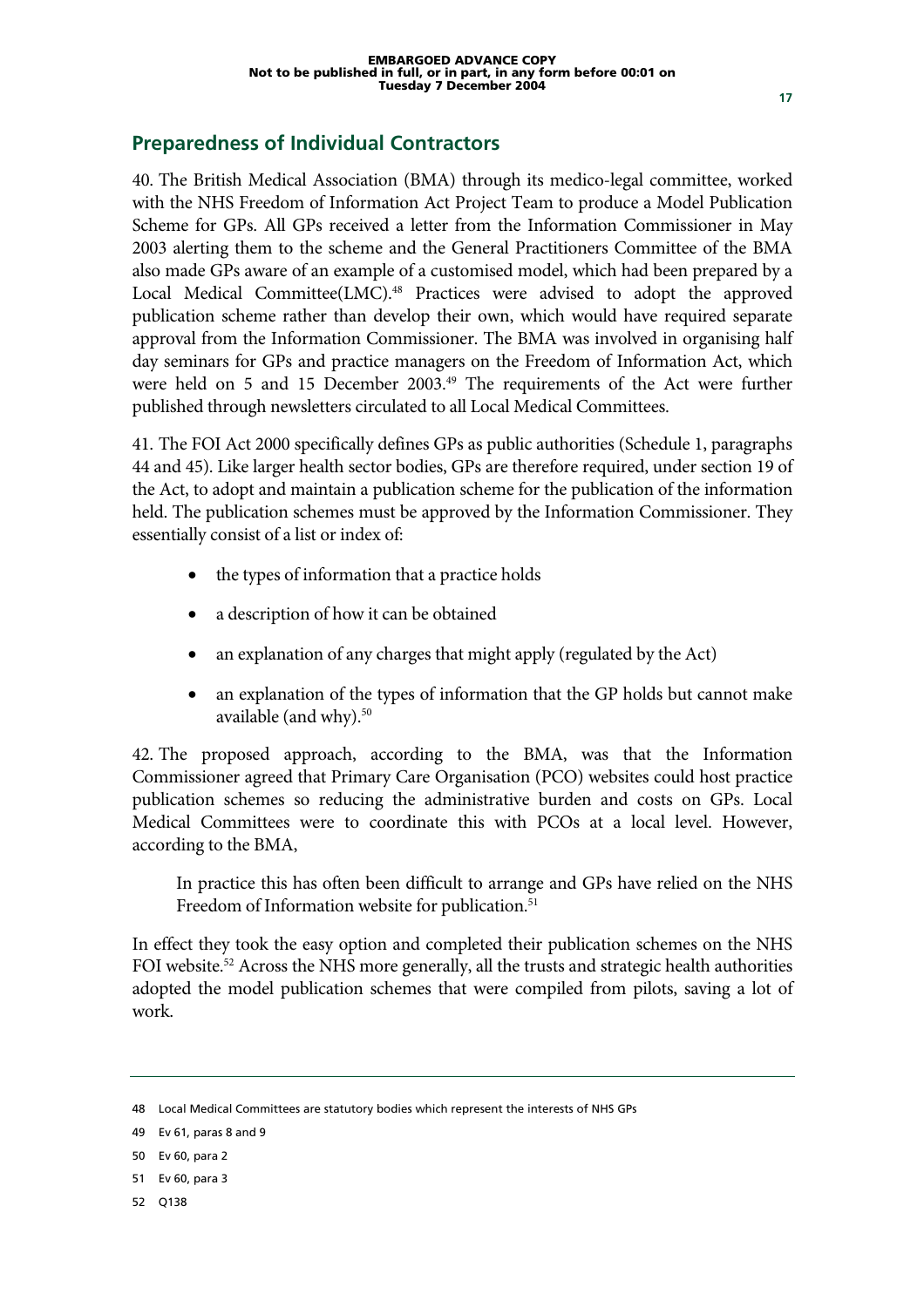## Preparedness of Individual Contractors

40. The British Medical Association (BMA) through its medico-legal committee, worked with the NHS Freedom of Information Act Project Team to produce a Model Publication Scheme for GPs. All GPs received a letter from the Information Commissioner in May 2003 alerting them to the scheme and the General Practitioners Committee of the BMA also made GPs aware of an example of a customised model, which had been prepared by a Local Medical Committee(LMC).[48] Practices were advised to adopt the approved publication scheme rather than develop their own, which would have required separate approval from the Information Commissioner. The BMA was involved in organising half day seminars for GPs and practice managers on the Freedom of Information Act, which were held on 5 and 15 December 2003.[49] The requirements of the Act were further published through newsletters circulated to all Local Medical Committees.

41. The FOI Act 2000 specifically defines GPs as public authorities (Schedule 1, paragraphs 44 and 45). Like larger health sector bodies, GPs are therefore required, under section 19 of the Act, to adopt and maintain a publication scheme for the publication of the information held. The publication schemes must be approved by the Information Commissioner. They essentially consist of a list or index of:

- the types of information that a practice holds
- a description of how it can be obtained
- an explanation of any charges that might apply (regulated by the Act)
- an explanation of the types of information that the GP holds but cannot make available (and why).[50]

42. The proposed approach, according to the BMA, was that the Information Commissioner agreed that Primary Care Organisation (PCO) websites could host practice publication schemes so reducing the administrative burden and costs on GPs. Local Medical Committees were to coordinate this with PCOs at a local level. However, according to the BMA,

> In practice this has often been difficult to arrange and GPs have relied on the NHS Freedom of Information website for publication.[51]

In effect they took the easy option and completed their publication schemes on the NHS FOI website.[52] Across the NHS more generally, all the trusts and strategic health authorities adopted the model publication schemes that were compiled from pilots, saving a lot of work.

---

48 Local Medical Committees are statutory bodies which represent the interests of NHS GPs

49 Ev 61, paras 8 and 9

50 Ev 60, para 2

51 Ev 60, para 3

52 Q138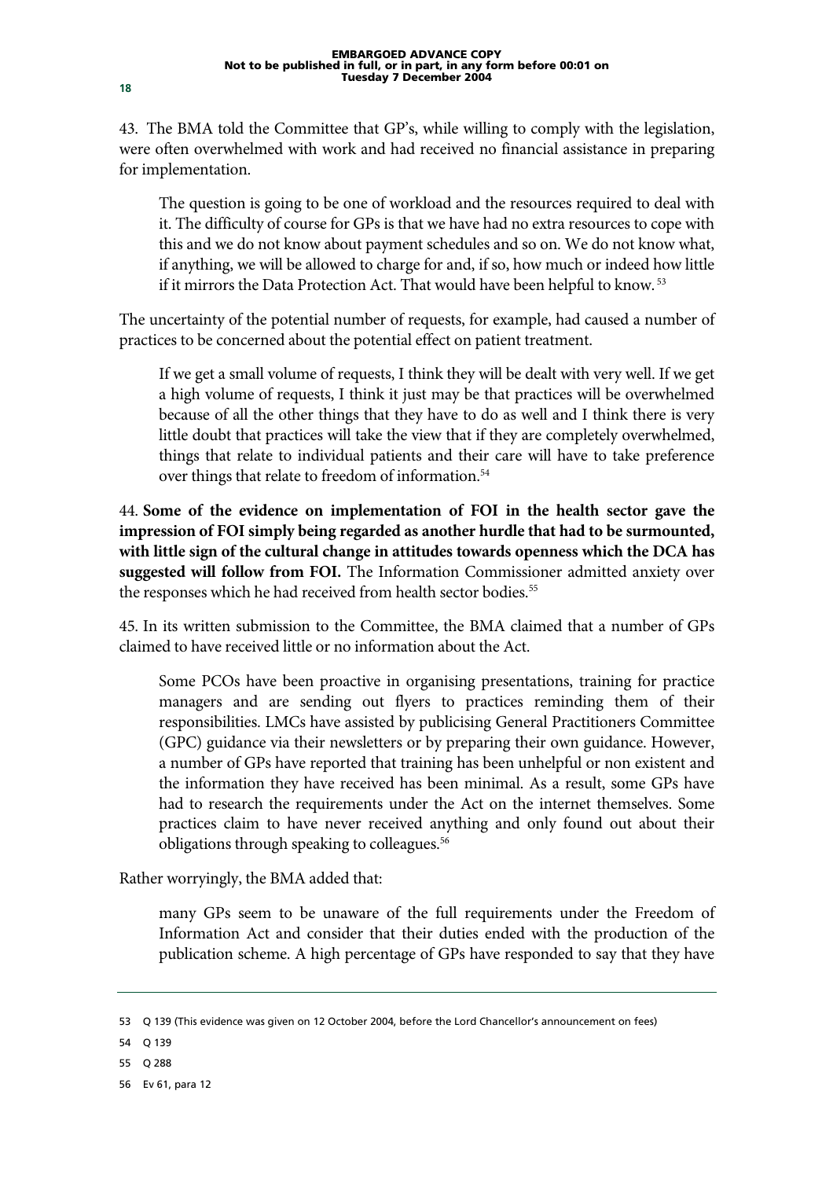43. The BMA told the Committee that GP's, while willing to comply with the legislation, were often overwhelmed with work and had received no financial assistance in preparing for implementation.

> The question is going to be one of workload and the resources required to deal with it. The difficulty of course for GPs is that we have had no extra resources to cope with this and we do not know about payment schedules and so on. We do not know what, if anything, we will be allowed to charge for and, if so, how much or indeed how little if it mirrors the Data Protection Act. That would have been helpful to know. [53]

The uncertainty of the potential number of requests, for example, had caused a number of practices to be concerned about the potential effect on patient treatment.

> If we get a small volume of requests, I think they will be dealt with very well. If we get a high volume of requests, I think it just may be that practices will be overwhelmed because of all the other things that they have to do as well and I think there is very little doubt that practices will take the view that if they are completely overwhelmed, things that relate to individual patients and their care will have to take preference over things that relate to freedom of information.[54]

44. **Some of the evidence on implementation of FOI in the health sector gave the impression of FOI simply being regarded as another hurdle that had to be surmounted, with little sign of the cultural change in attitudes towards openness which the DCA has suggested will follow from FOI.** The Information Commissioner admitted anxiety over the responses which he had received from health sector bodies.[55]

45. In its written submission to the Committee, the BMA claimed that a number of GPs claimed to have received little or no information about the Act.

> Some PCOs have been proactive in organising presentations, training for practice managers and are sending out flyers to practices reminding them of their responsibilities. LMCs have assisted by publicising General Practitioners Committee (GPC) guidance via their newsletters or by preparing their own guidance. However, a number of GPs have reported that training has been unhelpful or non existent and the information they have received has been minimal. As a result, some GPs have had to research the requirements under the Act on the internet themselves. Some practices claim to have never received anything and only found out about their obligations through speaking to colleagues.[56]

Rather worryingly, the BMA added that:

> many GPs seem to be unaware of the full requirements under the Freedom of Information Act and consider that their duties ended with the production of the publication scheme. A high percentage of GPs have responded to say that they have

---

53 Q 139 (This evidence was given on 12 October 2004, before the Lord Chancellor's announcement on fees)

54 Q 139

55 Q 288

56 Ev 61, para 12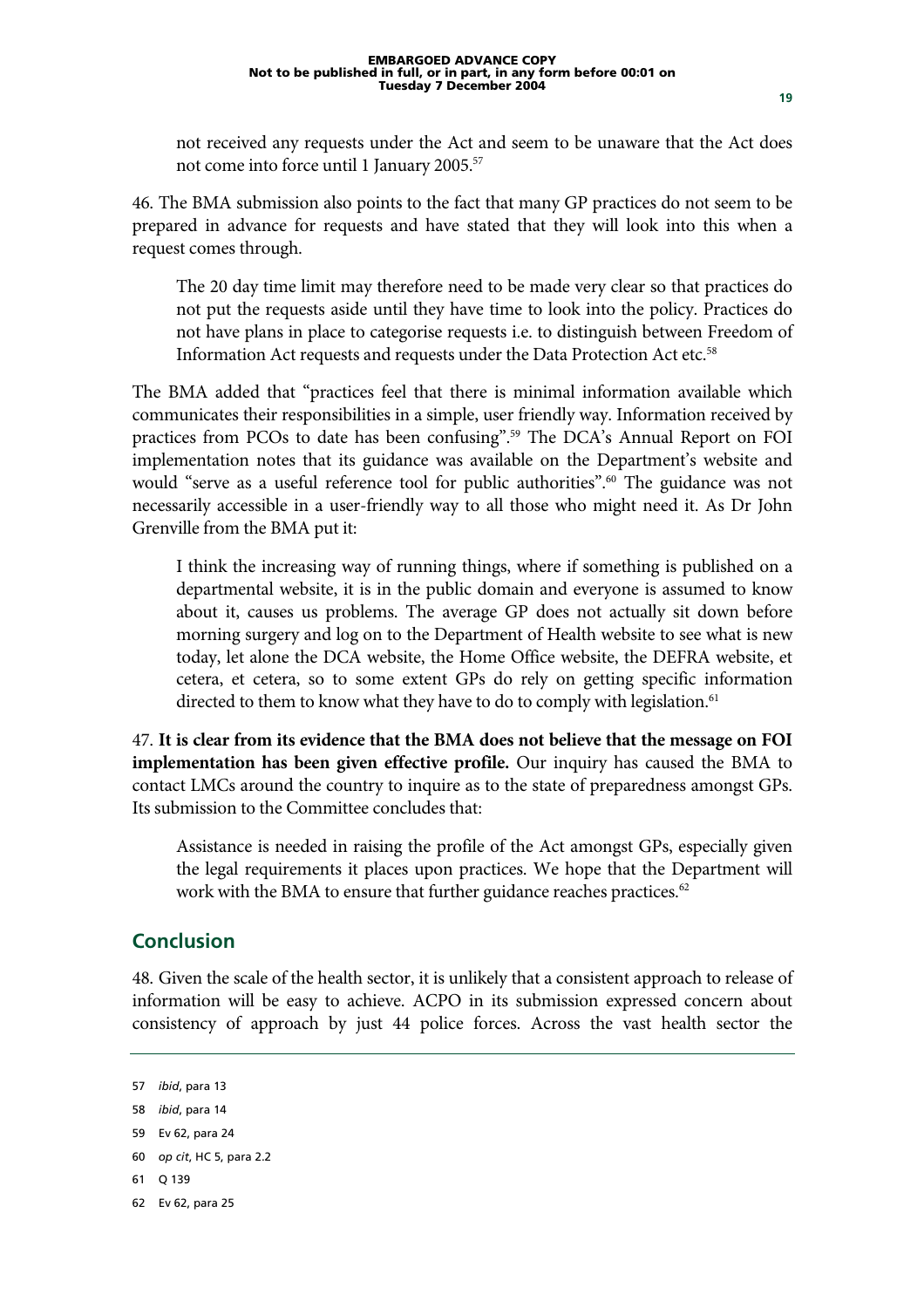not received any requests under the Act and seem to be unaware that the Act does not come into force until 1 January 2005.[57]

46. The BMA submission also points to the fact that many GP practices do not seem to be prepared in advance for requests and have stated that they will look into this when a request comes through.

> The 20 day time limit may therefore need to be made very clear so that practices do not put the requests aside until they have time to look into the policy. Practices do not have plans in place to categorise requests i.e. to distinguish between Freedom of Information Act requests and requests under the Data Protection Act etc.[58]

The BMA added that "practices feel that there is minimal information available which communicates their responsibilities in a simple, user friendly way. Information received by practices from PCOs to date has been confusing".[59] The DCA's Annual Report on FOI implementation notes that its guidance was available on the Department's website and would "serve as a useful reference tool for public authorities".[60] The guidance was not necessarily accessible in a user-friendly way to all those who might need it. As Dr John Grenville from the BMA put it:

> I think the increasing way of running things, where if something is published on a departmental website, it is in the public domain and everyone is assumed to know about it, causes us problems. The average GP does not actually sit down before morning surgery and log on to the Department of Health website to see what is new today, let alone the DCA website, the Home Office website, the DEFRA website, et cetera, et cetera, so to some extent GPs do rely on getting specific information directed to them to know what they have to do to comply with legislation.[61]

47. **It is clear from its evidence that the BMA does not believe that the message on FOI implementation has been given effective profile.** Our inquiry has caused the BMA to contact LMCs around the country to inquire as to the state of preparedness amongst GPs. Its submission to the Committee concludes that:

> Assistance is needed in raising the profile of the Act amongst GPs, especially given the legal requirements it places upon practices. We hope that the Department will work with the BMA to ensure that further guidance reaches practices.[62]

## Conclusion

48. Given the scale of the health sector, it is unlikely that a consistent approach to release of information will be easy to achieve. ACPO in its submission expressed concern about consistency of approach by just 44 police forces. Across the vast health sector the

---

57 *ibid*, para 13

58 *ibid*, para 14

59 Ev 62, para 24

60 *op cit*, HC 5, para 2.2

61 Q 139

62 Ev 62, para 25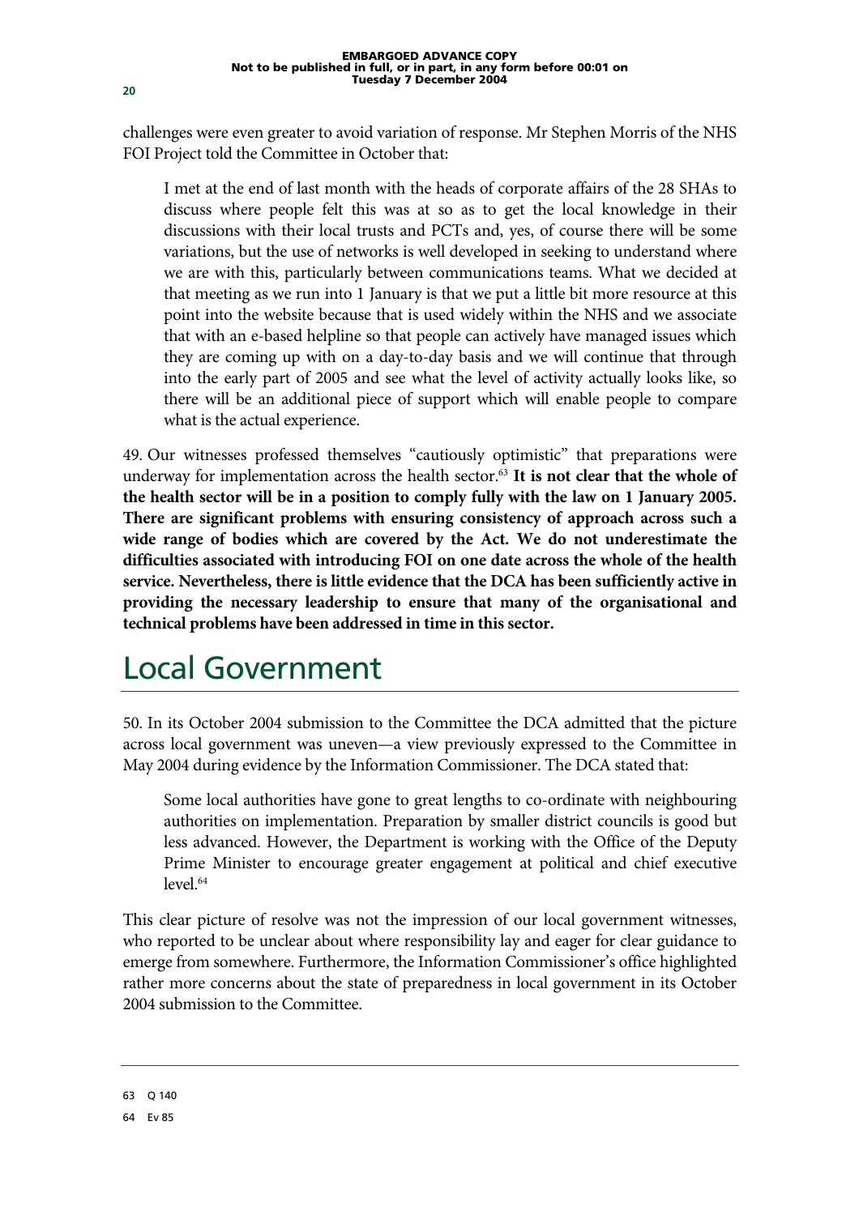challenges were even greater to avoid variation of response. Mr Stephen Morris of the NHS FOI Project told the Committee in October that:

> I met at the end of last month with the heads of corporate affairs of the 28 SHAs to discuss where people felt this was at so as to get the local knowledge in their discussions with their local trusts and PCTs and, yes, of course there will be some variations, but the use of networks is well developed in seeking to understand where we are with this, particularly between communications teams. What we decided at that meeting as we run into 1 January is that we put a little bit more resource at this point into the website because that is used widely within the NHS and we associate that with an e-based helpline so that people can actively have managed issues which they are coming up with on a day-to-day basis and we will continue that through into the early part of 2005 and see what the level of activity actually looks like, so there will be an additional piece of support which will enable people to compare what is the actual experience.

49. Our witnesses professed themselves "cautiously optimistic" that preparations were underway for implementation across the health sector.[63] **It is not clear that the whole of the health sector will be in a position to comply fully with the law on 1 January 2005. There are significant problems with ensuring consistency of approach across such a wide range of bodies which are covered by the Act. We do not underestimate the difficulties associated with introducing FOI on one date across the whole of the health service. Nevertheless, there is little evidence that the DCA has been sufficiently active in providing the necessary leadership to ensure that many of the organisational and technical problems have been addressed in time in this sector.**

# Local Government

50. In its October 2004 submission to the Committee the DCA admitted that the picture across local government was uneven—a view previously expressed to the Committee in May 2004 during evidence by the Information Commissioner. The DCA stated that:

> Some local authorities have gone to great lengths to co-ordinate with neighbouring authorities on implementation. Preparation by smaller district councils is good but less advanced. However, the Department is working with the Office of the Deputy Prime Minister to encourage greater engagement at political and chief executive level.[64]

This clear picture of resolve was not the impression of our local government witnesses, who reported to be unclear about where responsibility lay and eager for clear guidance to emerge from somewhere. Furthermore, the Information Commissioner's office highlighted rather more concerns about the state of preparedness in local government in its October 2004 submission to the Committee.

---

63 Q 140

64 Ev 85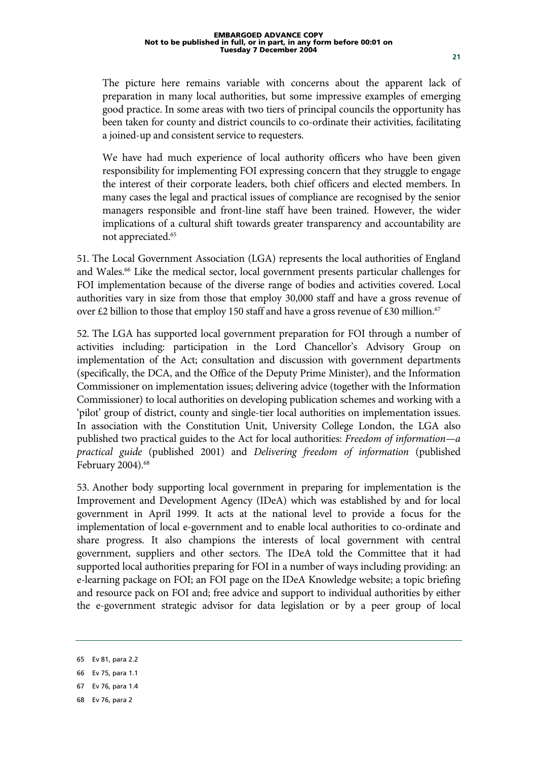> The picture here remains variable with concerns about the apparent lack of preparation in many local authorities, but some impressive examples of emerging good practice. In some areas with two tiers of principal councils the opportunity has been taken for county and district councils to co-ordinate their activities, facilitating a joined-up and consistent service to requesters.
>
> We have had much experience of local authority officers who have been given responsibility for implementing FOI expressing concern that they struggle to engage the interest of their corporate leaders, both chief officers and elected members. In many cases the legal and practical issues of compliance are recognised by the senior managers responsible and front-line staff have been trained. However, the wider implications of a cultural shift towards greater transparency and accountability are not appreciated.[65]

51. The Local Government Association (LGA) represents the local authorities of England and Wales.[66] Like the medical sector, local government presents particular challenges for FOI implementation because of the diverse range of bodies and activities covered. Local authorities vary in size from those that employ 30,000 staff and have a gross revenue of over £2 billion to those that employ 150 staff and have a gross revenue of £30 million.[67]

52. The LGA has supported local government preparation for FOI through a number of activities including: participation in the Lord Chancellor's Advisory Group on implementation of the Act; consultation and discussion with government departments (specifically, the DCA, and the Office of the Deputy Prime Minister), and the Information Commissioner on implementation issues; delivering advice (together with the Information Commissioner) to local authorities on developing publication schemes and working with a 'pilot' group of district, county and single-tier local authorities on implementation issues. In association with the Constitution Unit, University College London, the LGA also published two practical guides to the Act for local authorities: *Freedom of information—a practical guide* (published 2001) and *Delivering freedom of information* (published February 2004).[68]

53. Another body supporting local government in preparing for implementation is the Improvement and Development Agency (IDeA) which was established by and for local government in April 1999. It acts at the national level to provide a focus for the implementation of local e-government and to enable local authorities to co-ordinate and share progress. It also champions the interests of local government with central government, suppliers and other sectors. The IDeA told the Committee that it had supported local authorities preparing for FOI in a number of ways including providing: an e-learning package on FOI; an FOI page on the IDeA Knowledge website; a topic briefing and resource pack on FOI and; free advice and support to individual authorities by either the e-government strategic advisor for data legislation or by a peer group of local

---

65 Ev 81, para 2.2

66 Ev 75, para 1.1

67 Ev 76, para 1.4

68 Ev 76, para 2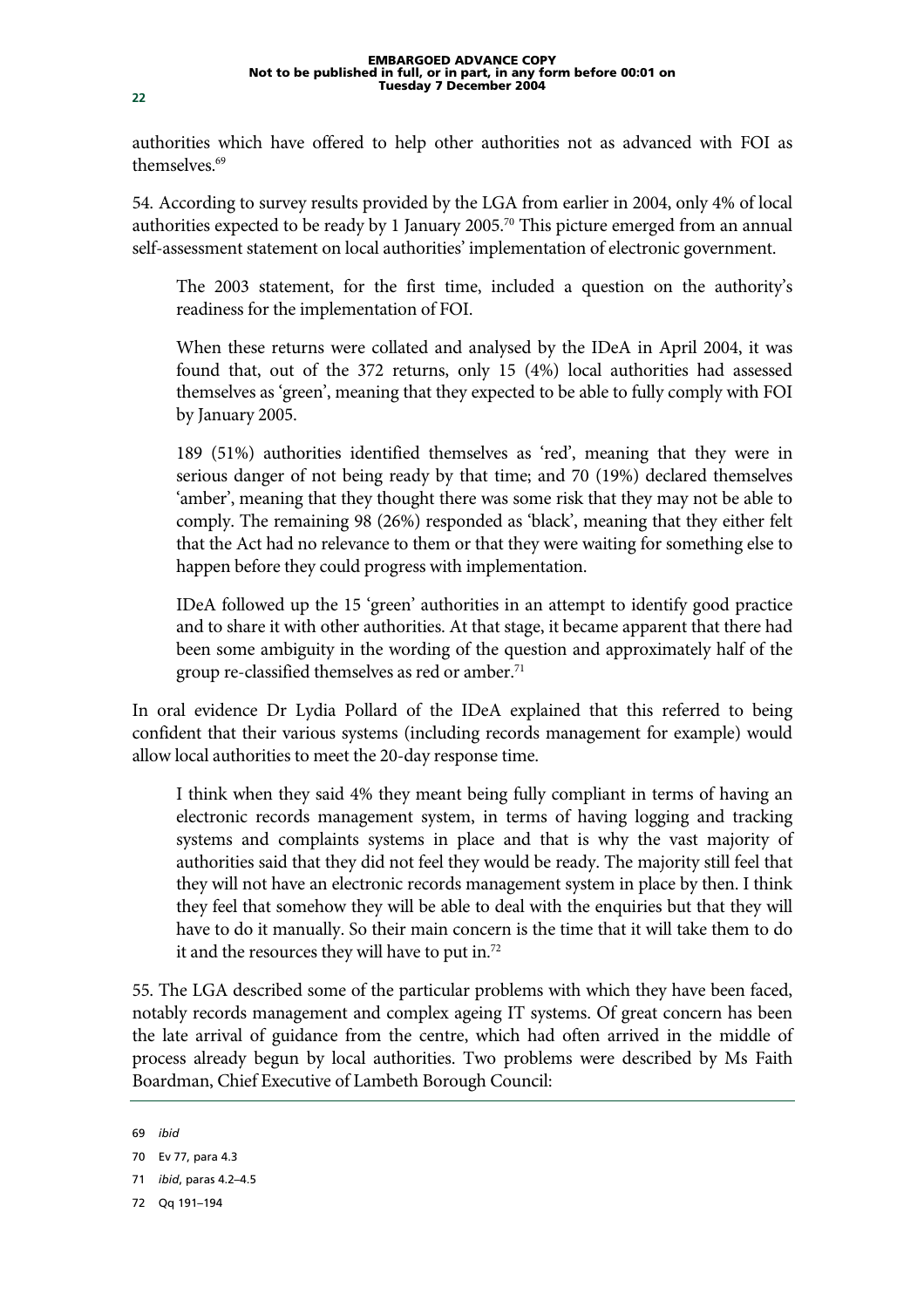authorities which have offered to help other authorities not as advanced with FOI as themselves.[69]

54. According to survey results provided by the LGA from earlier in 2004, only 4% of local authorities expected to be ready by 1 January 2005.[70] This picture emerged from an annual self-assessment statement on local authorities' implementation of electronic government.

> The 2003 statement, for the first time, included a question on the authority's readiness for the implementation of FOI.
>
> When these returns were collated and analysed by the IDeA in April 2004, it was found that, out of the 372 returns, only 15 (4%) local authorities had assessed themselves as 'green', meaning that they expected to be able to fully comply with FOI by January 2005.
>
> 189 (51%) authorities identified themselves as 'red', meaning that they were in serious danger of not being ready by that time; and 70 (19%) declared themselves 'amber', meaning that they thought there was some risk that they may not be able to comply. The remaining 98 (26%) responded as 'black', meaning that they either felt that the Act had no relevance to them or that they were waiting for something else to happen before they could progress with implementation.
>
> IDeA followed up the 15 'green' authorities in an attempt to identify good practice and to share it with other authorities. At that stage, it became apparent that there had been some ambiguity in the wording of the question and approximately half of the group re-classified themselves as red or amber.[71]

In oral evidence Dr Lydia Pollard of the IDeA explained that this referred to being confident that their various systems (including records management for example) would allow local authorities to meet the 20-day response time.

> I think when they said 4% they meant being fully compliant in terms of having an electronic records management system, in terms of having logging and tracking systems and complaints systems in place and that is why the vast majority of authorities said that they did not feel they would be ready. The majority still feel that they will not have an electronic records management system in place by then. I think they feel that somehow they will be able to deal with the enquiries but that they will have to do it manually. So their main concern is the time that it will take them to do it and the resources they will have to put in.[72]

55. The LGA described some of the particular problems with which they have been faced, notably records management and complex ageing IT systems. Of great concern has been the late arrival of guidance from the centre, which had often arrived in the middle of process already begun by local authorities. Two problems were described by Ms Faith Boardman, Chief Executive of Lambeth Borough Council:

---

69 *ibid*

70 Ev 77, para 4.3

71 *ibid*, paras 4.2–4.5

72 Qq 191–194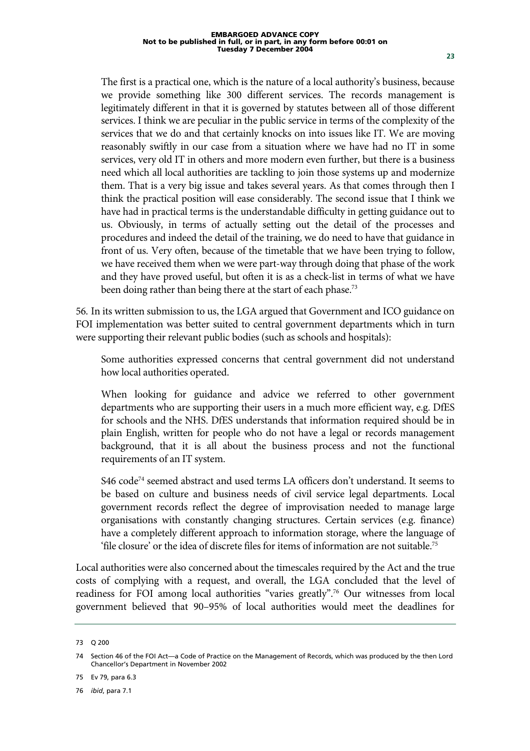The first is a practical one, which is the nature of a local authority's business, because we provide something like 300 different services. The records management is legitimately different in that it is governed by statutes between all of those different services. I think we are peculiar in the public service in terms of the complexity of the services that we do and that certainly knocks on into issues like IT. We are moving reasonably swiftly in our case from a situation where we have had no IT in some services, very old IT in others and more modern even further, but there is a business need which all local authorities are tackling to join those systems up and modernize them. That is a very big issue and takes several years. As that comes through then I think the practical position will ease considerably. The second issue that I think we have had in practical terms is the understandable difficulty in getting guidance out to us. Obviously, in terms of actually setting out the detail of the processes and procedures and indeed the detail of the training, we do need to have that guidance in front of us. Very often, because of the timetable that we have been trying to follow, we have received them when we were part-way through doing that phase of the work and they have proved useful, but often it is as a check-list in terms of what we have been doing rather than being there at the start of each phase.[73]

56. In its written submission to us, the LGA argued that Government and ICO guidance on FOI implementation was better suited to central government departments which in turn were supporting their relevant public bodies (such as schools and hospitals):

> Some authorities expressed concerns that central government did not understand how local authorities operated.
>
> When looking for guidance and advice we referred to other government departments who are supporting their users in a much more efficient way, e.g. DfES for schools and the NHS. DfES understands that information required should be in plain English, written for people who do not have a legal or records management background, that it is all about the business process and not the functional requirements of an IT system.
>
> S46 code[74] seemed abstract and used terms LA officers don't understand. It seems to be based on culture and business needs of civil service legal departments. Local government records reflect the degree of improvisation needed to manage large organisations with constantly changing structures. Certain services (e.g. finance) have a completely different approach to information storage, where the language of 'file closure' or the idea of discrete files for items of information are not suitable.[75]

Local authorities were also concerned about the timescales required by the Act and the true costs of complying with a request, and overall, the LGA concluded that the level of readiness for FOI among local authorities "varies greatly".[76] Our witnesses from local government believed that 90–95% of local authorities would meet the deadlines for

---

73 Q 200

74 Section 46 of the FOI Act—a Code of Practice on the Management of Records, which was produced by the then Lord Chancellor's Department in November 2002

75 Ev 79, para 6.3

76 *ibid*, para 7.1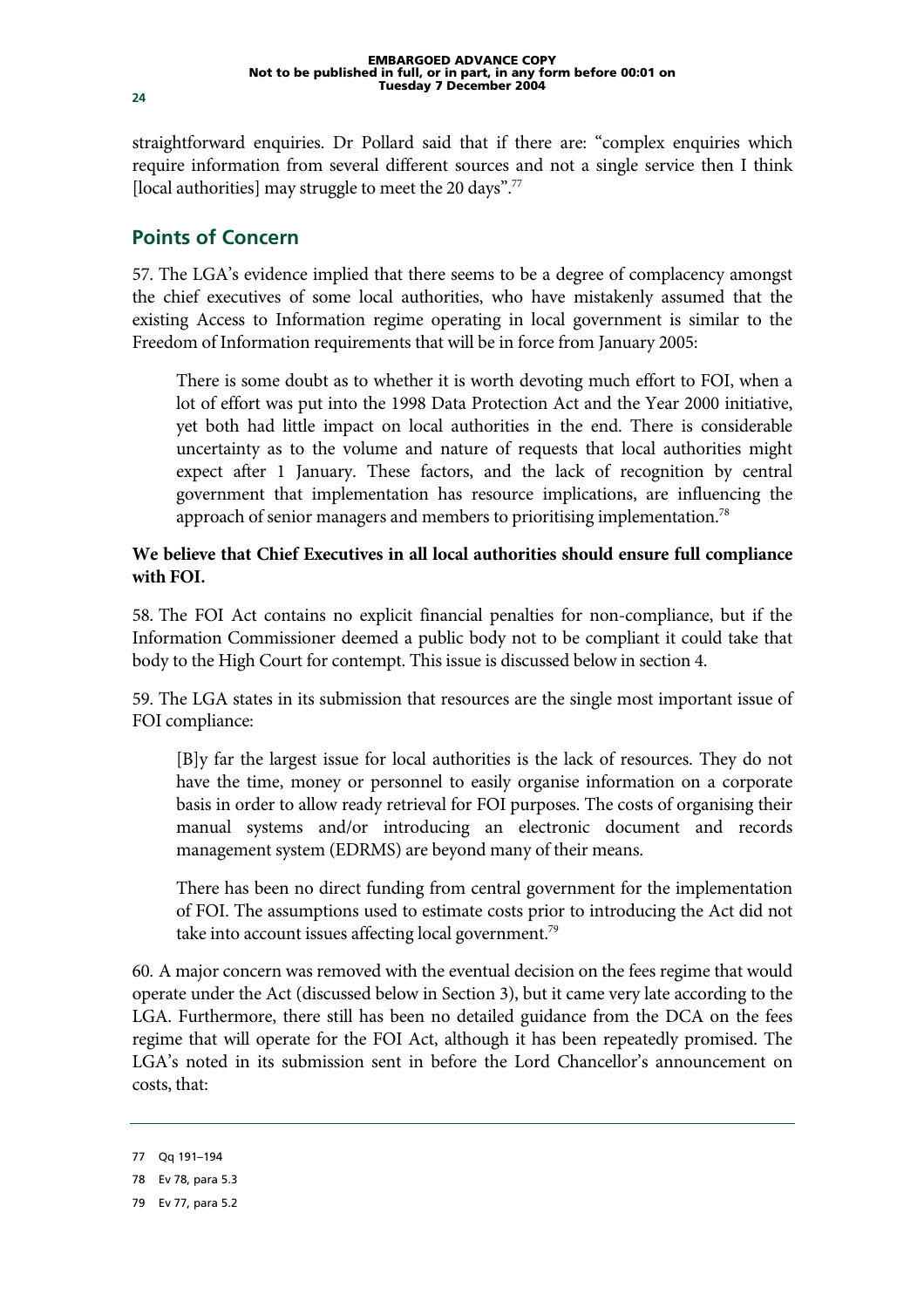straightforward enquiries. Dr Pollard said that if there are: "complex enquiries which require information from several different sources and not a single service then I think [local authorities] may struggle to meet the 20 days".[77]

## Points of Concern

57. The LGA's evidence implied that there seems to be a degree of complacency amongst the chief executives of some local authorities, who have mistakenly assumed that the existing Access to Information regime operating in local government is similar to the Freedom of Information requirements that will be in force from January 2005:

> There is some doubt as to whether it is worth devoting much effort to FOI, when a lot of effort was put into the 1998 Data Protection Act and the Year 2000 initiative, yet both had little impact on local authorities in the end. There is considerable uncertainty as to the volume and nature of requests that local authorities might expect after 1 January. These factors, and the lack of recognition by central government that implementation has resource implications, are influencing the approach of senior managers and members to prioritising implementation.[78]

**We believe that Chief Executives in all local authorities should ensure full compliance with FOI.**

58. The FOI Act contains no explicit financial penalties for non-compliance, but if the Information Commissioner deemed a public body not to be compliant it could take that body to the High Court for contempt. This issue is discussed below in section 4.

59. The LGA states in its submission that resources are the single most important issue of FOI compliance:

> [B]y far the largest issue for local authorities is the lack of resources. They do not have the time, money or personnel to easily organise information on a corporate basis in order to allow ready retrieval for FOI purposes. The costs of organising their manual systems and/or introducing an electronic document and records management system (EDRMS) are beyond many of their means.
>
> There has been no direct funding from central government for the implementation of FOI. The assumptions used to estimate costs prior to introducing the Act did not take into account issues affecting local government.[79]

60. A major concern was removed with the eventual decision on the fees regime that would operate under the Act (discussed below in Section 3), but it came very late according to the LGA. Furthermore, there still has been no detailed guidance from the DCA on the fees regime that will operate for the FOI Act, although it has been repeatedly promised. The LGA's noted in its submission sent in before the Lord Chancellor's announcement on costs, that:

---

77 Qq 191–194

78 Ev 78, para 5.3

79 Ev 77, para 5.2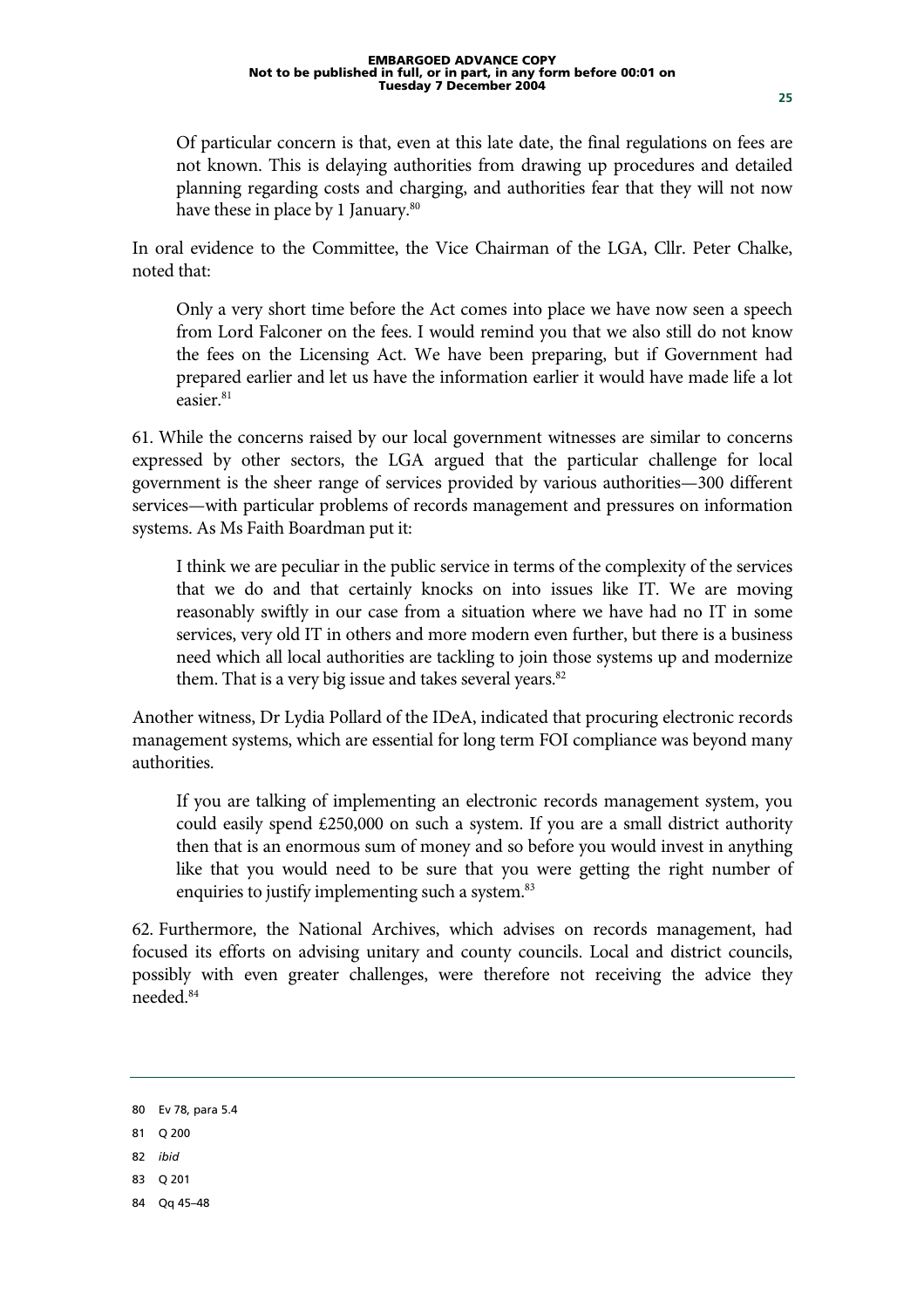> Of particular concern is that, even at this late date, the final regulations on fees are not known. This is delaying authorities from drawing up procedures and detailed planning regarding costs and charging, and authorities fear that they will not now have these in place by 1 January.[80]

In oral evidence to the Committee, the Vice Chairman of the LGA, Cllr. Peter Chalke, noted that:

> Only a very short time before the Act comes into place we have now seen a speech from Lord Falconer on the fees. I would remind you that we also still do not know the fees on the Licensing Act. We have been preparing, but if Government had prepared earlier and let us have the information earlier it would have made life a lot easier.[81]

61. While the concerns raised by our local government witnesses are similar to concerns expressed by other sectors, the LGA argued that the particular challenge for local government is the sheer range of services provided by various authorities—300 different services—with particular problems of records management and pressures on information systems. As Ms Faith Boardman put it:

> I think we are peculiar in the public service in terms of the complexity of the services that we do and that certainly knocks on into issues like IT. We are moving reasonably swiftly in our case from a situation where we have had no IT in some services, very old IT in others and more modern even further, but there is a business need which all local authorities are tackling to join those systems up and modernize them. That is a very big issue and takes several years.[82]

Another witness, Dr Lydia Pollard of the IDeA, indicated that procuring electronic records management systems, which are essential for long term FOI compliance was beyond many authorities.

> If you are talking of implementing an electronic records management system, you could easily spend £250,000 on such a system. If you are a small district authority then that is an enormous sum of money and so before you would invest in anything like that you would need to be sure that you were getting the right number of enquiries to justify implementing such a system.[83]

62. Furthermore, the National Archives, which advises on records management, had focused its efforts on advising unitary and county councils. Local and district councils, possibly with even greater challenges, were therefore not receiving the advice they needed.[84]

---

80 Ev 78, para 5.4

81 Q 200

82 *ibid*

83 Q 201

84 Qq 45–48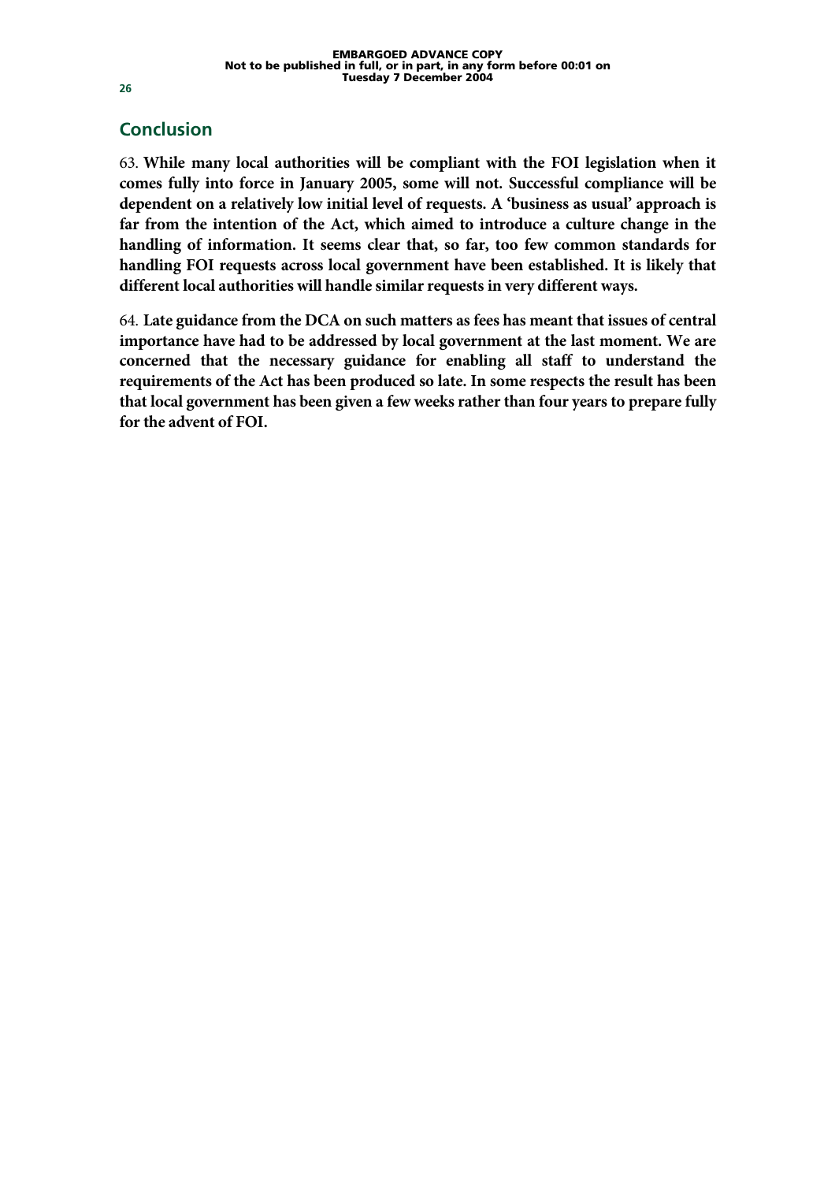## Conclusion

63. **While many local authorities will be compliant with the FOI legislation when it comes fully into force in January 2005, some will not. Successful compliance will be dependent on a relatively low initial level of requests. A 'business as usual' approach is far from the intention of the Act, which aimed to introduce a culture change in the handling of information. It seems clear that, so far, too few common standards for handling FOI requests across local government have been established. It is likely that different local authorities will handle similar requests in very different ways.**

64. **Late guidance from the DCA on such matters as fees has meant that issues of central importance have had to be addressed by local government at the last moment. We are concerned that the necessary guidance for enabling all staff to understand the requirements of the Act has been produced so late. In some respects the result has been that local government has been given a few weeks rather than four years to prepare fully for the advent of FOI.**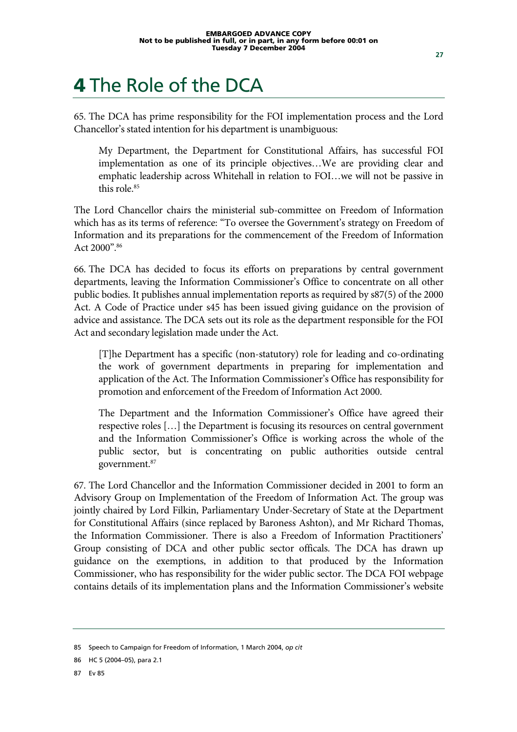# 4 The Role of the DCA

65. The DCA has prime responsibility for the FOI implementation process and the Lord Chancellor's stated intention for his department is unambiguous:

> My Department, the Department for Constitutional Affairs, has successful FOI implementation as one of its principle objectives…We are providing clear and emphatic leadership across Whitehall in relation to FOI…we will not be passive in this role.[85]

The Lord Chancellor chairs the ministerial sub-committee on Freedom of Information which has as its terms of reference: "To oversee the Government's strategy on Freedom of Information and its preparations for the commencement of the Freedom of Information Act 2000".[86]

66. The DCA has decided to focus its efforts on preparations by central government departments, leaving the Information Commissioner's Office to concentrate on all other public bodies. It publishes annual implementation reports as required by s87(5) of the 2000 Act. A Code of Practice under s45 has been issued giving guidance on the provision of advice and assistance. The DCA sets out its role as the department responsible for the FOI Act and secondary legislation made under the Act.

> [T]he Department has a specific (non-statutory) role for leading and co-ordinating the work of government departments in preparing for implementation and application of the Act. The Information Commissioner's Office has responsibility for promotion and enforcement of the Freedom of Information Act 2000.
>
> The Department and the Information Commissioner's Office have agreed their respective roles […] the Department is focusing its resources on central government and the Information Commissioner's Office is working across the whole of the public sector, but is concentrating on public authorities outside central government.[87]

67. The Lord Chancellor and the Information Commissioner decided in 2001 to form an Advisory Group on Implementation of the Freedom of Information Act. The group was jointly chaired by Lord Filkin, Parliamentary Under-Secretary of State at the Department for Constitutional Affairs (since replaced by Baroness Ashton), and Mr Richard Thomas, the Information Commissioner. There is also a Freedom of Information Practitioners' Group consisting of DCA and other public sector offícals. The DCA has drawn up guidance on the exemptions, in addition to that produced by the Information Commissioner, who has responsibility for the wider public sector. The DCA FOI webpage contains details of its implementation plans and the Information Commissioner's website

---

85 Speech to Campaign for Freedom of Information, 1 March 2004, *op cit*

86 HC 5 (2004–05), para 2.1

87 Ev 85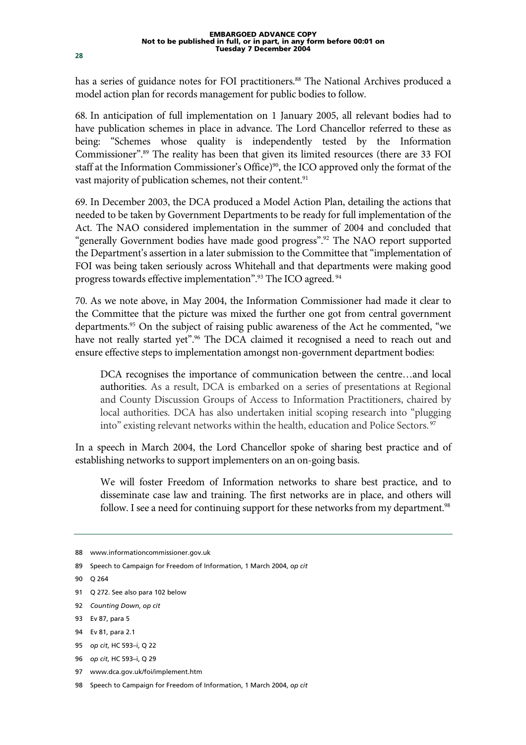has a series of guidance notes for FOI practitioners.[88] The National Archives produced a model action plan for records management for public bodies to follow.

68. In anticipation of full implementation on 1 January 2005, all relevant bodies had to have publication schemes in place in advance. The Lord Chancellor referred to these as being: "Schemes whose quality is independently tested by the Information Commissioner".[89] The reality has been that given its limited resources (there are 33 FOI staff at the Information Commissioner's Office)[90], the ICO approved only the format of the vast majority of publication schemes, not their content.[91]

69. In December 2003, the DCA produced a Model Action Plan, detailing the actions that needed to be taken by Government Departments to be ready for full implementation of the Act. The NAO considered implementation in the summer of 2004 and concluded that "generally Government bodies have made good progress".[92] The NAO report supported the Department's assertion in a later submission to the Committee that "implementation of FOI was being taken seriously across Whitehall and that departments were making good progress towards effective implementation".[93] The ICO agreed.[94]

70. As we note above, in May 2004, the Information Commissioner had made it clear to the Committee that the picture was mixed the further one got from central government departments.[95] On the subject of raising public awareness of the Act he commented, "we have not really started yet".[96] The DCA claimed it recognised a need to reach out and ensure effective steps to implementation amongst non-government department bodies:

> DCA recognises the importance of communication between the centre…and local authorities. As a result, DCA is embarked on a series of presentations at Regional and County Discussion Groups of Access to Information Practitioners, chaired by local authorities. DCA has also undertaken initial scoping research into "plugging into" existing relevant networks within the health, education and Police Sectors.[97]

In a speech in March 2004, the Lord Chancellor spoke of sharing best practice and of establishing networks to support implementers on an on-going basis.

> We will foster Freedom of Information networks to share best practice, and to disseminate case law and training. The first networks are in place, and others will follow. I see a need for continuing support for these networks from my department.[98]

---

88 www.informationcommissioner.gov.uk

89 Speech to Campaign for Freedom of Information, 1 March 2004, *op cit*

90 Q 264

91 Q 272. See also para 102 below

92 *Counting Down*, *op cit*

93 Ev 87, para 5

94 Ev 81, para 2.1

95 *op cit*, HC 593–i, Q 22

96 *op cit*, HC 593–i, Q 29

97 www.dca.gov.uk/foi/implement.htm

98 Speech to Campaign for Freedom of Information, 1 March 2004, *op cit*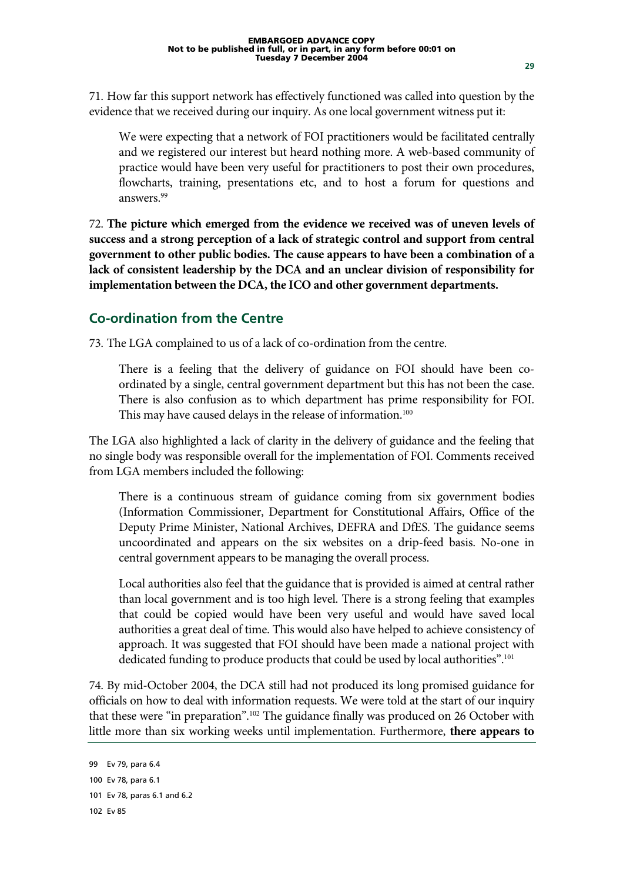71. How far this support network has effectively functioned was called into question by the evidence that we received during our inquiry. As one local government witness put it:

> We were expecting that a network of FOI practitioners would be facilitated centrally and we registered our interest but heard nothing more. A web-based community of practice would have been very useful for practitioners to post their own procedures, flowcharts, training, presentations etc, and to host a forum for questions and answers.[99]

72. **The picture which emerged from the evidence we received was of uneven levels of success and a strong perception of a lack of strategic control and support from central government to other public bodies. The cause appears to have been a combination of a lack of consistent leadership by the DCA and an unclear division of responsibility for implementation between the DCA, the ICO and other government departments.**

## Co-ordination from the Centre

73. The LGA complained to us of a lack of co-ordination from the centre.

> There is a feeling that the delivery of guidance on FOI should have been co-ordinated by a single, central government department but this has not been the case. There is also confusion as to which department has prime responsibility for FOI. This may have caused delays in the release of information.[100]

The LGA also highlighted a lack of clarity in the delivery of guidance and the feeling that no single body was responsible overall for the implementation of FOI. Comments received from LGA members included the following:

> There is a continuous stream of guidance coming from six government bodies (Information Commissioner, Department for Constitutional Affairs, Office of the Deputy Prime Minister, National Archives, DEFRA and DfES. The guidance seems uncoordinated and appears on the six websites on a drip-feed basis. No-one in central government appears to be managing the overall process.
>
> Local authorities also feel that the guidance that is provided is aimed at central rather than local government and is too high level. There is a strong feeling that examples that could be copied would have been very useful and would have saved local authorities a great deal of time. This would also have helped to achieve consistency of approach. It was suggested that FOI should have been made a national project with dedicated funding to produce products that could be used by local authorities".[101]

74. By mid-October 2004, the DCA still had not produced its long promised guidance for officials on how to deal with information requests. We were told at the start of our inquiry that these were "in preparation".[102] The guidance finally was produced on 26 October with little more than six working weeks until implementation. Furthermore, **there appears to**

99 Ev 79, para 6.4

100 Ev 78, para 6.1

101 Ev 78, paras 6.1 and 6.2

102 Ev 85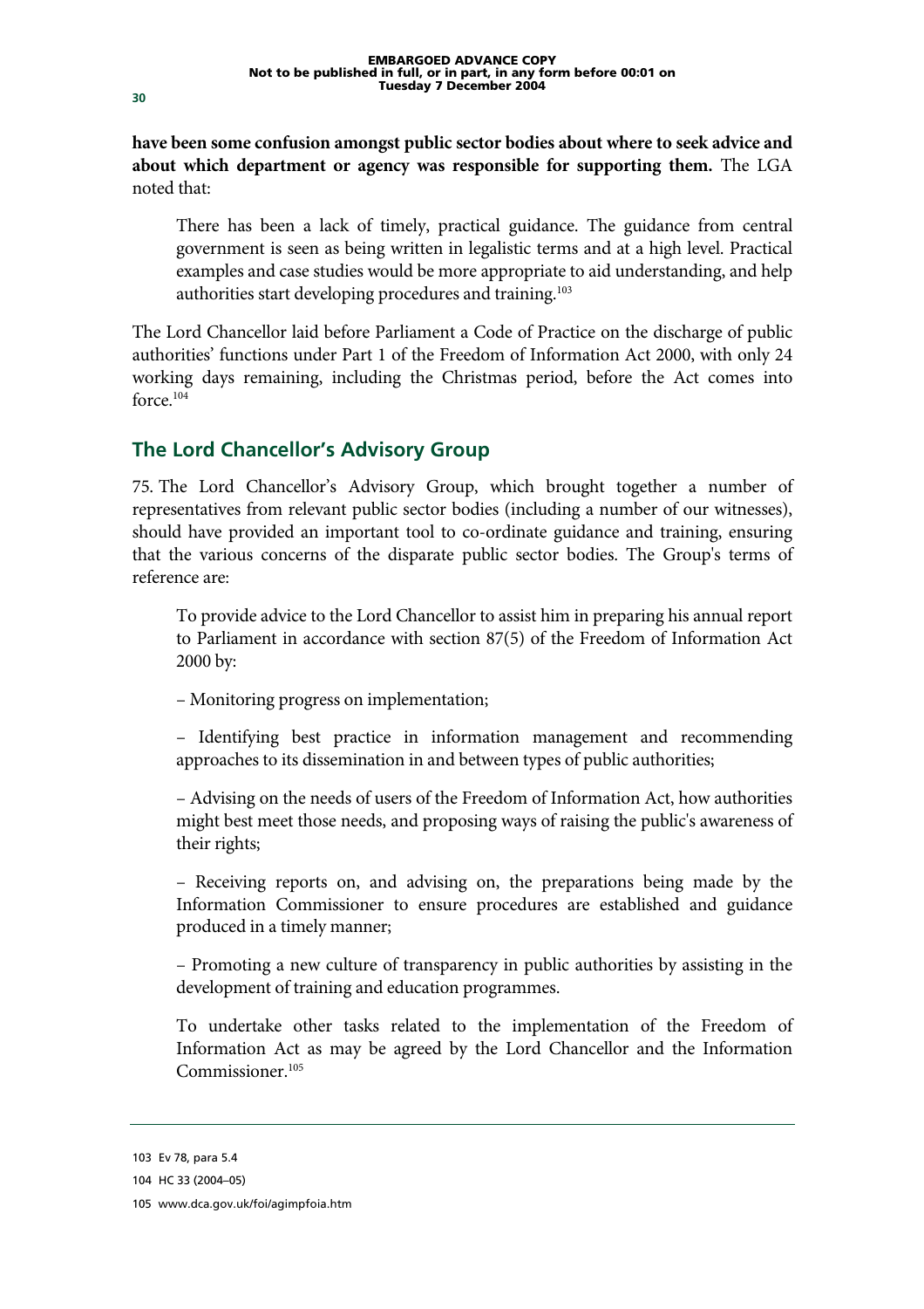**have been some confusion amongst public sector bodies about where to seek advice and about which department or agency was responsible for supporting them.** The LGA noted that:

> There has been a lack of timely, practical guidance. The guidance from central government is seen as being written in legalistic terms and at a high level. Practical examples and case studies would be more appropriate to aid understanding, and help authorities start developing procedures and training.[103]

The Lord Chancellor laid before Parliament a Code of Practice on the discharge of public authorities' functions under Part 1 of the Freedom of Information Act 2000, with only 24 working days remaining, including the Christmas period, before the Act comes into force.[104]

## The Lord Chancellor's Advisory Group

75. The Lord Chancellor's Advisory Group, which brought together a number of representatives from relevant public sector bodies (including a number of our witnesses), should have provided an important tool to co-ordinate guidance and training, ensuring that the various concerns of the disparate public sector bodies. The Group's terms of reference are:

> To provide advice to the Lord Chancellor to assist him in preparing his annual report to Parliament in accordance with section 87(5) of the Freedom of Information Act 2000 by:
>
> – Monitoring progress on implementation;
>
> – Identifying best practice in information management and recommending approaches to its dissemination in and between types of public authorities;
>
> – Advising on the needs of users of the Freedom of Information Act, how authorities might best meet those needs, and proposing ways of raising the public's awareness of their rights;
>
> – Receiving reports on, and advising on, the preparations being made by the Information Commissioner to ensure procedures are established and guidance produced in a timely manner;
>
> – Promoting a new culture of transparency in public authorities by assisting in the development of training and education programmes.
>
> To undertake other tasks related to the implementation of the Freedom of Information Act as may be agreed by the Lord Chancellor and the Information Commissioner.[105]

---

103 Ev 78, para 5.4

104 HC 33 (2004–05)

105 www.dca.gov.uk/foi/agimpfoia.htm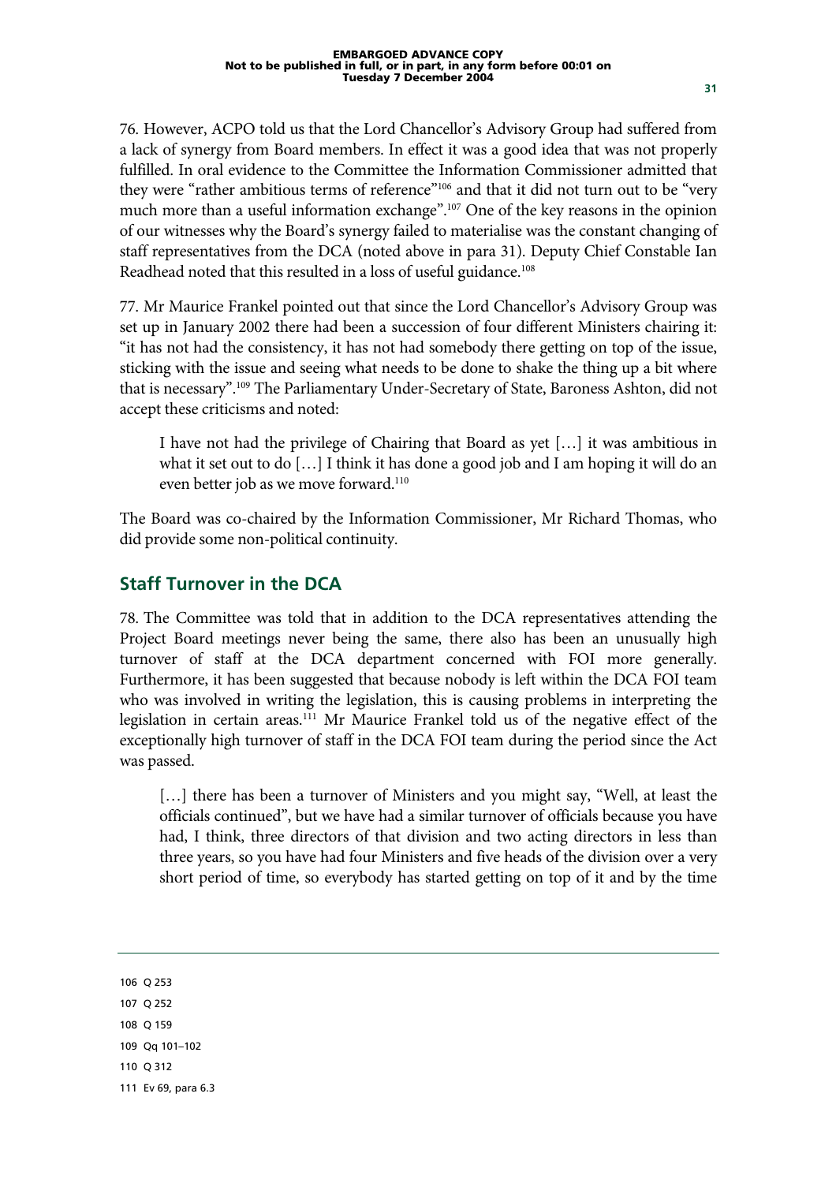76. However, ACPO told us that the Lord Chancellor's Advisory Group had suffered from a lack of synergy from Board members. In effect it was a good idea that was not properly fulfilled. In oral evidence to the Committee the Information Commissioner admitted that they were "rather ambitious terms of reference"[106] and that it did not turn out to be "very much more than a useful information exchange".[107] One of the key reasons in the opinion of our witnesses why the Board's synergy failed to materialise was the constant changing of staff representatives from the DCA (noted above in para 31). Deputy Chief Constable Ian Readhead noted that this resulted in a loss of useful guidance.[108]

77. Mr Maurice Frankel pointed out that since the Lord Chancellor's Advisory Group was set up in January 2002 there had been a succession of four different Ministers chairing it: "it has not had the consistency, it has not had somebody there getting on top of the issue, sticking with the issue and seeing what needs to be done to shake the thing up a bit where that is necessary".[109] The Parliamentary Under-Secretary of State, Baroness Ashton, did not accept these criticisms and noted:

> I have not had the privilege of Chairing that Board as yet […] it was ambitious in what it set out to do […] I think it has done a good job and I am hoping it will do an even better job as we move forward.[110]

The Board was co-chaired by the Information Commissioner, Mr Richard Thomas, who did provide some non-political continuity.

## Staff Turnover in the DCA

78. The Committee was told that in addition to the DCA representatives attending the Project Board meetings never being the same, there also has been an unusually high turnover of staff at the DCA department concerned with FOI more generally. Furthermore, it has been suggested that because nobody is left within the DCA FOI team who was involved in writing the legislation, this is causing problems in interpreting the legislation in certain areas.[111] Mr Maurice Frankel told us of the negative effect of the exceptionally high turnover of staff in the DCA FOI team during the period since the Act was passed.

> […] there has been a turnover of Ministers and you might say, "Well, at least the officials continued", but we have had a similar turnover of officials because you have had, I think, three directors of that division and two acting directors in less than three years, so you have had four Ministers and five heads of the division over a very short period of time, so everybody has started getting on top of it and by the time

---

106 Q 253

107 Q 252

108 Q 159

109 Qq 101–102

110 Q 312

111 Ev 69, para 6.3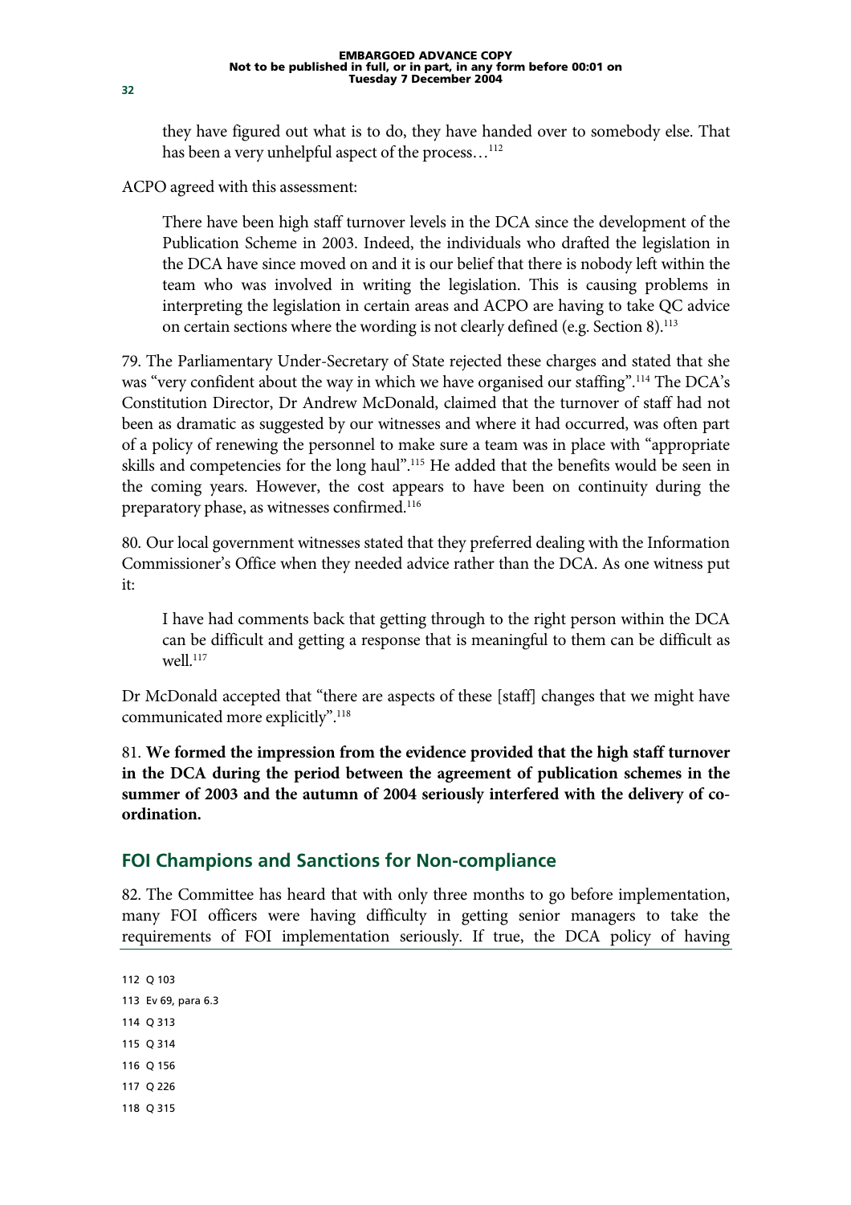> they have figured out what is to do, they have handed over to somebody else. That has been a very unhelpful aspect of the process…[112]

ACPO agreed with this assessment:

> There have been high staff turnover levels in the DCA since the development of the Publication Scheme in 2003. Indeed, the individuals who drafted the legislation in the DCA have since moved on and it is our belief that there is nobody left within the team who was involved in writing the legislation. This is causing problems in interpreting the legislation in certain areas and ACPO are having to take QC advice on certain sections where the wording is not clearly defined (e.g. Section 8).[113]

79. The Parliamentary Under-Secretary of State rejected these charges and stated that she was "very confident about the way in which we have organised our staffing".[114] The DCA's Constitution Director, Dr Andrew McDonald, claimed that the turnover of staff had not been as dramatic as suggested by our witnesses and where it had occurred, was often part of a policy of renewing the personnel to make sure a team was in place with "appropriate skills and competencies for the long haul".[115] He added that the benefits would be seen in the coming years. However, the cost appears to have been on continuity during the preparatory phase, as witnesses confirmed.[116]

80. Our local government witnesses stated that they preferred dealing with the Information Commissioner's Office when they needed advice rather than the DCA. As one witness put it:

> I have had comments back that getting through to the right person within the DCA can be difficult and getting a response that is meaningful to them can be difficult as well.[117]

Dr McDonald accepted that "there are aspects of these [staff] changes that we might have communicated more explicitly".[118]

81. **We formed the impression from the evidence provided that the high staff turnover in the DCA during the period between the agreement of publication schemes in the summer of 2003 and the autumn of 2004 seriously interfered with the delivery of co-ordination.**

## FOI Champions and Sanctions for Non-compliance

82. The Committee has heard that with only three months to go before implementation, many FOI officers were having difficulty in getting senior managers to take the requirements of FOI implementation seriously. If true, the DCA policy of having

112 Q 103

113 Ev 69, para 6.3

114 Q 313

115 Q 314

116 Q 156

117 Q 226

118 Q 315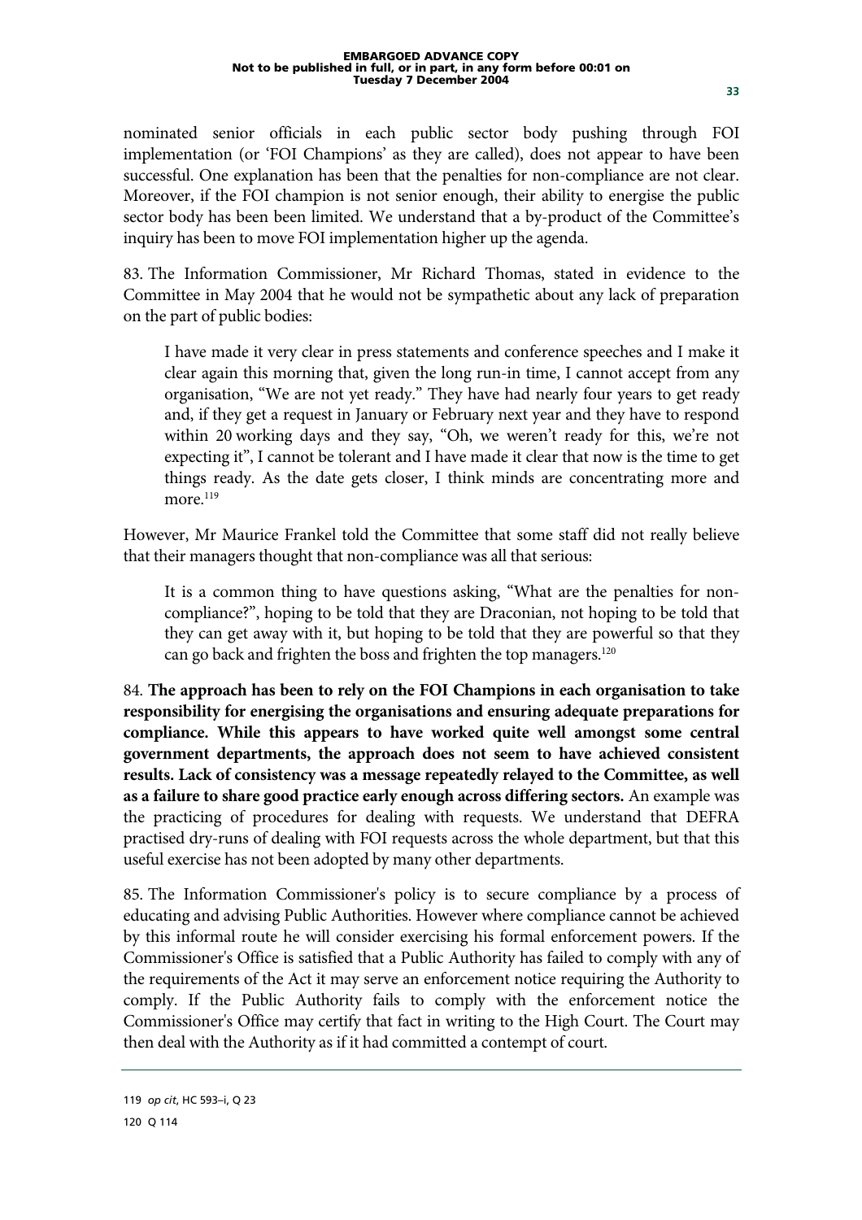nominated senior officials in each public sector body pushing through FOI implementation (or 'FOI Champions' as they are called), does not appear to have been successful. One explanation has been that the penalties for non-compliance are not clear. Moreover, if the FOI champion is not senior enough, their ability to energise the public sector body has been been limited. We understand that a by-product of the Committee's inquiry has been to move FOI implementation higher up the agenda.

83. The Information Commissioner, Mr Richard Thomas, stated in evidence to the Committee in May 2004 that he would not be sympathetic about any lack of preparation on the part of public bodies:

> I have made it very clear in press statements and conference speeches and I make it clear again this morning that, given the long run-in time, I cannot accept from any organisation, "We are not yet ready." They have had nearly four years to get ready and, if they get a request in January or February next year and they have to respond within 20 working days and they say, "Oh, we weren't ready for this, we're not expecting it", I cannot be tolerant and I have made it clear that now is the time to get things ready. As the date gets closer, I think minds are concentrating more and more.[119]

However, Mr Maurice Frankel told the Committee that some staff did not really believe that their managers thought that non-compliance was all that serious:

> It is a common thing to have questions asking, "What are the penalties for non-compliance?", hoping to be told that they are Draconian, not hoping to be told that they can get away with it, but hoping to be told that they are powerful so that they can go back and frighten the boss and frighten the top managers.[120]

84. **The approach has been to rely on the FOI Champions in each organisation to take responsibility for energising the organisations and ensuring adequate preparations for compliance. While this appears to have worked quite well amongst some central government departments, the approach does not seem to have achieved consistent results. Lack of consistency was a message repeatedly relayed to the Committee, as well as a failure to share good practice early enough across differing sectors.** An example was the practicing of procedures for dealing with requests. We understand that DEFRA practised dry-runs of dealing with FOI requests across the whole department, but that this useful exercise has not been adopted by many other departments.

85. The Information Commissioner's policy is to secure compliance by a process of educating and advising Public Authorities. However where compliance cannot be achieved by this informal route he will consider exercising his formal enforcement powers. If the Commissioner's Office is satisfied that a Public Authority has failed to comply with any of the requirements of the Act it may serve an enforcement notice requiring the Authority to comply. If the Public Authority fails to comply with the enforcement notice the Commissioner's Office may certify that fact in writing to the High Court. The Court may then deal with the Authority as if it had committed a contempt of court.

---

119 *op cit*, HC 593–i, Q 23

120 Q 114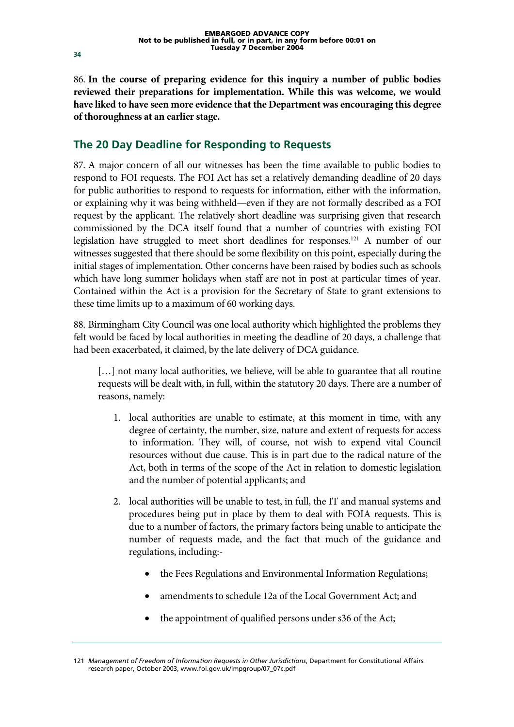86. **In the course of preparing evidence for this inquiry a number of public bodies reviewed their preparations for implementation. While this was welcome, we would have liked to have seen more evidence that the Department was encouraging this degree of thoroughness at an earlier stage.**

## The 20 Day Deadline for Responding to Requests

87. A major concern of all our witnesses has been the time available to public bodies to respond to FOI requests. The FOI Act has set a relatively demanding deadline of 20 days for public authorities to respond to requests for information, either with the information, or explaining why it was being withheld—even if they are not formally described as a FOI request by the applicant. The relatively short deadline was surprising given that research commissioned by the DCA itself found that a number of countries with existing FOI legislation have struggled to meet short deadlines for responses.[121] A number of our witnesses suggested that there should be some flexibility on this point, especially during the initial stages of implementation. Other concerns have been raised by bodies such as schools which have long summer holidays when staff are not in post at particular times of year. Contained within the Act is a provision for the Secretary of State to grant extensions to these time limits up to a maximum of 60 working days.

88. Birmingham City Council was one local authority which highlighted the problems they felt would be faced by local authorities in meeting the deadline of 20 days, a challenge that had been exacerbated, it claimed, by the late delivery of DCA guidance.

> […] not many local authorities, we believe, will be able to guarantee that all routine requests will be dealt with, in full, within the statutory 20 days. There are a number of reasons, namely:
>
> 1. local authorities are unable to estimate, at this moment in time, with any degree of certainty, the number, size, nature and extent of requests for access to information. They will, of course, not wish to expend vital Council resources without due cause. This is in part due to the radical nature of the Act, both in terms of the scope of the Act in relation to domestic legislation and the number of potential applicants; and
>
> 2. local authorities will be unable to test, in full, the IT and manual systems and procedures being put in place by them to deal with FOIA requests. This is due to a number of factors, the primary factors being unable to anticipate the number of requests made, and the fact that much of the guidance and regulations, including:-
>
>     - the Fees Regulations and Environmental Information Regulations;
>     - amendments to schedule 12a of the Local Government Act; and
>     - the appointment of qualified persons under s36 of the Act;

---

121 *Management of Freedom of Information Requests in Other Jurisdictions*, Department for Constitutional Affairs research paper, October 2003, www.foi.gov.uk/impgroup/07_07c.pdf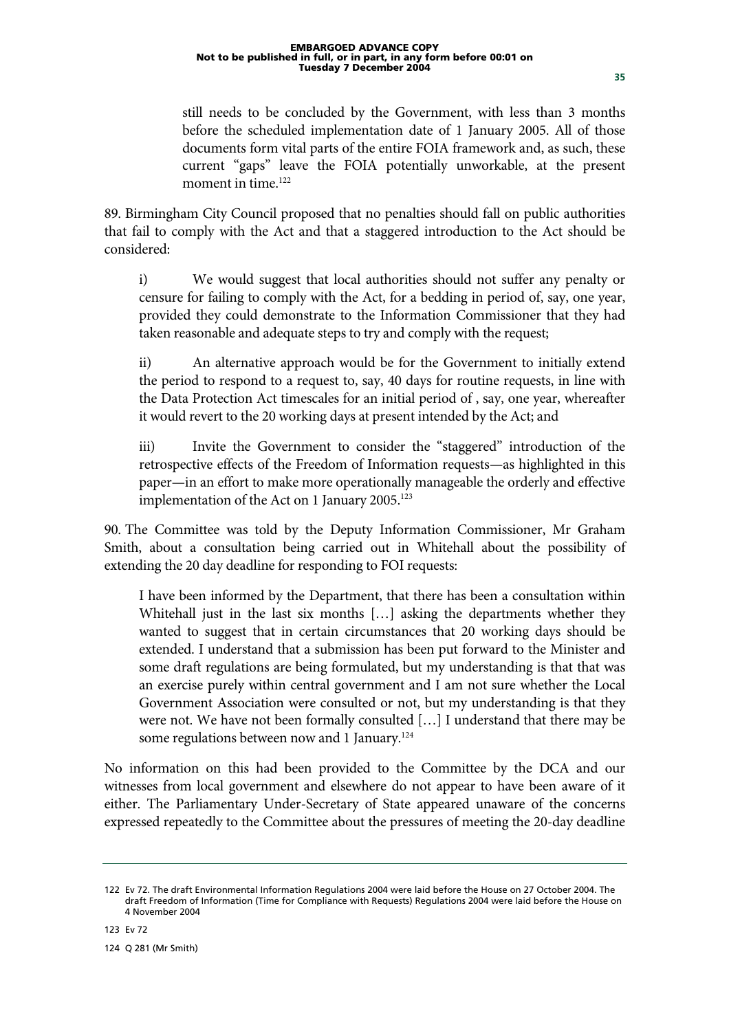still needs to be concluded by the Government, with less than 3 months before the scheduled implementation date of 1 January 2005. All of those documents form vital parts of the entire FOIA framework and, as such, these current "gaps" leave the FOIA potentially unworkable, at the present moment in time.[122]

89. Birmingham City Council proposed that no penalties should fall on public authorities that fail to comply with the Act and that a staggered introduction to the Act should be considered:

> i) We would suggest that local authorities should not suffer any penalty or censure for failing to comply with the Act, for a bedding in period of, say, one year, provided they could demonstrate to the Information Commissioner that they had taken reasonable and adequate steps to try and comply with the request;
>
> ii) An alternative approach would be for the Government to initially extend the period to respond to a request to, say, 40 days for routine requests, in line with the Data Protection Act timescales for an initial period of , say, one year, whereafter it would revert to the 20 working days at present intended by the Act; and
>
> iii) Invite the Government to consider the "staggered" introduction of the retrospective effects of the Freedom of Information requests—as highlighted in this paper—in an effort to make more operationally manageable the orderly and effective implementation of the Act on 1 January 2005.[123]

90. The Committee was told by the Deputy Information Commissioner, Mr Graham Smith, about a consultation being carried out in Whitehall about the possibility of extending the 20 day deadline for responding to FOI requests:

> I have been informed by the Department, that there has been a consultation within Whitehall just in the last six months […] asking the departments whether they wanted to suggest that in certain circumstances that 20 working days should be extended. I understand that a submission has been put forward to the Minister and some draft regulations are being formulated, but my understanding is that that was an exercise purely within central government and I am not sure whether the Local Government Association were consulted or not, but my understanding is that they were not. We have not been formally consulted […] I understand that there may be some regulations between now and 1 January.[124]

No information on this had been provided to the Committee by the DCA and our witnesses from local government and elsewhere do not appear to have been aware of it either. The Parliamentary Under-Secretary of State appeared unaware of the concerns expressed repeatedly to the Committee about the pressures of meeting the 20-day deadline

---

122 Ev 72. The draft Environmental Information Regulations 2004 were laid before the House on 27 October 2004. The draft Freedom of Information (Time for Compliance with Requests) Regulations 2004 were laid before the House on 4 November 2004

123 Ev 72

124 Q 281 (Mr Smith)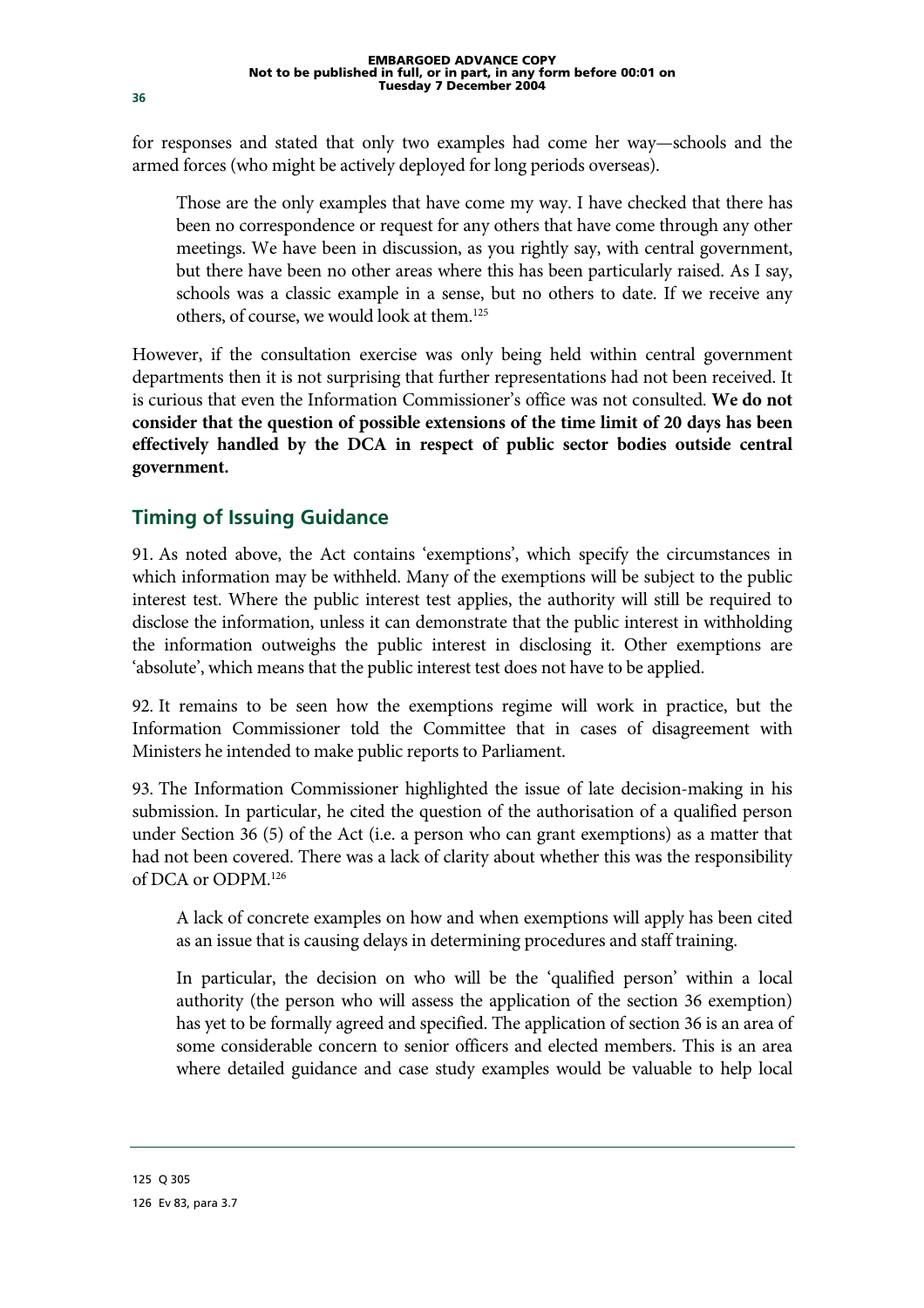for responses and stated that only two examples had come her way—schools and the armed forces (who might be actively deployed for long periods overseas).

> Those are the only examples that have come my way. I have checked that there has been no correspondence or request for any others that have come through any other meetings. We have been in discussion, as you rightly say, with central government, but there have been no other areas where this has been particularly raised. As I say, schools was a classic example in a sense, but no others to date. If we receive any others, of course, we would look at them.[125]

However, if the consultation exercise was only being held within central government departments then it is not surprising that further representations had not been received. It is curious that even the Information Commissioner's office was not consulted. **We do not consider that the question of possible extensions of the time limit of 20 days has been effectively handled by the DCA in respect of public sector bodies outside central government.**

## Timing of Issuing Guidance

91. As noted above, the Act contains 'exemptions', which specify the circumstances in which information may be withheld. Many of the exemptions will be subject to the public interest test. Where the public interest test applies, the authority will still be required to disclose the information, unless it can demonstrate that the public interest in withholding the information outweighs the public interest in disclosing it. Other exemptions are 'absolute', which means that the public interest test does not have to be applied.

92. It remains to be seen how the exemptions regime will work in practice, but the Information Commissioner told the Committee that in cases of disagreement with Ministers he intended to make public reports to Parliament.

93. The Information Commissioner highlighted the issue of late decision-making in his submission. In particular, he cited the question of the authorisation of a qualified person under Section 36 (5) of the Act (i.e. a person who can grant exemptions) as a matter that had not been covered. There was a lack of clarity about whether this was the responsibility of DCA or ODPM.[126]

> A lack of concrete examples on how and when exemptions will apply has been cited as an issue that is causing delays in determining procedures and staff training.
>
> In particular, the decision on who will be the 'qualified person' within a local authority (the person who will assess the application of the section 36 exemption) has yet to be formally agreed and specified. The application of section 36 is an area of some considerable concern to senior officers and elected members. This is an area where detailed guidance and case study examples would be valuable to help local

125 Q 305

126 Ev 83, para 3.7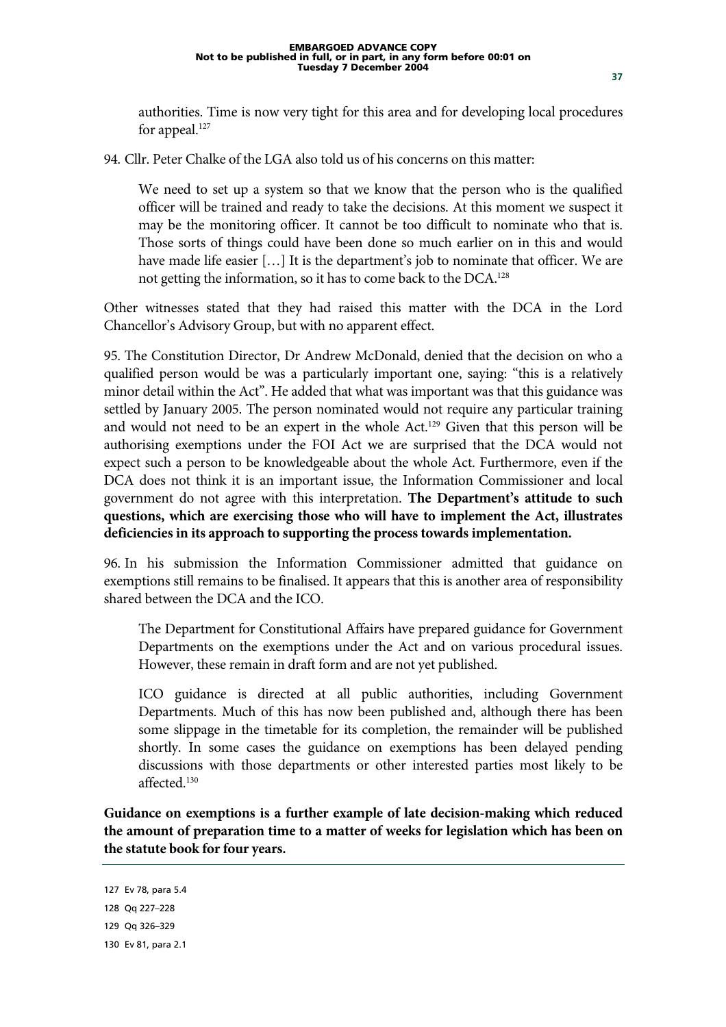authorities. Time is now very tight for this area and for developing local procedures for appeal.[127]

94. Cllr. Peter Chalke of the LGA also told us of his concerns on this matter:

> We need to set up a system so that we know that the person who is the qualified officer will be trained and ready to take the decisions. At this moment we suspect it may be the monitoring officer. It cannot be too difficult to nominate who that is. Those sorts of things could have been done so much earlier on in this and would have made life easier […] It is the department's job to nominate that officer. We are not getting the information, so it has to come back to the DCA.[128]

Other witnesses stated that they had raised this matter with the DCA in the Lord Chancellor's Advisory Group, but with no apparent effect.

95. The Constitution Director, Dr Andrew McDonald, denied that the decision on who a qualified person would be was a particularly important one, saying: "this is a relatively minor detail within the Act". He added that what was important was that this guidance was settled by January 2005. The person nominated would not require any particular training and would not need to be an expert in the whole Act.[129] Given that this person will be authorising exemptions under the FOI Act we are surprised that the DCA would not expect such a person to be knowledgeable about the whole Act. Furthermore, even if the DCA does not think it is an important issue, the Information Commissioner and local government do not agree with this interpretation. **The Department's attitude to such questions, which are exercising those who will have to implement the Act, illustrates deficiencies in its approach to supporting the process towards implementation.**

96. In his submission the Information Commissioner admitted that guidance on exemptions still remains to be finalised. It appears that this is another area of responsibility shared between the DCA and the ICO.

> The Department for Constitutional Affairs have prepared guidance for Government Departments on the exemptions under the Act and on various procedural issues. However, these remain in draft form and are not yet published.
>
> ICO guidance is directed at all public authorities, including Government Departments. Much of this has now been published and, although there has been some slippage in the timetable for its completion, the remainder will be published shortly. In some cases the guidance on exemptions has been delayed pending discussions with those departments or other interested parties most likely to be affected.[130]

**Guidance on exemptions is a further example of late decision-making which reduced the amount of preparation time to a matter of weeks for legislation which has been on the statute book for four years.**

---

127 Ev 78, para 5.4

128 Qq 227–228

129 Qq 326–329

130 Ev 81, para 2.1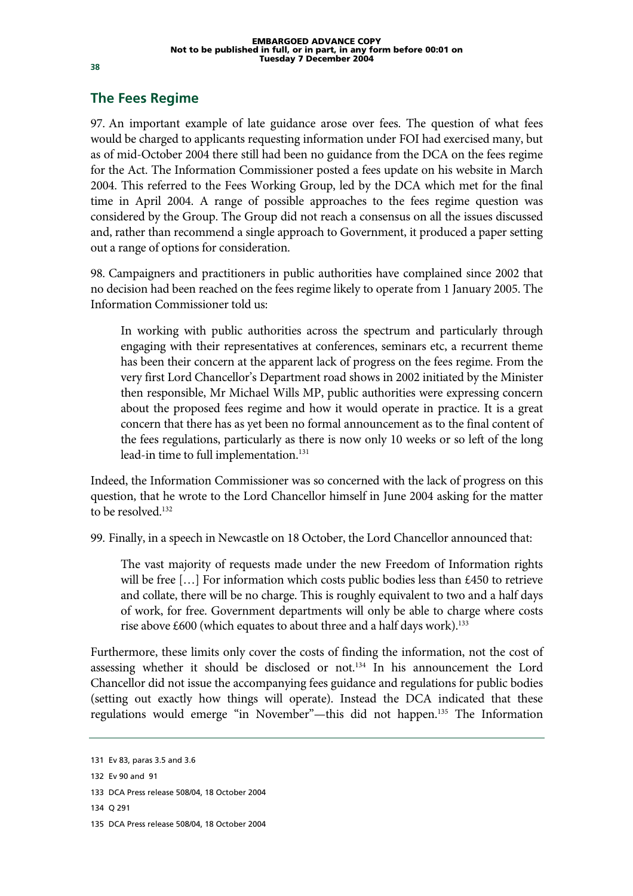## The Fees Regime

97. An important example of late guidance arose over fees. The question of what fees would be charged to applicants requesting information under FOI had exercised many, but as of mid-October 2004 there still had been no guidance from the DCA on the fees regime for the Act. The Information Commissioner posted a fees update on his website in March 2004. This referred to the Fees Working Group, led by the DCA which met for the final time in April 2004. A range of possible approaches to the fees regime question was considered by the Group. The Group did not reach a consensus on all the issues discussed and, rather than recommend a single approach to Government, it produced a paper setting out a range of options for consideration.

98. Campaigners and practitioners in public authorities have complained since 2002 that no decision had been reached on the fees regime likely to operate from 1 January 2005. The Information Commissioner told us:

> In working with public authorities across the spectrum and particularly through engaging with their representatives at conferences, seminars etc, a recurrent theme has been their concern at the apparent lack of progress on the fees regime. From the very first Lord Chancellor's Department road shows in 2002 initiated by the Minister then responsible, Mr Michael Wills MP, public authorities were expressing concern about the proposed fees regime and how it would operate in practice. It is a great concern that there has as yet been no formal announcement as to the final content of the fees regulations, particularly as there is now only 10 weeks or so left of the long lead-in time to full implementation.[131]

Indeed, the Information Commissioner was so concerned with the lack of progress on this question, that he wrote to the Lord Chancellor himself in June 2004 asking for the matter to be resolved.[132]

99. Finally, in a speech in Newcastle on 18 October, the Lord Chancellor announced that:

> The vast majority of requests made under the new Freedom of Information rights will be free […] For information which costs public bodies less than £450 to retrieve and collate, there will be no charge. This is roughly equivalent to two and a half days of work, for free. Government departments will only be able to charge where costs rise above £600 (which equates to about three and a half days work).[133]

Furthermore, these limits only cover the costs of finding the information, not the cost of assessing whether it should be disclosed or not.[134] In his announcement the Lord Chancellor did not issue the accompanying fees guidance and regulations for public bodies (setting out exactly how things will operate). Instead the DCA indicated that these regulations would emerge "in November"—this did not happen.[135] The Information

---

131 Ev 83, paras 3.5 and 3.6

132 Ev 90 and 91

133 DCA Press release 508/04, 18 October 2004

134 Q 291

135 DCA Press release 508/04, 18 October 2004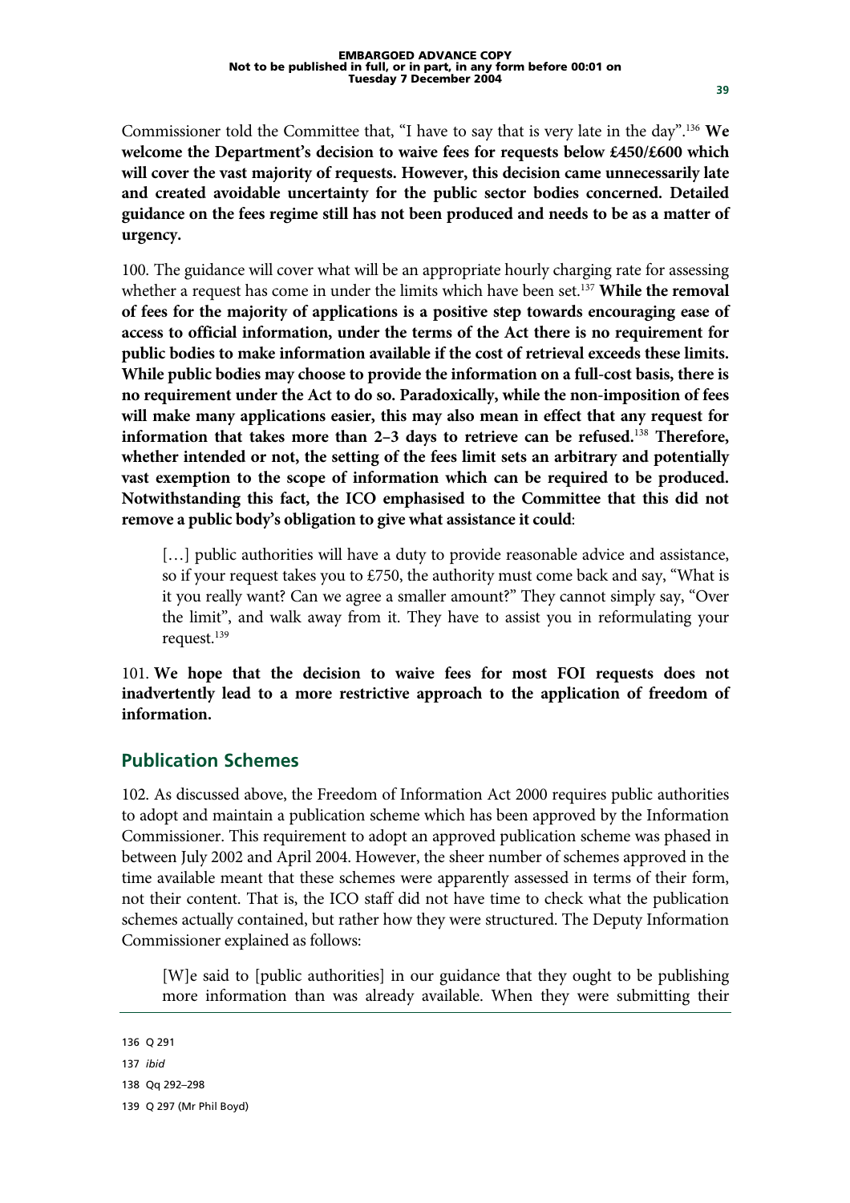Commissioner told the Committee that, "I have to say that is very late in the day".[136] **We welcome the Department's decision to waive fees for requests below £450/£600 which will cover the vast majority of requests. However, this decision came unnecessarily late and created avoidable uncertainty for the public sector bodies concerned. Detailed guidance on the fees regime still has not been produced and needs to be as a matter of urgency.**

100. The guidance will cover what will be an appropriate hourly charging rate for assessing whether a request has come in under the limits which have been set.[137] **While the removal of fees for the majority of applications is a positive step towards encouraging ease of access to official information, under the terms of the Act there is no requirement for public bodies to make information available if the cost of retrieval exceeds these limits. While public bodies may choose to provide the information on a full-cost basis, there is no requirement under the Act to do so. Paradoxically, while the non-imposition of fees will make many applications easier, this may also mean in effect that any request for information that takes more than 2–3 days to retrieve can be refused.**[138] **Therefore, whether intended or not, the setting of the fees limit sets an arbitrary and potentially vast exemption to the scope of information which can be required to be produced. Notwithstanding this fact, the ICO emphasised to the Committee that this did not remove a public body's obligation to give what assistance it could**:

> […] public authorities will have a duty to provide reasonable advice and assistance, so if your request takes you to £750, the authority must come back and say, "What is it you really want? Can we agree a smaller amount?" They cannot simply say, "Over the limit", and walk away from it. They have to assist you in reformulating your request.[139]

101. **We hope that the decision to waive fees for most FOI requests does not inadvertently lead to a more restrictive approach to the application of freedom of information.**

## Publication Schemes

102. As discussed above, the Freedom of Information Act 2000 requires public authorities to adopt and maintain a publication scheme which has been approved by the Information Commissioner. This requirement to adopt an approved publication scheme was phased in between July 2002 and April 2004. However, the sheer number of schemes approved in the time available meant that these schemes were apparently assessed in terms of their form, not their content. That is, the ICO staff did not have time to check what the publication schemes actually contained, but rather how they were structured. The Deputy Information Commissioner explained as follows:

> [W]e said to [public authorities] in our guidance that they ought to be publishing more information than was already available. When they were submitting their

136 Q 291

137 *ibid*

138 Qq 292–298

139 Q 297 (Mr Phil Boyd)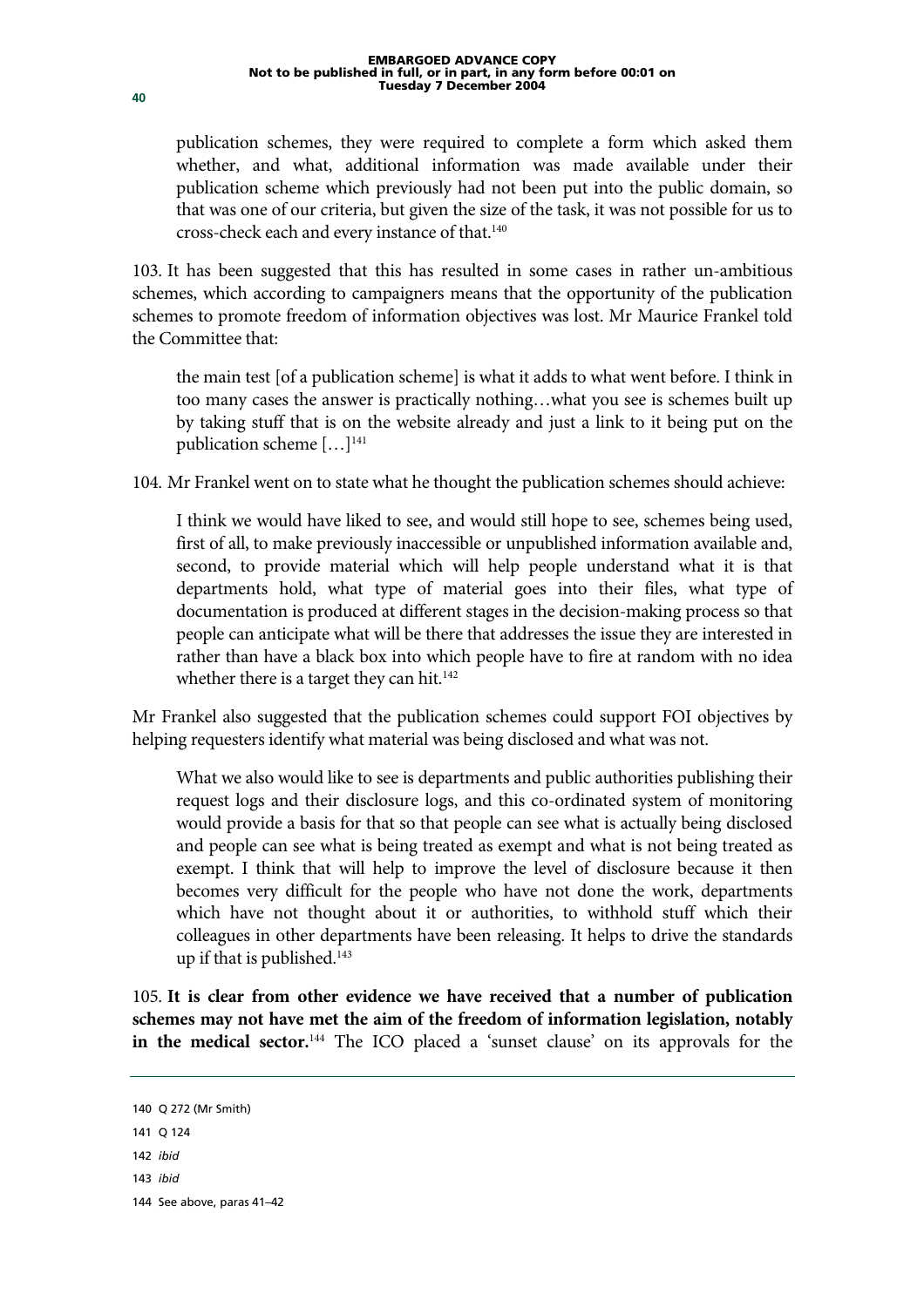publication schemes, they were required to complete a form which asked them whether, and what, additional information was made available under their publication scheme which previously had not been put into the public domain, so that was one of our criteria, but given the size of the task, it was not possible for us to cross-check each and every instance of that.[140]

103. It has been suggested that this has resulted in some cases in rather un-ambitious schemes, which according to campaigners means that the opportunity of the publication schemes to promote freedom of information objectives was lost. Mr Maurice Frankel told the Committee that:

> the main test [of a publication scheme] is what it adds to what went before. I think in too many cases the answer is practically nothing…what you see is schemes built up by taking stuff that is on the website already and just a link to it being put on the publication scheme […][141]

104. Mr Frankel went on to state what he thought the publication schemes should achieve:

> I think we would have liked to see, and would still hope to see, schemes being used, first of all, to make previously inaccessible or unpublished information available and, second, to provide material which will help people understand what it is that departments hold, what type of material goes into their files, what type of documentation is produced at different stages in the decision-making process so that people can anticipate what will be there that addresses the issue they are interested in rather than have a black box into which people have to fire at random with no idea whether there is a target they can hit.[142]

Mr Frankel also suggested that the publication schemes could support FOI objectives by helping requesters identify what material was being disclosed and what was not.

> What we also would like to see is departments and public authorities publishing their request logs and their disclosure logs, and this co-ordinated system of monitoring would provide a basis for that so that people can see what is actually being disclosed and people can see what is being treated as exempt and what is not being treated as exempt. I think that will help to improve the level of disclosure because it then becomes very difficult for the people who have not done the work, departments which have not thought about it or authorities, to withhold stuff which their colleagues in other departments have been releasing. It helps to drive the standards up if that is published.[143]

105. **It is clear from other evidence we have received that a number of publication schemes may not have met the aim of the freedom of information legislation, notably in the medical sector.**[144] The ICO placed a 'sunset clause' on its approvals for the

---

140 Q 272 (Mr Smith)

141 Q 124

142 *ibid*

143 *ibid*

144 See above, paras 41–42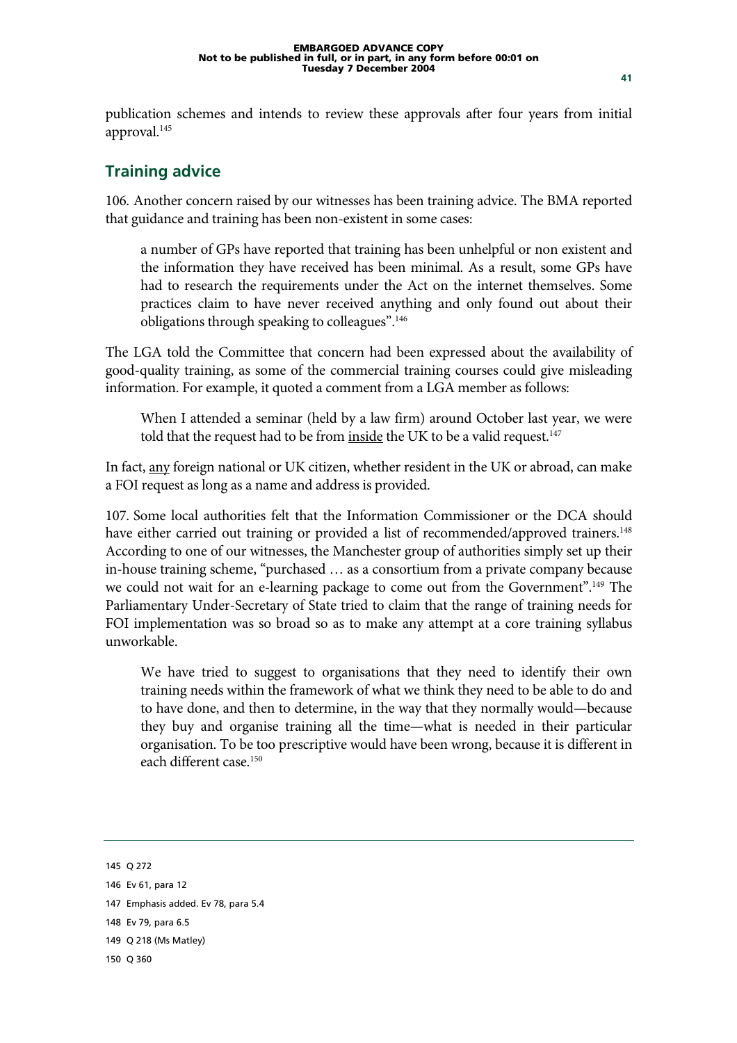publication schemes and intends to review these approvals after four years from initial approval.[145]

## Training advice

106. Another concern raised by our witnesses has been training advice. The BMA reported that guidance and training has been non-existent in some cases:

> a number of GPs have reported that training has been unhelpful or non existent and the information they have received has been minimal. As a result, some GPs have had to research the requirements under the Act on the internet themselves. Some practices claim to have never received anything and only found out about their obligations through speaking to colleagues".[146]

The LGA told the Committee that concern had been expressed about the availability of good-quality training, as some of the commercial training courses could give misleading information. For example, it quoted a comment from a LGA member as follows:

> When I attended a seminar (held by a law firm) around October last year, we were told that the request had to be from <u>inside</u> the UK to be a valid request.[147]

In fact, <u>any</u> foreign national or UK citizen, whether resident in the UK or abroad, can make a FOI request as long as a name and address is provided.

107. Some local authorities felt that the Information Commissioner or the DCA should have either carried out training or provided a list of recommended/approved trainers.[148] According to one of our witnesses, the Manchester group of authorities simply set up their in-house training scheme, "purchased … as a consortium from a private company because we could not wait for an e-learning package to come out from the Government".[149] The Parliamentary Under-Secretary of State tried to claim that the range of training needs for FOI implementation was so broad so as to make any attempt at a core training syllabus unworkable.

> We have tried to suggest to organisations that they need to identify their own training needs within the framework of what we think they need to be able to do and to have done, and then to determine, in the way that they normally would—because they buy and organise training all the time—what is needed in their particular organisation. To be too prescriptive would have been wrong, because it is different in each different case.[150]

---

145 Q 272

146 Ev 61, para 12

147 Emphasis added. Ev 78, para 5.4

148 Ev 79, para 6.5

149 Q 218 (Ms Matley)

150 Q 360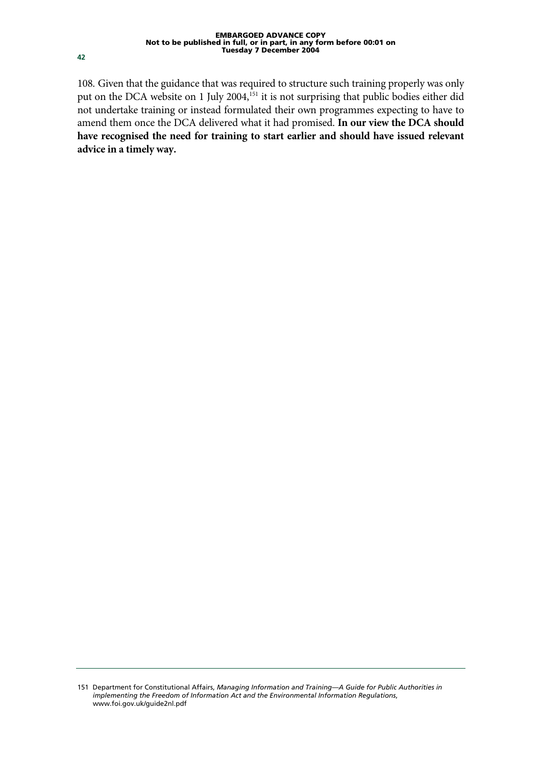108. Given that the guidance that was required to structure such training properly was only put on the DCA website on 1 July 2004,[151] it is not surprising that public bodies either did not undertake training or instead formulated their own programmes expecting to have to amend them once the DCA delivered what it had promised. **In our view the DCA should have recognised the need for training to start earlier and should have issued relevant advice in a timely way.**

---

151 Department for Constitutional Affairs, *Managing Information and Training—A Guide for Public Authorities in implementing the Freedom of Information Act and the Environmental Information Regulations*, www.foi.gov.uk/guide2nl.pdf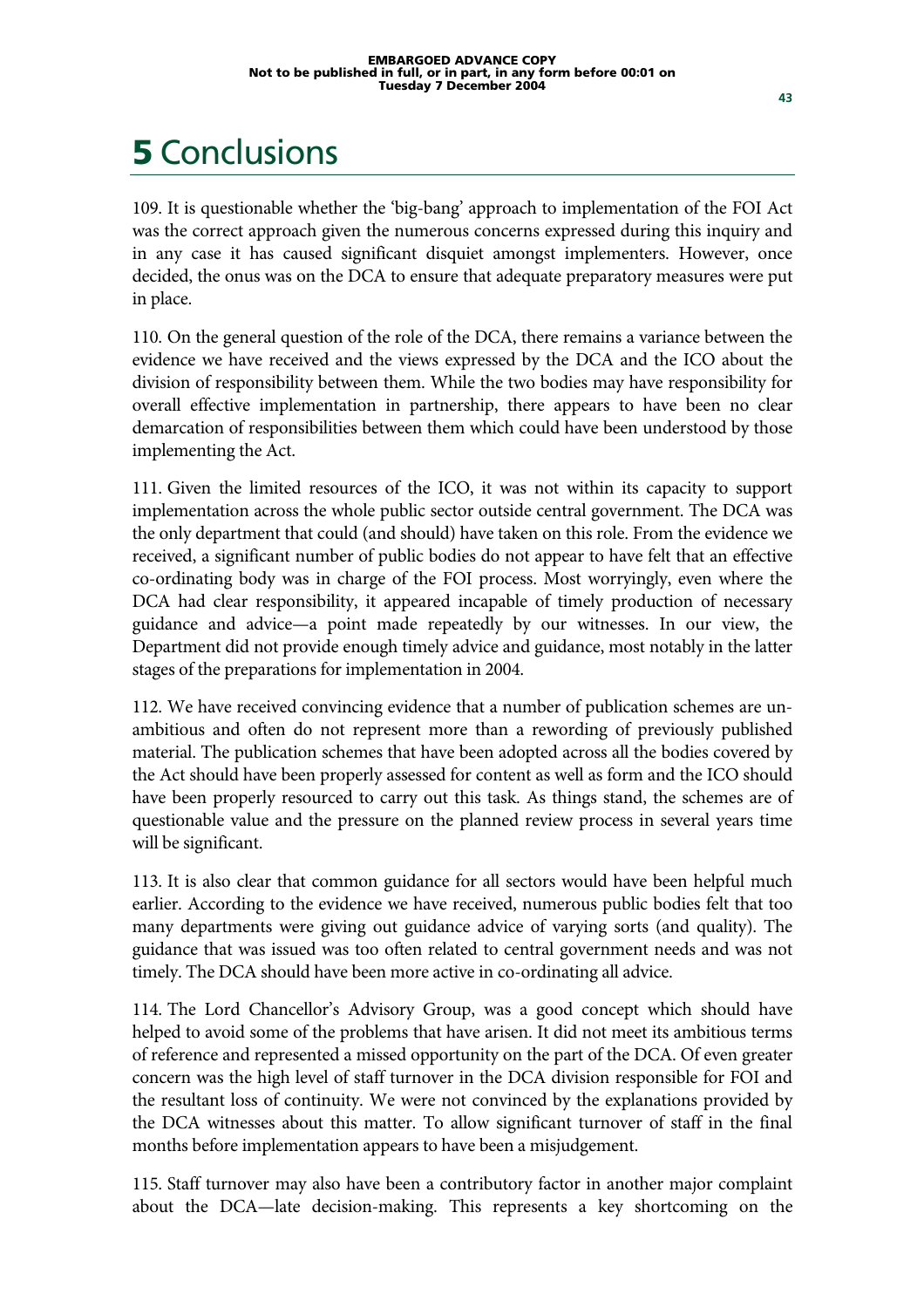# 5 Conclusions

109. It is questionable whether the 'big-bang' approach to implementation of the FOI Act was the correct approach given the numerous concerns expressed during this inquiry and in any case it has caused significant disquiet amongst implementers. However, once decided, the onus was on the DCA to ensure that adequate preparatory measures were put in place.

110. On the general question of the role of the DCA, there remains a variance between the evidence we have received and the views expressed by the DCA and the ICO about the division of responsibility between them. While the two bodies may have responsibility for overall effective implementation in partnership, there appears to have been no clear demarcation of responsibilities between them which could have been understood by those implementing the Act.

111. Given the limited resources of the ICO, it was not within its capacity to support implementation across the whole public sector outside central government. The DCA was the only department that could (and should) have taken on this role. From the evidence we received, a significant number of public bodies do not appear to have felt that an effective co-ordinating body was in charge of the FOI process. Most worryingly, even where the DCA had clear responsibility, it appeared incapable of timely production of necessary guidance and advice—a point made repeatedly by our witnesses. In our view, the Department did not provide enough timely advice and guidance, most notably in the latter stages of the preparations for implementation in 2004.

112. We have received convincing evidence that a number of publication schemes are un-ambitious and often do not represent more than a rewording of previously published material. The publication schemes that have been adopted across all the bodies covered by the Act should have been properly assessed for content as well as form and the ICO should have been properly resourced to carry out this task. As things stand, the schemes are of questionable value and the pressure on the planned review process in several years time will be significant.

113. It is also clear that common guidance for all sectors would have been helpful much earlier. According to the evidence we have received, numerous public bodies felt that too many departments were giving out guidance advice of varying sorts (and quality). The guidance that was issued was too often related to central government needs and was not timely. The DCA should have been more active in co-ordinating all advice.

114. The Lord Chancellor's Advisory Group, was a good concept which should have helped to avoid some of the problems that have arisen. It did not meet its ambitious terms of reference and represented a missed opportunity on the part of the DCA. Of even greater concern was the high level of staff turnover in the DCA division responsible for FOI and the resultant loss of continuity. We were not convinced by the explanations provided by the DCA witnesses about this matter. To allow significant turnover of staff in the final months before implementation appears to have been a misjudgement.

115. Staff turnover may also have been a contributory factor in another major complaint about the DCA—late decision-making. This represents a key shortcoming on the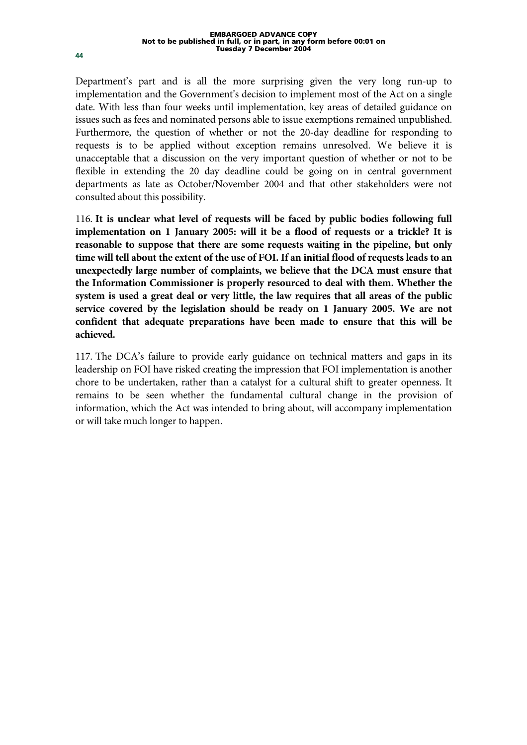Department's part and is all the more surprising given the very long run-up to implementation and the Government's decision to implement most of the Act on a single date. With less than four weeks until implementation, key areas of detailed guidance on issues such as fees and nominated persons able to issue exemptions remained unpublished. Furthermore, the question of whether or not the 20-day deadline for responding to requests is to be applied without exception remains unresolved. We believe it is unacceptable that a discussion on the very important question of whether or not to be flexible in extending the 20 day deadline could be going on in central government departments as late as October/November 2004 and that other stakeholders were not consulted about this possibility.

116. **It is unclear what level of requests will be faced by public bodies following full implementation on 1 January 2005: will it be a flood of requests or a trickle? It is reasonable to suppose that there are some requests waiting in the pipeline, but only time will tell about the extent of the use of FOI. If an initial flood of requests leads to an unexpectedly large number of complaints, we believe that the DCA must ensure that the Information Commissioner is properly resourced to deal with them. Whether the system is used a great deal or very little, the law requires that all areas of the public service covered by the legislation should be ready on 1 January 2005. We are not confident that adequate preparations have been made to ensure that this will be achieved.**

117. The DCA's failure to provide early guidance on technical matters and gaps in its leadership on FOI have risked creating the impression that FOI implementation is another chore to be undertaken, rather than a catalyst for a cultural shift to greater openness. It remains to be seen whether the fundamental cultural change in the provision of information, which the Act was intended to bring about, will accompany implementation or will take much longer to happen.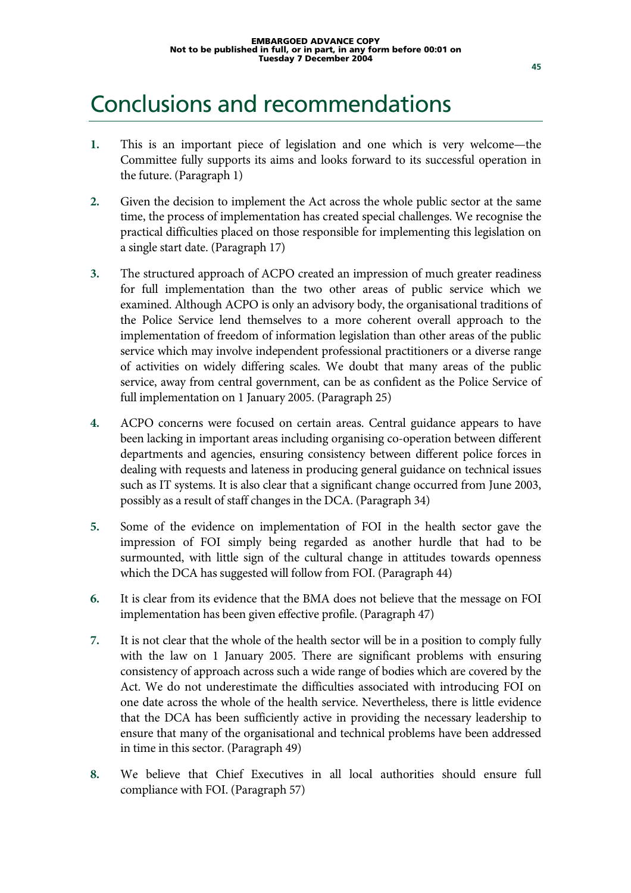# Conclusions and recommendations

1. This is an important piece of legislation and one which is very welcome—the Committee fully supports its aims and looks forward to its successful operation in the future. (Paragraph 1)

2. Given the decision to implement the Act across the whole public sector at the same time, the process of implementation has created special challenges. We recognise the practical difficulties placed on those responsible for implementing this legislation on a single start date. (Paragraph 17)

3. The structured approach of ACPO created an impression of much greater readiness for full implementation than the two other areas of public service which we examined. Although ACPO is only an advisory body, the organisational traditions of the Police Service lend themselves to a more coherent overall approach to the implementation of freedom of information legislation than other areas of the public service which may involve independent professional practitioners or a diverse range of activities on widely differing scales. We doubt that many areas of the public service, away from central government, can be as confident as the Police Service of full implementation on 1 January 2005. (Paragraph 25)

4. ACPO concerns were focused on certain areas. Central guidance appears to have been lacking in important areas including organising co-operation between different departments and agencies, ensuring consistency between different police forces in dealing with requests and lateness in producing general guidance on technical issues such as IT systems. It is also clear that a significant change occurred from June 2003, possibly as a result of staff changes in the DCA. (Paragraph 34)

5. Some of the evidence on implementation of FOI in the health sector gave the impression of FOI simply being regarded as another hurdle that had to be surmounted, with little sign of the cultural change in attitudes towards openness which the DCA has suggested will follow from FOI. (Paragraph 44)

6. It is clear from its evidence that the BMA does not believe that the message on FOI implementation has been given effective profile. (Paragraph 47)

7. It is not clear that the whole of the health sector will be in a position to comply fully with the law on 1 January 2005. There are significant problems with ensuring consistency of approach across such a wide range of bodies which are covered by the Act. We do not underestimate the difficulties associated with introducing FOI on one date across the whole of the health service. Nevertheless, there is little evidence that the DCA has been sufficiently active in providing the necessary leadership to ensure that many of the organisational and technical problems have been addressed in time in this sector. (Paragraph 49)

8. We believe that Chief Executives in all local authorities should ensure full compliance with FOI. (Paragraph 57)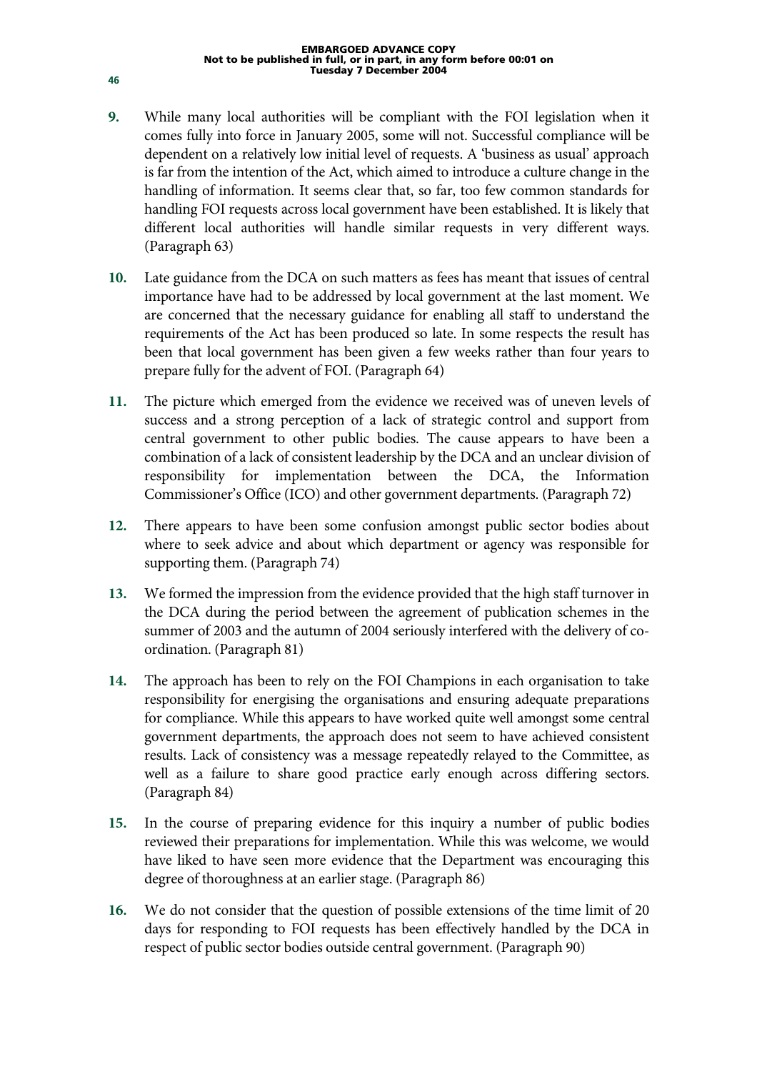**9.** While many local authorities will be compliant with the FOI legislation when it comes fully into force in January 2005, some will not. Successful compliance will be dependent on a relatively low initial level of requests. A 'business as usual' approach is far from the intention of the Act, which aimed to introduce a culture change in the handling of information. It seems clear that, so far, too few common standards for handling FOI requests across local government have been established. It is likely that different local authorities will handle similar requests in very different ways. (Paragraph 63)

**10.** Late guidance from the DCA on such matters as fees has meant that issues of central importance have had to be addressed by local government at the last moment. We are concerned that the necessary guidance for enabling all staff to understand the requirements of the Act has been produced so late. In some respects the result has been that local government has been given a few weeks rather than four years to prepare fully for the advent of FOI. (Paragraph 64)

**11.** The picture which emerged from the evidence we received was of uneven levels of success and a strong perception of a lack of strategic control and support from central government to other public bodies. The cause appears to have been a combination of a lack of consistent leadership by the DCA and an unclear division of responsibility for implementation between the DCA, the Information Commissioner's Office (ICO) and other government departments. (Paragraph 72)

**12.** There appears to have been some confusion amongst public sector bodies about where to seek advice and about which department or agency was responsible for supporting them. (Paragraph 74)

**13.** We formed the impression from the evidence provided that the high staff turnover in the DCA during the period between the agreement of publication schemes in the summer of 2003 and the autumn of 2004 seriously interfered with the delivery of co-ordination. (Paragraph 81)

**14.** The approach has been to rely on the FOI Champions in each organisation to take responsibility for energising the organisations and ensuring adequate preparations for compliance. While this appears to have worked quite well amongst some central government departments, the approach does not seem to have achieved consistent results. Lack of consistency was a message repeatedly relayed to the Committee, as well as a failure to share good practice early enough across differing sectors. (Paragraph 84)

**15.** In the course of preparing evidence for this inquiry a number of public bodies reviewed their preparations for implementation. While this was welcome, we would have liked to have seen more evidence that the Department was encouraging this degree of thoroughness at an earlier stage. (Paragraph 86)

**16.** We do not consider that the question of possible extensions of the time limit of 20 days for responding to FOI requests has been effectively handled by the DCA in respect of public sector bodies outside central government. (Paragraph 90)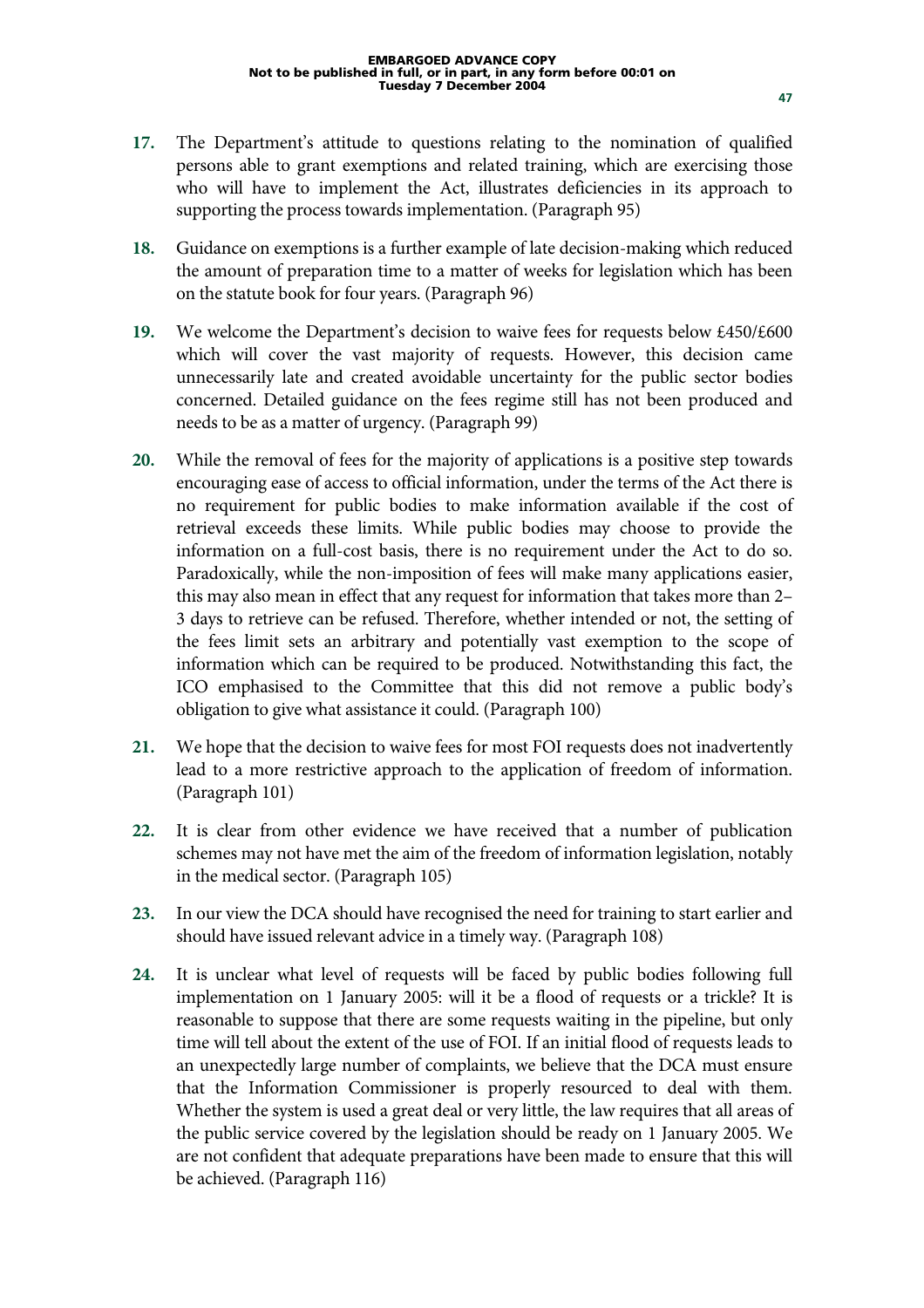**17.** The Department's attitude to questions relating to the nomination of qualified persons able to grant exemptions and related training, which are exercising those who will have to implement the Act, illustrates deficiencies in its approach to supporting the process towards implementation. (Paragraph 95)

**18.** Guidance on exemptions is a further example of late decision-making which reduced the amount of preparation time to a matter of weeks for legislation which has been on the statute book for four years. (Paragraph 96)

**19.** We welcome the Department's decision to waive fees for requests below £450/£600 which will cover the vast majority of requests. However, this decision came unnecessarily late and created avoidable uncertainty for the public sector bodies concerned. Detailed guidance on the fees regime still has not been produced and needs to be as a matter of urgency. (Paragraph 99)

**20.** While the removal of fees for the majority of applications is a positive step towards encouraging ease of access to official information, under the terms of the Act there is no requirement for public bodies to make information available if the cost of retrieval exceeds these limits. While public bodies may choose to provide the information on a full-cost basis, there is no requirement under the Act to do so. Paradoxically, while the non-imposition of fees will make many applications easier, this may also mean in effect that any request for information that takes more than 2–3 days to retrieve can be refused. Therefore, whether intended or not, the setting of the fees limit sets an arbitrary and potentially vast exemption to the scope of information which can be required to be produced. Notwithstanding this fact, the ICO emphasised to the Committee that this did not remove a public body's obligation to give what assistance it could. (Paragraph 100)

**21.** We hope that the decision to waive fees for most FOI requests does not inadvertently lead to a more restrictive approach to the application of freedom of information. (Paragraph 101)

**22.** It is clear from other evidence we have received that a number of publication schemes may not have met the aim of the freedom of information legislation, notably in the medical sector. (Paragraph 105)

**23.** In our view the DCA should have recognised the need for training to start earlier and should have issued relevant advice in a timely way. (Paragraph 108)

**24.** It is unclear what level of requests will be faced by public bodies following full implementation on 1 January 2005: will it be a flood of requests or a trickle? It is reasonable to suppose that there are some requests waiting in the pipeline, but only time will tell about the extent of the use of FOI. If an initial flood of requests leads to an unexpectedly large number of complaints, we believe that the DCA must ensure that the Information Commissioner is properly resourced to deal with them. Whether the system is used a great deal or very little, the law requires that all areas of the public service covered by the legislation should be ready on 1 January 2005. We are not confident that adequate preparations have been made to ensure that this will be achieved. (Paragraph 116)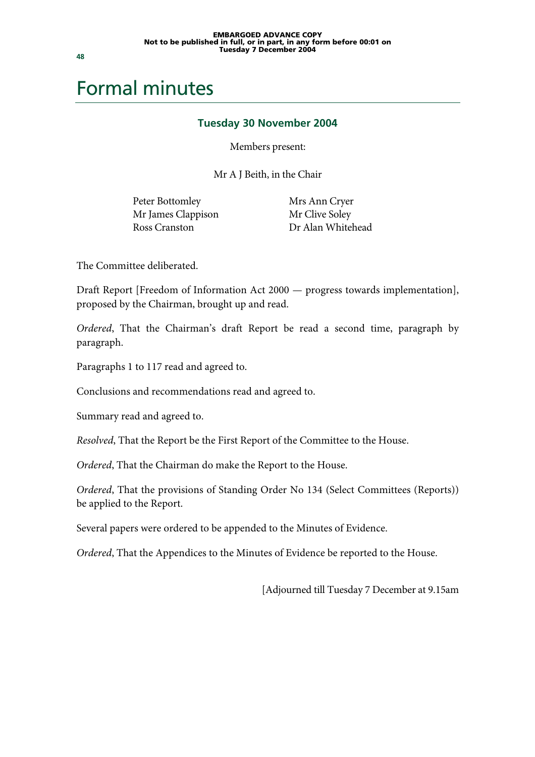# Formal minutes

### Tuesday 30 November 2004

Members present:

Mr A J Beith, in the Chair

Peter Bottomley
Mr James Clappison
Ross Cranston
Mrs Ann Cryer
Mr Clive Soley
Dr Alan Whitehead

The Committee deliberated.

Draft Report [Freedom of Information Act 2000 — progress towards implementation], proposed by the Chairman, brought up and read.

*Ordered*, That the Chairman's draft Report be read a second time, paragraph by paragraph.

Paragraphs 1 to 117 read and agreed to.

Conclusions and recommendations read and agreed to.

Summary read and agreed to.

*Resolved*, That the Report be the First Report of the Committee to the House.

*Ordered*, That the Chairman do make the Report to the House.

*Ordered*, That the provisions of Standing Order No 134 (Select Committees (Reports)) be applied to the Report.

Several papers were ordered to be appended to the Minutes of Evidence.

*Ordered*, That the Appendices to the Minutes of Evidence be reported to the House.

[Adjourned till Tuesday 7 December at 9.15am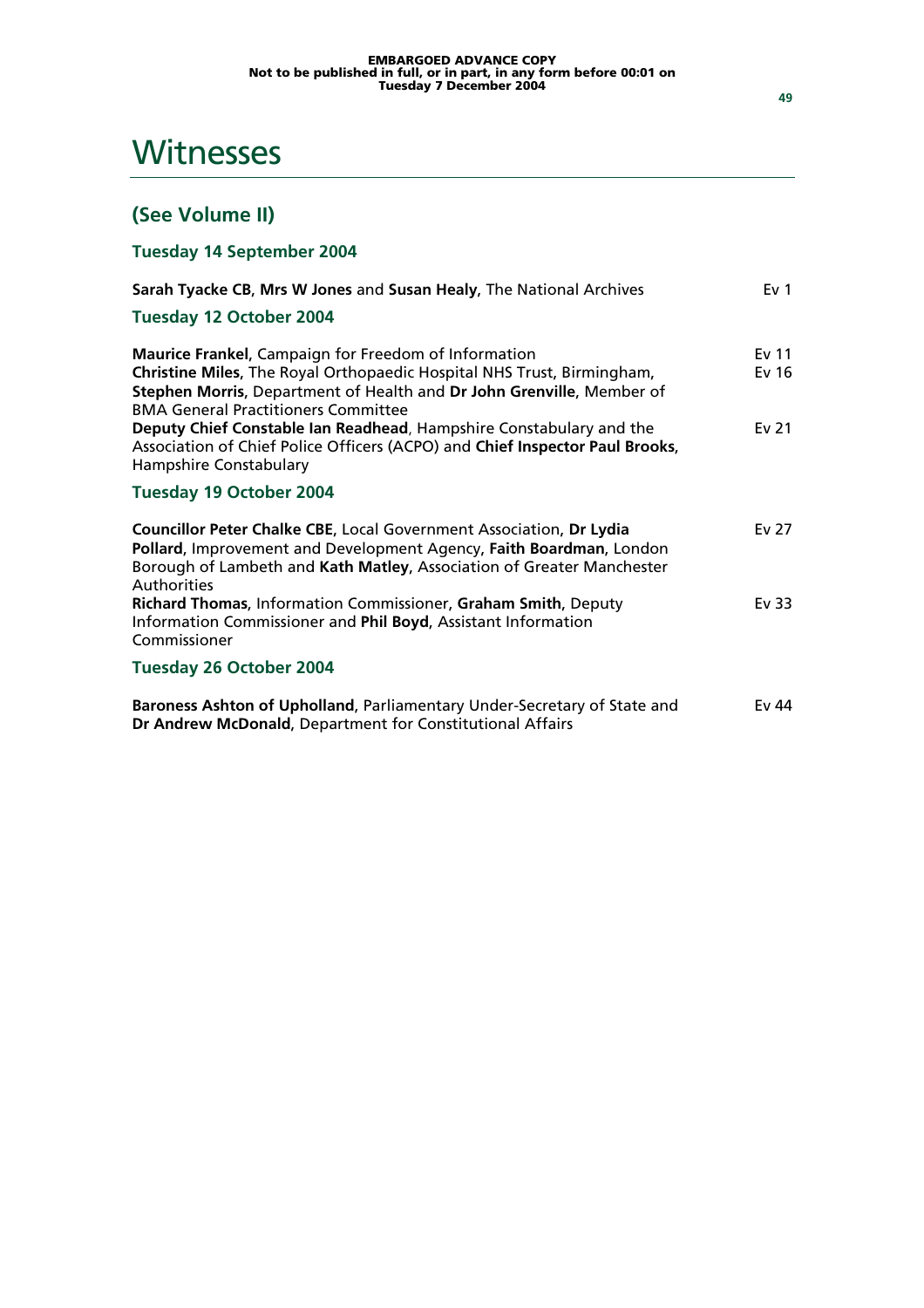# Witnesses

## (See Volume II)

### Tuesday 14 September 2004

**Sarah Tyacke CB**, **Mrs W Jones** and **Susan Healy**, The National Archives — Ev 1

### Tuesday 12 October 2004

**Maurice Frankel**, Campaign for Freedom of Information — Ev 11

**Christine Miles**, The Royal Orthopaedic Hospital NHS Trust, Birmingham, **Stephen Morris**, Department of Health and **Dr John Grenville**, Member of BMA General Practitioners Committee — Ev 16

**Deputy Chief Constable Ian Readhead**, Hampshire Constabulary and the Association of Chief Police Officers (ACPO) and **Chief Inspector Paul Brooks**, Hampshire Constabulary — Ev 21

### Tuesday 19 October 2004

**Councillor Peter Chalke CBE**, Local Government Association, **Dr Lydia Pollard**, Improvement and Development Agency, **Faith Boardman**, London Borough of Lambeth and **Kath Matley**, Association of Greater Manchester Authorities — Ev 27

**Richard Thomas**, Information Commissioner, **Graham Smith**, Deputy Information Commissioner and **Phil Boyd**, Assistant Information Commissioner — Ev 33

### Tuesday 26 October 2004

**Baroness Ashton of Upholland**, Parliamentary Under-Secretary of State and **Dr Andrew McDonald**, Department for Constitutional Affairs — Ev 44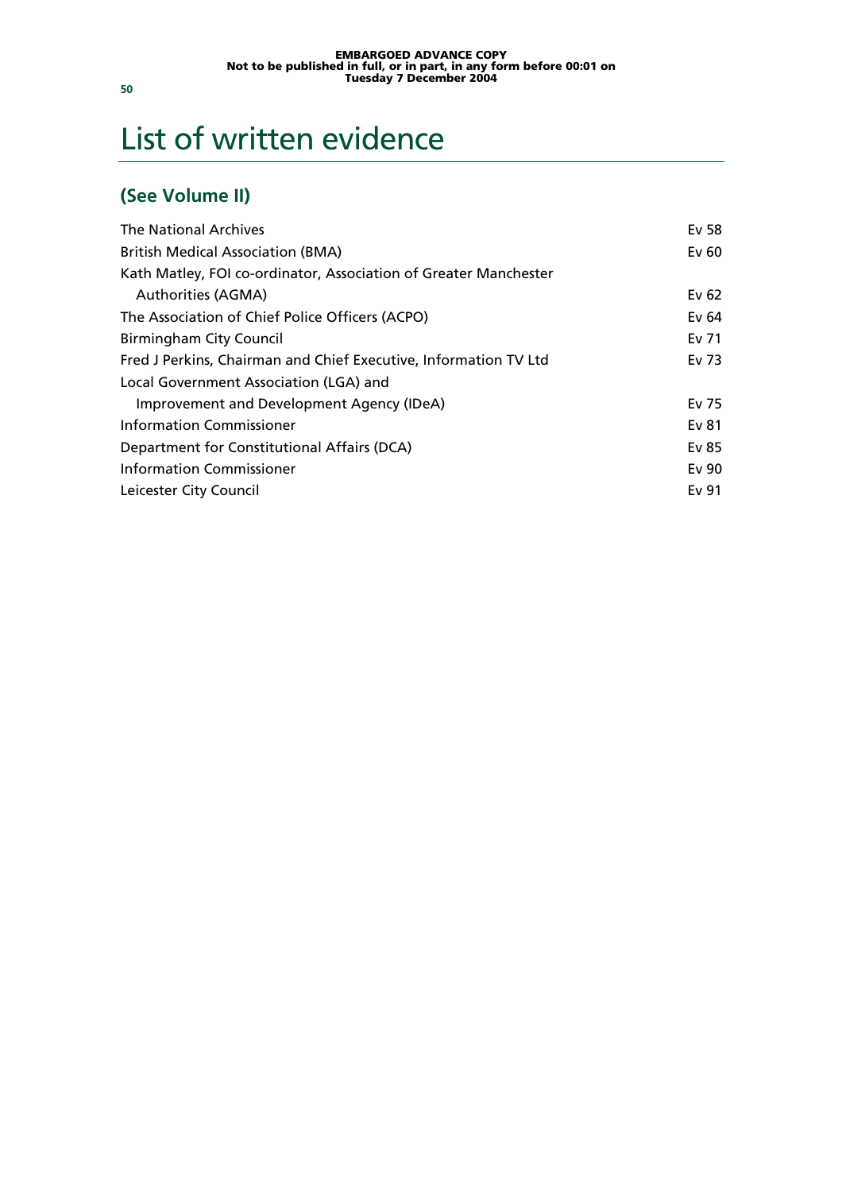# List of written evidence

## (See Volume II)

| | |
|---|---|
| The National Archives | Ev 58 |
| British Medical Association (BMA) | Ev 60 |
| Kath Matley, FOI co-ordinator, Association of Greater Manchester Authorities (AGMA) | Ev 62 |
| The Association of Chief Police Officers (ACPO) | Ev 64 |
| Birmingham City Council | Ev 71 |
| Fred J Perkins, Chairman and Chief Executive, Information TV Ltd | Ev 73 |
| Local Government Association (LGA) and Improvement and Development Agency (IDeA) | Ev 75 |
| Information Commissioner | Ev 81 |
| Department for Constitutional Affairs (DCA) | Ev 85 |
| Information Commissioner | Ev 90 |
| Leicester City Council | Ev 91 |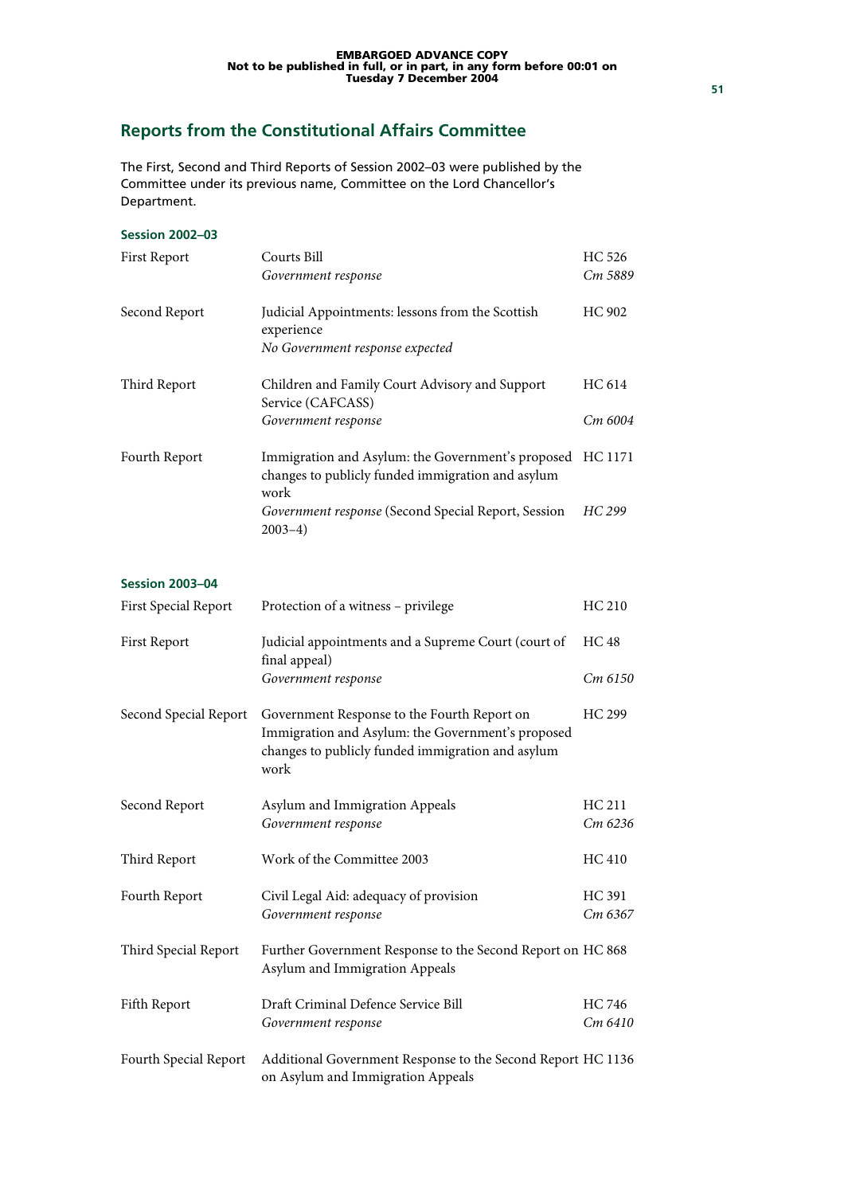## Reports from the Constitutional Affairs Committee

The First, Second and Third Reports of Session 2002–03 were published by the Committee under its previous name, Committee on the Lord Chancellor's Department.

### Session 2002–03

| | | |
|---|---|---|
| First Report | Courts Bill | HC 526 |
| | *Government response* | *Cm 5889* |
| Second Report | Judicial Appointments: lessons from the Scottish experience | HC 902 |
| | *No Government response expected* | |
| Third Report | Children and Family Court Advisory and Support Service (CAFCASS) | HC 614 |
| | *Government response* | *Cm 6004* |
| Fourth Report | Immigration and Asylum: the Government's proposed changes to publicly funded immigration and asylum work | HC 1171 |
| | *Government response* (Second Special Report, Session 2003–4) | *HC 299* |

### Session 2003–04

| | | |
|---|---|---|
| First Special Report | Protection of a witness – privilege | HC 210 |
| First Report | Judicial appointments and a Supreme Court (court of final appeal) | HC 48 |
| | *Government response* | *Cm 6150* |
| Second Special Report | Government Response to the Fourth Report on Immigration and Asylum: the Government's proposed changes to publicly funded immigration and asylum work | HC 299 |
| Second Report | Asylum and Immigration Appeals | HC 211 |
| | *Government response* | *Cm 6236* |
| Third Report | Work of the Committee 2003 | HC 410 |
| Fourth Report | Civil Legal Aid: adequacy of provision | HC 391 |
| | *Government response* | *Cm 6367* |
| Third Special Report | Further Government Response to the Second Report on Asylum and Immigration Appeals | HC 868 |
| Fifth Report | Draft Criminal Defence Service Bill | HC 746 |
| | *Government response* | *Cm 6410* |
| Fourth Special Report | Additional Government Response to the Second Report on Asylum and Immigration Appeals | HC 1136 |